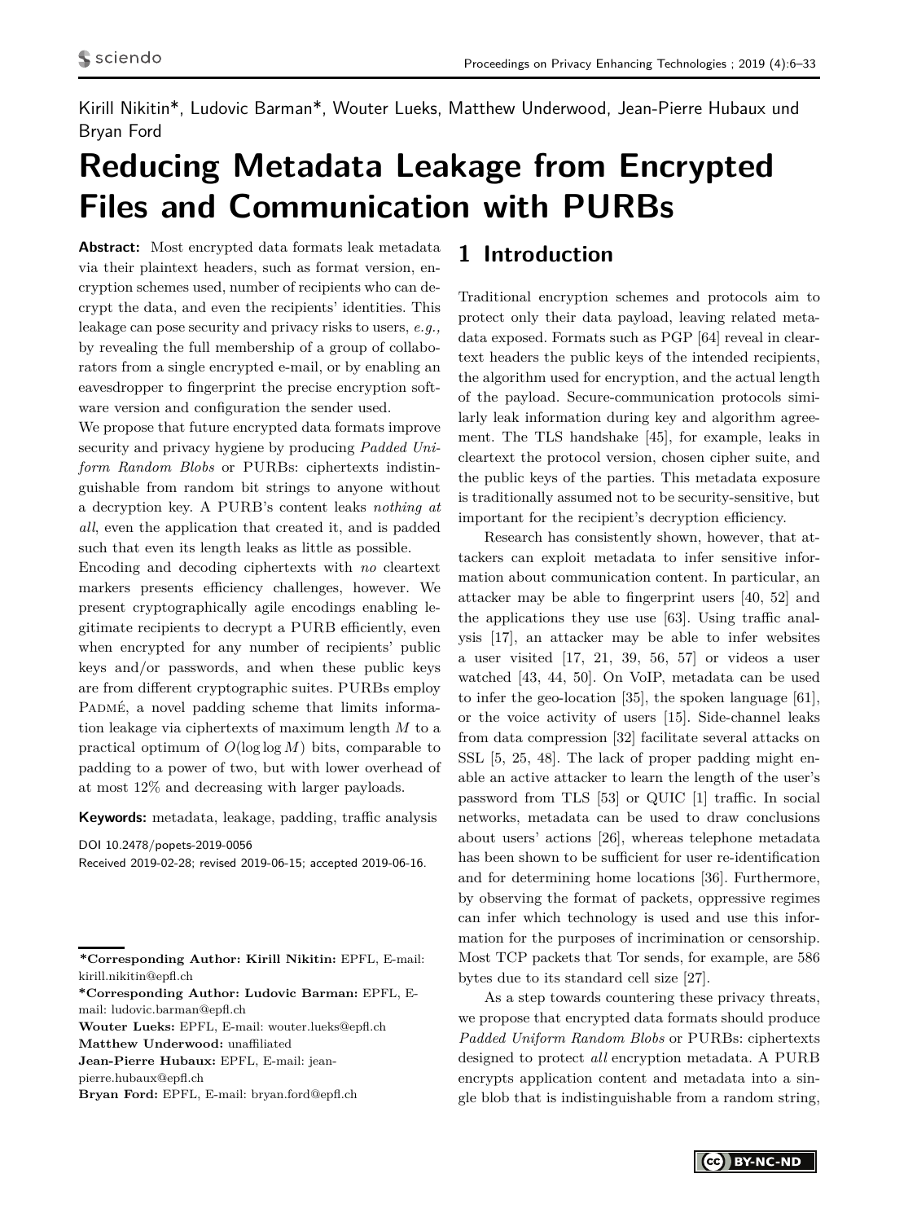Kirill Nikitin*, Ludovic Barman*, Wouter Lueks, Matthew Underwood, Jean-Pierre Hubaux und Bryan Ford

# Reducing Metadata Leakage from Encrypted Files and Communication with PURBs

**Abstract:** Most encrypted data formats leak metadata via their plaintext headers, such as format version, encryption schemes used, number of recipients who can decrypt the data, and even the recipients' identities. This leakage can pose security and privacy risks to users, *e.g.,* by revealing the full membership of a group of collaborators from a single encrypted e-mail, or by enabling an eavesdropper to fingerprint the precise encryption software version and configuration the sender used.

We propose that future encrypted data formats improve security and privacy hygiene by producing *Padded Uniform Random Blobs* or PURBs: ciphertexts indistinguishable from random bit strings to anyone without a decryption key. A PURB's content leaks *nothing at all*, even the application that created it, and is padded such that even its length leaks as little as possible.

Encoding and decoding ciphertexts with *no* cleartext markers presents efficiency challenges, however. We present cryptographically agile encodings enabling legitimate recipients to decrypt a PURB efficiently, even when encrypted for any number of recipients' public keys and/or passwords, and when these public keys are from different cryptographic suites. PURBs employ Padmé, a novel padding scheme that limits information leakage via ciphertexts of maximum length $M$ to a practical optimum of $O(\log \log M)$ bits, comparable to padding to a power of two, but with lower overhead of at most 12% and decreasing with larger payloads.

**Keywords:** metadata, leakage, padding, traffic analysis

DOI 10.2478/popets-2019-0056

Received 2019-02-28; revised 2019-06-15; accepted 2019-06-16.

---

**\*Corresponding Author: Kirill Nikitin:** EPFL, E-mail: kirill.nikitin@epfl.ch

**\*Corresponding Author: Ludovic Barman:** EPFL, E-mail: ludovic.barman@epfl.ch

**Wouter Lueks:** EPFL, E-mail: wouter.lueks@epfl.ch

**Matthew Underwood:** unaffiliated

**Jean-Pierre Hubaux:** EPFL, E-mail: jean-pierre.hubaux@epfl.ch

**Bryan Ford:** EPFL, E-mail: bryan.ford@epfl.ch

## 1 Introduction

Traditional encryption schemes and protocols aim to protect only their data payload, leaving related metadata exposed. Formats such as PGP [64] reveal in cleartext headers the public keys of the intended recipients, the algorithm used for encryption, and the actual length of the payload. Secure-communication protocols similarly leak information during key and algorithm agreement. The TLS handshake [45], for example, leaks in cleartext the protocol version, chosen cipher suite, and the public keys of the parties. This metadata exposure is traditionally assumed not to be security-sensitive, but important for the recipient's decryption efficiency.

Research has consistently shown, however, that attackers can exploit metadata to infer sensitive information about communication content. In particular, an attacker may be able to fingerprint users [40, 52] and the applications they use use [63]. Using traffic analysis [17], an attacker may be able to infer websites a user visited [17, 21, 39, 56, 57] or videos a user watched [43, 44, 50]. On VoIP, metadata can be used to infer the geo-location [35], the spoken language [61], or the voice activity of users [15]. Side-channel leaks from data compression [32] facilitate several attacks on SSL [5, 25, 48]. The lack of proper padding might enable an active attacker to learn the length of the user's password from TLS [53] or QUIC [1] traffic. In social networks, metadata can be used to draw conclusions about users' actions [26], whereas telephone metadata has been shown to be sufficient for user re-identification and for determining home locations [36]. Furthermore, by observing the format of packets, oppressive regimes can infer which technology is used and use this information for the purposes of incrimination or censorship. Most TCP packets that Tor sends, for example, are 586 bytes due to its standard cell size [27].

As a step towards countering these privacy threats, we propose that encrypted data formats should produce *Padded Uniform Random Blobs* or PURBs: ciphertexts designed to protect *all* encryption metadata. A PURB encrypts application content and metadata into a single blob that is indistinguishable from a random string,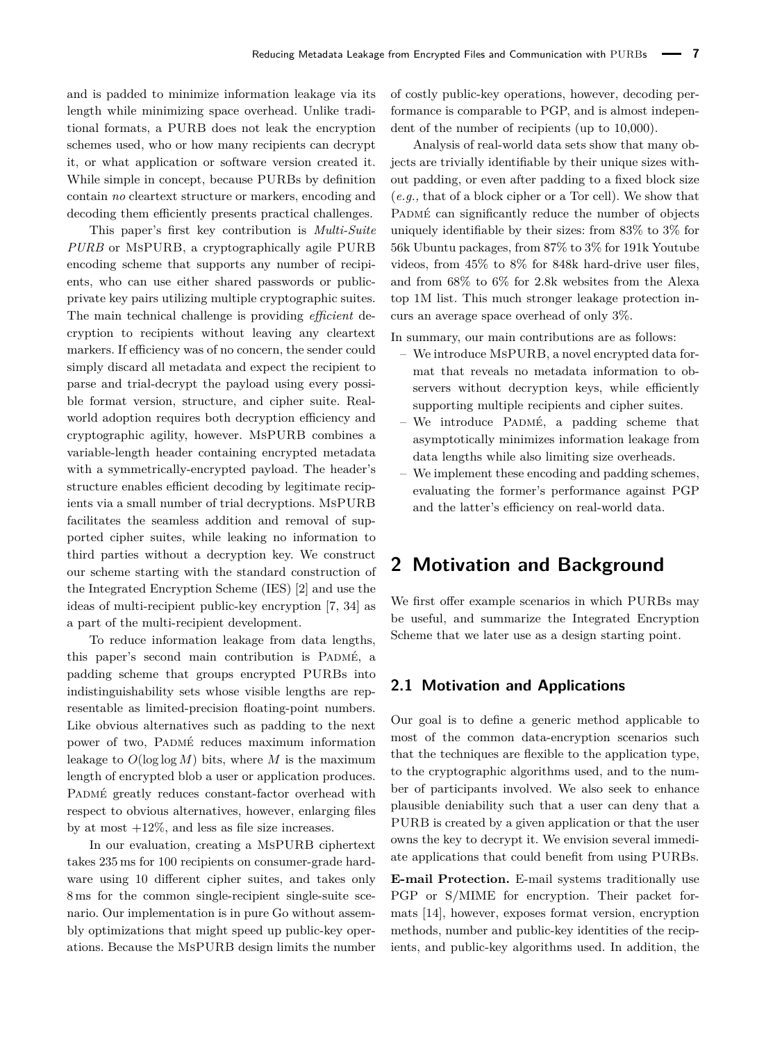and is padded to minimize information leakage via its length while minimizing space overhead. Unlike traditional formats, a PURB does not leak the encryption schemes used, who or how many recipients can decrypt it, or what application or software version created it. While simple in concept, because PURBs by definition contain *no* cleartext structure or markers, encoding and decoding them efficiently presents practical challenges.

This paper's first key contribution is *Multi-Suite PURB* or MsPURB, a cryptographically agile PURB encoding scheme that supports any number of recipients, who can use either shared passwords or public-private key pairs utilizing multiple cryptographic suites. The main technical challenge is providing *efficient* decryption to recipients without leaving any cleartext markers. If efficiency was of no concern, the sender could simply discard all metadata and expect the recipient to parse and trial-decrypt the payload using every possible format version, structure, and cipher suite. Real-world adoption requires both decryption efficiency and cryptographic agility, however. MsPURB combines a variable-length header containing encrypted metadata with a symmetrically-encrypted payload. The header's structure enables efficient decoding by legitimate recipients via a small number of trial decryptions. MsPURB facilitates the seamless addition and removal of supported cipher suites, while leaking no information to third parties without a decryption key. We construct our scheme starting with the standard construction of the Integrated Encryption Scheme (IES) [2] and use the ideas of multi-recipient public-key encryption [7, 34] as a part of the multi-recipient development.

To reduce information leakage from data lengths, this paper's second main contribution is Padmé, a padding scheme that groups encrypted PURBs into indistinguishability sets whose visible lengths are representable as limited-precision floating-point numbers. Like obvious alternatives such as padding to the next power of two, Padmé reduces maximum information leakage to $O(\log \log M)$ bits, where $M$ is the maximum length of encrypted blob a user or application produces. Padmé greatly reduces constant-factor overhead with respect to obvious alternatives, however, enlarging files by at most +12%, and less as file size increases.

In our evaluation, creating a MsPURB ciphertext takes 235 ms for 100 recipients on consumer-grade hardware using 10 different cipher suites, and takes only 8 ms for the common single-recipient single-suite scenario. Our implementation is in pure Go without assembly optimizations that might speed up public-key operations. Because the MsPURB design limits the number of costly public-key operations, however, decoding performance is comparable to PGP, and is almost independent of the number of recipients (up to 10,000).

Analysis of real-world data sets show that many objects are trivially identifiable by their unique sizes without padding, or even after padding to a fixed block size (*e.g.,* that of a block cipher or a Tor cell). We show that Padmé can significantly reduce the number of objects uniquely identifiable by their sizes: from 83% to 3% for 56k Ubuntu packages, from 87% to 3% for 191k Youtube videos, from 45% to 8% for 848k hard-drive user files, and from 68% to 6% for 2.8k websites from the Alexa top 1M list. This much stronger leakage protection incurs an average space overhead of only 3%.

In summary, our main contributions are as follows:

- We introduce MsPURB, a novel encrypted data format that reveals no metadata information to observers without decryption keys, while efficiently supporting multiple recipients and cipher suites.
- We introduce Padmé, a padding scheme that asymptotically minimizes information leakage from data lengths while also limiting size overheads.
- We implement these encoding and padding schemes, evaluating the former's performance against PGP and the latter's efficiency on real-world data.

# 2 Motivation and Background

We first offer example scenarios in which PURBs may be useful, and summarize the Integrated Encryption Scheme that we later use as a design starting point.

## 2.1 Motivation and Applications

Our goal is to define a generic method applicable to most of the common data-encryption scenarios such that the techniques are flexible to the application type, to the cryptographic algorithms used, and to the number of participants involved. We also seek to enhance plausible deniability such that a user can deny that a PURB is created by a given application or that the user owns the key to decrypt it. We envision several immediate applications that could benefit from using PURBs.

**E-mail Protection.** E-mail systems traditionally use PGP or S/MIME for encryption. Their packet formats [14], however, exposes format version, encryption methods, number and public-key identities of the recipients, and public-key algorithms used. In addition, the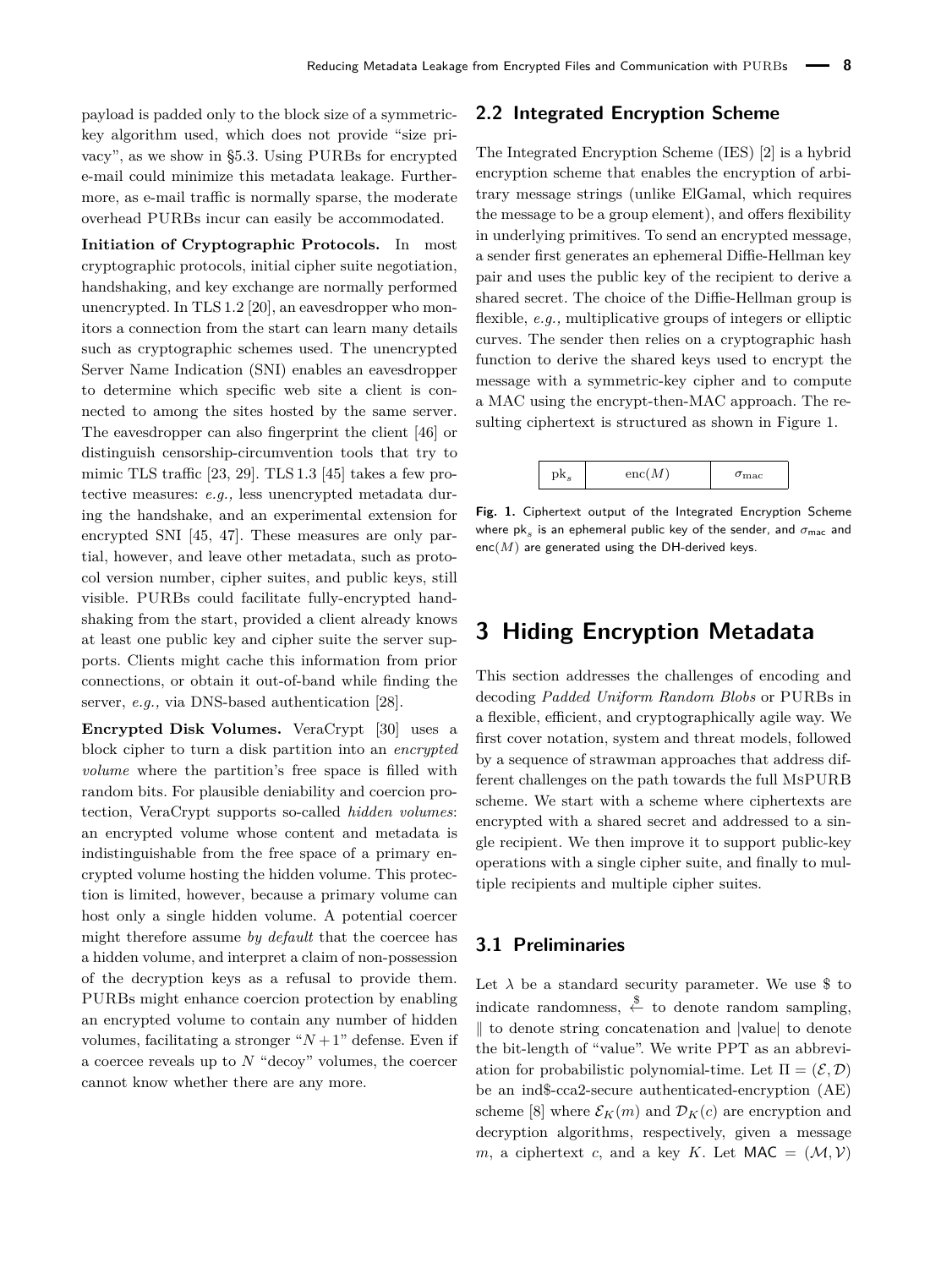payload is padded only to the block size of a symmetric-key algorithm used, which does not provide "size privacy", as we show in §5.3. Using PURBs for encrypted e-mail could minimize this metadata leakage. Furthermore, as e-mail traffic is normally sparse, the moderate overhead PURBs incur can easily be accommodated.

**Initiation of Cryptographic Protocols.** In most cryptographic protocols, initial cipher suite negotiation, handshaking, and key exchange are normally performed unencrypted. In TLS 1.2 [20], an eavesdropper who monitors a connection from the start can learn many details such as cryptographic schemes used. The unencrypted Server Name Indication (SNI) enables an eavesdropper to determine which specific web site a client is connected to among the sites hosted by the same server. The eavesdropper can also fingerprint the client [46] or distinguish censorship-circumvention tools that try to mimic TLS traffic [23, 29]. TLS 1.3 [45] takes a few protective measures: *e.g.,* less unencrypted metadata during the handshake, and an experimental extension for encrypted SNI [45, 47]. These measures are only partial, however, and leave other metadata, such as protocol version number, cipher suites, and public keys, still visible. PURBs could facilitate fully-encrypted handshaking from the start, provided a client already knows at least one public key and cipher suite the server supports. Clients might cache this information from prior connections, or obtain it out-of-band while finding the server, *e.g.,* via DNS-based authentication [28].

**Encrypted Disk Volumes.** VeraCrypt [30] uses a block cipher to turn a disk partition into an *encrypted volume* where the partition's free space is filled with random bits. For plausible deniability and coercion protection, VeraCrypt supports so-called *hidden volumes*: an encrypted volume whose content and metadata is indistinguishable from the free space of a primary encrypted volume hosting the hidden volume. This protection is limited, however, because a primary volume can host only a single hidden volume. A potential coercer might therefore assume *by default* that the coercee has a hidden volume, and interpret a claim of non-possession of the decryption keys as a refusal to provide them. PURBs might enhance coercion protection by enabling an encrypted volume to contain any number of hidden volumes, facilitating a stronger "$N+1$" defense. Even if a coercee reveals up to $N$ "decoy" volumes, the coercer cannot know whether there are any more.

## 2.2 Integrated Encryption Scheme

The Integrated Encryption Scheme (IES) [2] is a hybrid encryption scheme that enables the encryption of arbitrary message strings (unlike ElGamal, which requires the message to be a group element), and offers flexibility in underlying primitives. To send an encrypted message, a sender first generates an ephemeral Diffie-Hellman key pair and uses the public key of the recipient to derive a shared secret. The choice of the Diffie-Hellman group is flexible, *e.g.,* multiplicative groups of integers or elliptic curves. The sender then relies on a cryptographic hash function to derive the shared keys used to encrypt the message with a symmetric-key cipher and to compute a MAC using the encrypt-then-MAC approach. The resulting ciphertext is structured as shown in Figure 1.

| $\text{pk}_s$ | $\text{enc}(M)$ | $\sigma_{\text{mac}}$ |
|---|---|---|

**Fig. 1.** Ciphertext output of the Integrated Encryption Scheme where $\mathsf{pk}_s$ is an ephemeral public key of the sender, and $\sigma_{\mathsf{mac}}$ and $\mathsf{enc}(M)$ are generated using the DH-derived keys.

# 3 Hiding Encryption Metadata

This section addresses the challenges of encoding and decoding *Padded Uniform Random Blobs* or PURBs in a flexible, efficient, and cryptographically agile way. We first cover notation, system and threat models, followed by a sequence of strawman approaches that address different challenges on the path towards the full MsPURB scheme. We start with a scheme where ciphertexts are encrypted with a shared secret and addressed to a single recipient. We then improve it to support public-key operations with a single cipher suite, and finally to multiple recipients and multiple cipher suites.

## 3.1 Preliminaries

Let $\lambda$ be a standard security parameter. We use \$ to indicate randomness, $\xleftarrow{\$}$ to denote random sampling, $\|$ to denote string concatenation and $|\text{value}|$ to denote the bit-length of "value". We write PPT as an abbreviation for probabilistic polynomial-time. Let $\Pi = (\mathcal{E}, \mathcal{D})$ be an ind\$-cca2-secure authenticated-encryption (AE) scheme [8] where $\mathcal{E}_K(m)$ and $\mathcal{D}_K(c)$ are encryption and decryption algorithms, respectively, given a message $m$, a ciphertext $c$, and a key $K$. Let $\mathsf{MAC} = (\mathcal{M}, \mathcal{V})$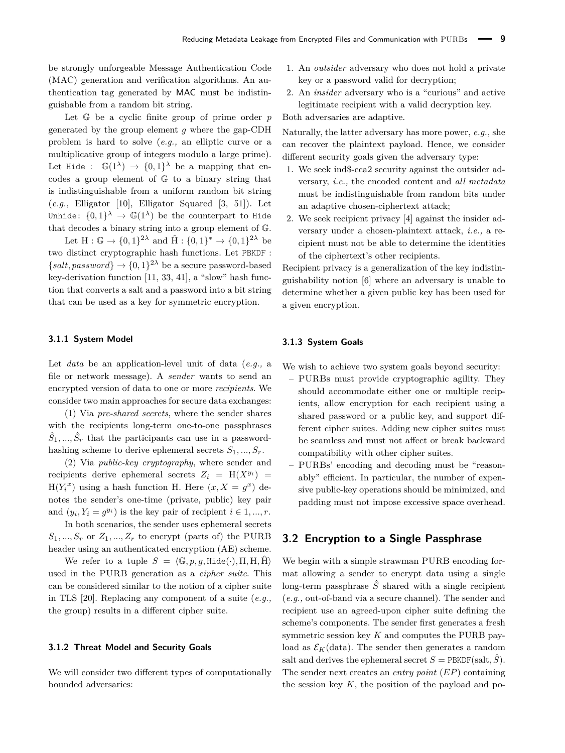be strongly unforgeable Message Authentication Code (MAC) generation and verification algorithms. An authentication tag generated by MAC must be indistinguishable from a random bit string.

Let $\mathbb{G}$ be a cyclic finite group of prime order $p$ generated by the group element $g$ where the gap-CDH problem is hard to solve (*e.g.,* an elliptic curve or a multiplicative group of integers modulo a large prime). Let $\texttt{Hide}: \mathbb{G}(1^\lambda) \rightarrow \{0,1\}^\lambda$ be a mapping that encodes a group element of $\mathbb{G}$ to a binary string that is indistinguishable from a uniform random bit string (*e.g.,* Elligator [10], Elligator Squared [3, 51]). Let $\texttt{Unhide}: \{0,1\}^\lambda \rightarrow \mathbb{G}(1^\lambda)$ be the counterpart to $\texttt{Hide}$ that decodes a binary string into a group element of $\mathbb{G}$.

Let $\mathrm{H}: \mathbb{G} \rightarrow \{0,1\}^{2\lambda}$ and $\hat{\mathrm{H}}: \{0,1\}^* \rightarrow \{0,1\}^{2\lambda}$ be two distinct cryptographic hash functions. Let $\texttt{PBKDF}: \{salt, password\} \rightarrow \{0,1\}^{2\lambda}$ be a secure password-based key-derivation function [11, 33, 41], a "slow" hash function that converts a salt and a password into a bit string that can be used as a key for symmetric encryption.

#### 3.1.1 System Model

Let *data* be an application-level unit of data (*e.g.,* a file or network message). A *sender* wants to send an encrypted version of data to one or more *recipients*. We consider two main approaches for secure data exchanges:

(1) Via *pre-shared secrets*, where the sender shares with the recipients long-term one-to-one passphrases $\hat{S}_1, ..., \hat{S}_r$ that the participants can use in a password-hashing scheme to derive ephemeral secrets $S_1, ..., S_r$.

(2) Via *public-key cryptography*, where sender and recipients derive ephemeral secrets $Z_i = \mathrm{H}(X^{y_i}) = \mathrm{H}(Y_i^{\,x})$ using a hash function H. Here $(x, X = g^x)$ denotes the sender's one-time (private, public) key pair and $(y_i, Y_i = g^{y_i})$ is the key pair of recipient $i \in 1, ..., r$.

In both scenarios, the sender uses ephemeral secrets $S_1, ..., S_r$ or $Z_1, ..., Z_r$ to encrypt (parts of) the PURB header using an authenticated encryption (AE) scheme.

We refer to a tuple $S = \langle \mathbb{G}, p, g, \texttt{Hide}(\cdot), \Pi, \mathrm{H}, \hat{\mathrm{H}} \rangle$ used in the PURB generation as a *cipher suite*. This can be considered similar to the notion of a cipher suite in TLS [20]. Replacing any component of a suite (*e.g.,* the group) results in a different cipher suite.

#### 3.1.2 Threat Model and Security Goals

We will consider two different types of computationally bounded adversaries:

1. An *outsider* adversary who does not hold a private key or a password valid for decryption;
2. An *insider* adversary who is a "curious" and active legitimate recipient with a valid decryption key.

Both adversaries are adaptive.

Naturally, the latter adversary has more power, *e.g.,* she can recover the plaintext payload. Hence, we consider different security goals given the adversary type:

1. We seek ind\$-cca2 security against the outsider adversary, *i.e.,* the encoded content and *all metadata* must be indistinguishable from random bits under an adaptive chosen-ciphertext attack;
2. We seek recipient privacy [4] against the insider adversary under a chosen-plaintext attack, *i.e.,* a recipient must not be able to determine the identities of the ciphertext's other recipients.

Recipient privacy is a generalization of the key indistinguishability notion [6] where an adversary is unable to determine whether a given public key has been used for a given encryption.

#### 3.1.3 System Goals

We wish to achieve two system goals beyond security:

- PURBs must provide cryptographic agility. They should accommodate either one or multiple recipients, allow encryption for each recipient using a shared password or a public key, and support different cipher suites. Adding new cipher suites must be seamless and must not affect or break backward compatibility with other cipher suites.
- PURBs' encoding and decoding must be "reasonably" efficient. In particular, the number of expensive public-key operations should be minimized, and padding must not impose excessive space overhead.

## 3.2 Encryption to a Single Passphrase

We begin with a simple strawman PURB encoding format allowing a sender to encrypt data using a single long-term passphrase $\hat{S}$ shared with a single recipient (*e.g.,* out-of-band via a secure channel). The sender and recipient use an agreed-upon cipher suite defining the scheme's components. The sender first generates a fresh symmetric session key $K$ and computes the PURB payload as $\mathcal{E}_K(\text{data})$. The sender then generates a random salt and derives the ephemeral secret $S = \texttt{PBKDF}(\text{salt}, \hat{S})$. The sender next creates an *entry point* ($EP$) containing the session key $K$, the position of the payload and po-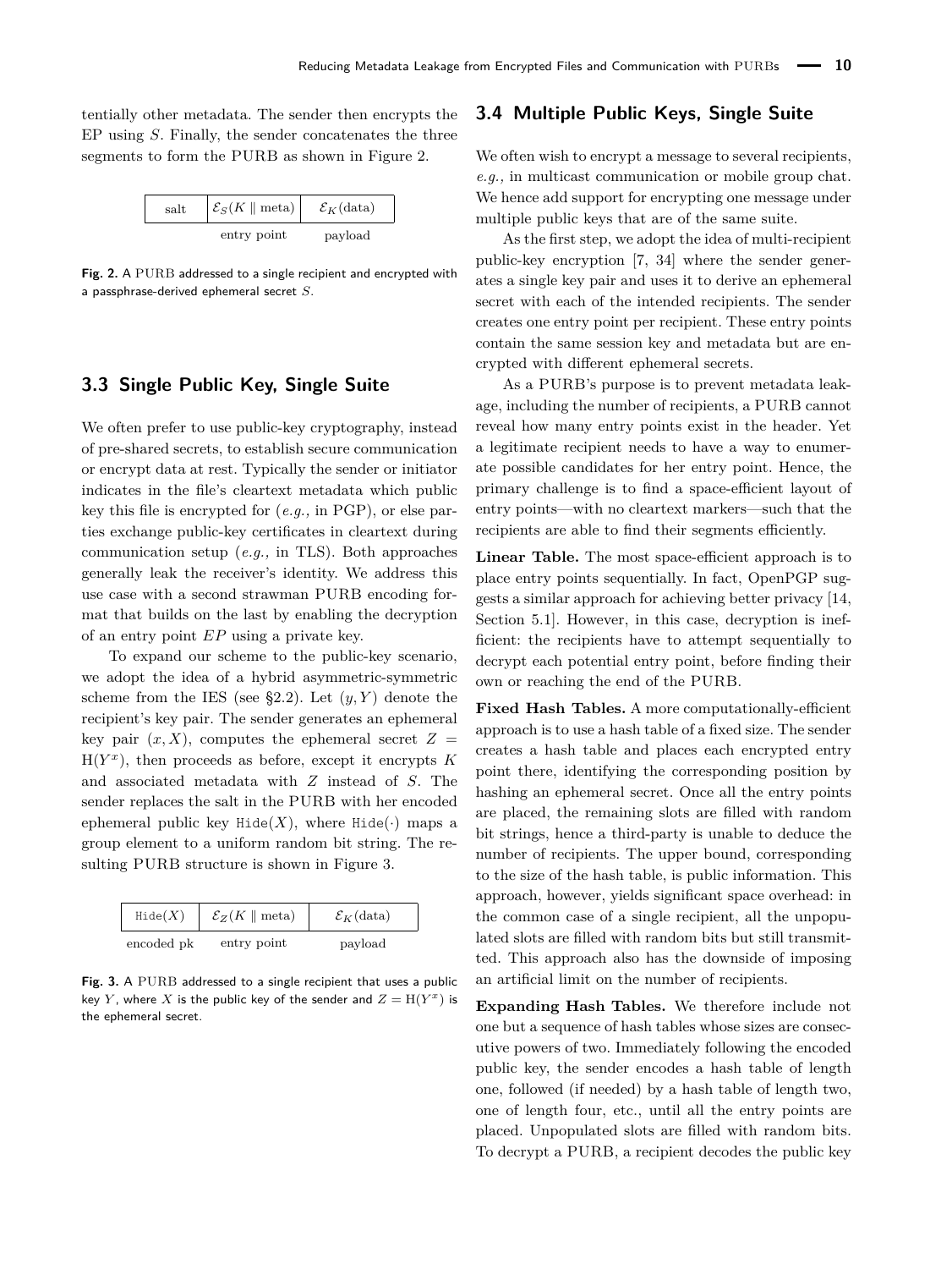tentially other metadata. The sender then encrypts the EP using $S$. Finally, the sender concatenates the three segments to form the PURB as shown in Figure 2.

| salt | $\mathcal{E}_S(K \parallel \text{meta})$ | $\mathcal{E}_K(\text{data})$ |
|---|---|---|
| | entry point | payload |

**Fig. 2.** A PURB addressed to a single recipient and encrypted with a passphrase-derived ephemeral secret $S$.

## 3.3 Single Public Key, Single Suite

We often prefer to use public-key cryptography, instead of pre-shared secrets, to establish secure communication or encrypt data at rest. Typically the sender or initiator indicates in the file's cleartext metadata which public key this file is encrypted for (*e.g.,* in PGP), or else parties exchange public-key certificates in cleartext during communication setup (*e.g.,* in TLS). Both approaches generally leak the receiver's identity. We address this use case with a second strawman PURB encoding format that builds on the last by enabling the decryption of an entry point $EP$ using a private key.

To expand our scheme to the public-key scenario, we adopt the idea of a hybrid asymmetric-symmetric scheme from the IES (see §2.2). Let $(y, Y)$ denote the recipient's key pair. The sender generates an ephemeral key pair $(x, X)$, computes the ephemeral secret $Z = \mathrm{H}(Y^x)$, then proceeds as before, except it encrypts $K$ and associated metadata with $Z$ instead of $S$. The sender replaces the salt in the PURB with her encoded ephemeral public key $\texttt{Hide}(X)$, where $\texttt{Hide}(\cdot)$ maps a group element to a uniform random bit string. The resulting PURB structure is shown in Figure 3.

| $\texttt{Hide}(X)$ | $\mathcal{E}_Z(K \parallel \text{meta})$ | $\mathcal{E}_K(\text{data})$ |
|---|---|---|
| encoded pk | entry point | payload |

**Fig. 3.** A PURB addressed to a single recipient that uses a public key $Y$, where $X$ is the public key of the sender and $Z = \mathrm{H}(Y^x)$ is the ephemeral secret.

## 3.4 Multiple Public Keys, Single Suite

We often wish to encrypt a message to several recipients, *e.g.,* in multicast communication or mobile group chat. We hence add support for encrypting one message under multiple public keys that are of the same suite.

As the first step, we adopt the idea of multi-recipient public-key encryption [7, 34] where the sender generates a single key pair and uses it to derive an ephemeral secret with each of the intended recipients. The sender creates one entry point per recipient. These entry points contain the same session key and metadata but are encrypted with different ephemeral secrets.

As a PURB's purpose is to prevent metadata leakage, including the number of recipients, a PURB cannot reveal how many entry points exist in the header. Yet a legitimate recipient needs to have a way to enumerate possible candidates for her entry point. Hence, the primary challenge is to find a space-efficient layout of entry points—with no cleartext markers—such that the recipients are able to find their segments efficiently.

**Linear Table.** The most space-efficient approach is to place entry points sequentially. In fact, OpenPGP suggests a similar approach for achieving better privacy [14, Section 5.1]. However, in this case, decryption is inefficient: the recipients have to attempt sequentially to decrypt each potential entry point, before finding their own or reaching the end of the PURB.

**Fixed Hash Tables.** A more computationally-efficient approach is to use a hash table of a fixed size. The sender creates a hash table and places each encrypted entry point there, identifying the corresponding position by hashing an ephemeral secret. Once all the entry points are placed, the remaining slots are filled with random bit strings, hence a third-party is unable to deduce the number of recipients. The upper bound, corresponding to the size of the hash table, is public information. This approach, however, yields significant space overhead: in the common case of a single recipient, all the unpopulated slots are filled with random bits but still transmitted. This approach also has the downside of imposing an artificial limit on the number of recipients.

**Expanding Hash Tables.** We therefore include not one but a sequence of hash tables whose sizes are consecutive powers of two. Immediately following the encoded public key, the sender encodes a hash table of length one, followed (if needed) by a hash table of length two, one of length four, etc., until all the entry points are placed. Unpopulated slots are filled with random bits. To decrypt a PURB, a recipient decodes the public key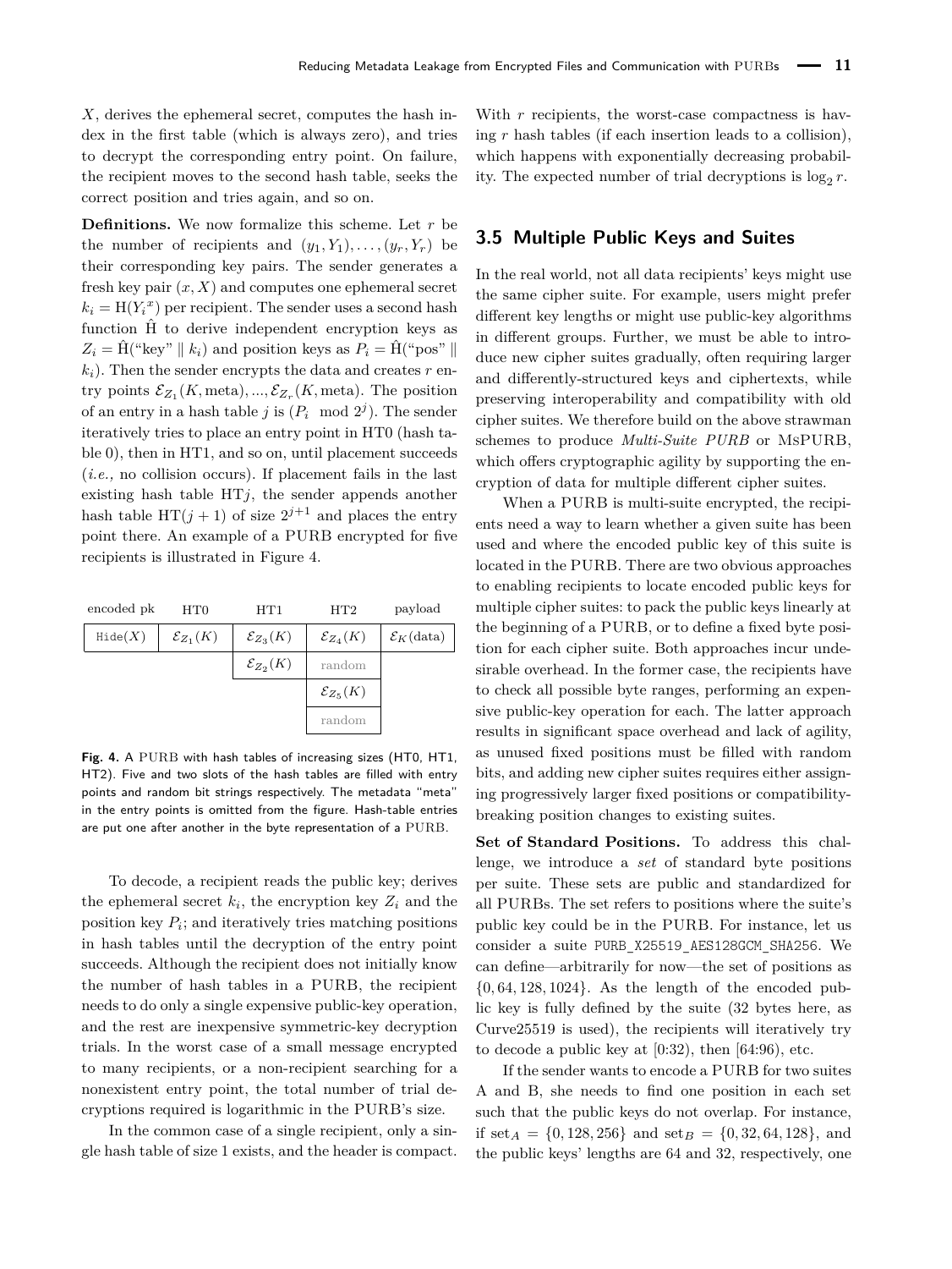$X$, derives the ephemeral secret, computes the hash index in the first table (which is always zero), and tries to decrypt the corresponding entry point. On failure, the recipient moves to the second hash table, seeks the correct position and tries again, and so on.

**Definitions.** We now formalize this scheme. Let $r$ be the number of recipients and $(y_1, Y_1), \ldots, (y_r, Y_r)$ be their corresponding key pairs. The sender generates a fresh key pair $(x, X)$ and computes one ephemeral secret $k_i = \mathrm{H}(Y_i{}^x)$ per recipient. The sender uses a second hash function $\hat{\mathrm{H}}$ to derive independent encryption keys as $Z_i = \hat{\mathrm{H}}(\text{"key"} \parallel k_i)$ and position keys as $P_i = \hat{\mathrm{H}}(\text{"pos"} \parallel k_i)$. Then the sender encrypts the data and creates $r$ entry points $\mathcal{E}_{Z_1}(K, \text{meta}), ..., \mathcal{E}_{Z_r}(K, \text{meta})$. The position of an entry in a hash table $j$ is $(P_i \mod 2^j)$. The sender iteratively tries to place an entry point in HT0 (hash table 0), then in HT1, and so on, until placement succeeds (*i.e.,* no collision occurs). If placement fails in the last existing hash table HT$j$, the sender appends another hash table HT$(j+1)$ of size $2^{j+1}$ and places the entry point there. An example of a PURB encrypted for five recipients is illustrated in Figure 4.

| encoded pk | HT0 | HT1 | HT2 | payload |
|---|---|---|---|---|
| Hide($X$) | $\mathcal{E}_{Z_1}(K)$ | $\mathcal{E}_{Z_3}(K)$ | $\mathcal{E}_{Z_4}(K)$ | $\mathcal{E}_K(\text{data})$ |
| | | $\mathcal{E}_{Z_2}(K)$ | random | |
| | | | $\mathcal{E}_{Z_5}(K)$ | |
| | | | random | |

**Fig. 4.** A PURB with hash tables of increasing sizes (HT0, HT1, HT2). Five and two slots of the hash tables are filled with entry points and random bit strings respectively. The metadata "meta" in the entry points is omitted from the figure. Hash-table entries are put one after another in the byte representation of a PURB.

To decode, a recipient reads the public key; derives the ephemeral secret $k_i$, the encryption key $Z_i$ and the position key $P_i$; and iteratively tries matching positions in hash tables until the decryption of the entry point succeeds. Although the recipient does not initially know the number of hash tables in a PURB, the recipient needs to do only a single expensive public-key operation, and the rest are inexpensive symmetric-key decryption trials. In the worst case of a small message encrypted to many recipients, or a non-recipient searching for a nonexistent entry point, the total number of trial decryptions required is logarithmic in the PURB's size.

In the common case of a single recipient, only a single hash table of size 1 exists, and the header is compact. With $r$ recipients, the worst-case compactness is having $r$ hash tables (if each insertion leads to a collision), which happens with exponentially decreasing probability. The expected number of trial decryptions is $\log_2 r$.

## 3.5 Multiple Public Keys and Suites

In the real world, not all data recipients' keys might use the same cipher suite. For example, users might prefer different key lengths or might use public-key algorithms in different groups. Further, we must be able to introduce new cipher suites gradually, often requiring larger and differently-structured keys and ciphertexts, while preserving interoperability and compatibility with old cipher suites. We therefore build on the above strawman schemes to produce *Multi-Suite PURB* or MsPURB, which offers cryptographic agility by supporting the encryption of data for multiple different cipher suites.

When a PURB is multi-suite encrypted, the recipients need a way to learn whether a given suite has been used and where the encoded public key of this suite is located in the PURB. There are two obvious approaches to enabling recipients to locate encoded public keys for multiple cipher suites: to pack the public keys linearly at the beginning of a PURB, or to define a fixed byte position for each cipher suite. Both approaches incur undesirable overhead. In the former case, the recipients have to check all possible byte ranges, performing an expensive public-key operation for each. The latter approach results in significant space overhead and lack of agility, as unused fixed positions must be filled with random bits, and adding new cipher suites requires either assigning progressively larger fixed positions or compatibility-breaking position changes to existing suites.

**Set of Standard Positions.** To address this challenge, we introduce a *set* of standard byte positions per suite. These sets are public and standardized for all PURBs. The set refers to positions where the suite's public key could be in the PURB. For instance, let us consider a suite `PURB_X25519_AES128GCM_SHA256`. We can define—arbitrarily for now—the set of positions as $\{0, 64, 128, 1024\}$. As the length of the encoded public key is fully defined by the suite (32 bytes here, as Curve25519 is used), the recipients will iteratively try to decode a public key at [0:32), then [64:96), etc.

If the sender wants to encode a PURB for two suites A and B, she needs to find one position in each set such that the public keys do not overlap. For instance, if $\text{set}_A = \{0, 128, 256\}$ and $\text{set}_B = \{0, 32, 64, 128\}$, and the public keys' lengths are 64 and 32, respectively, one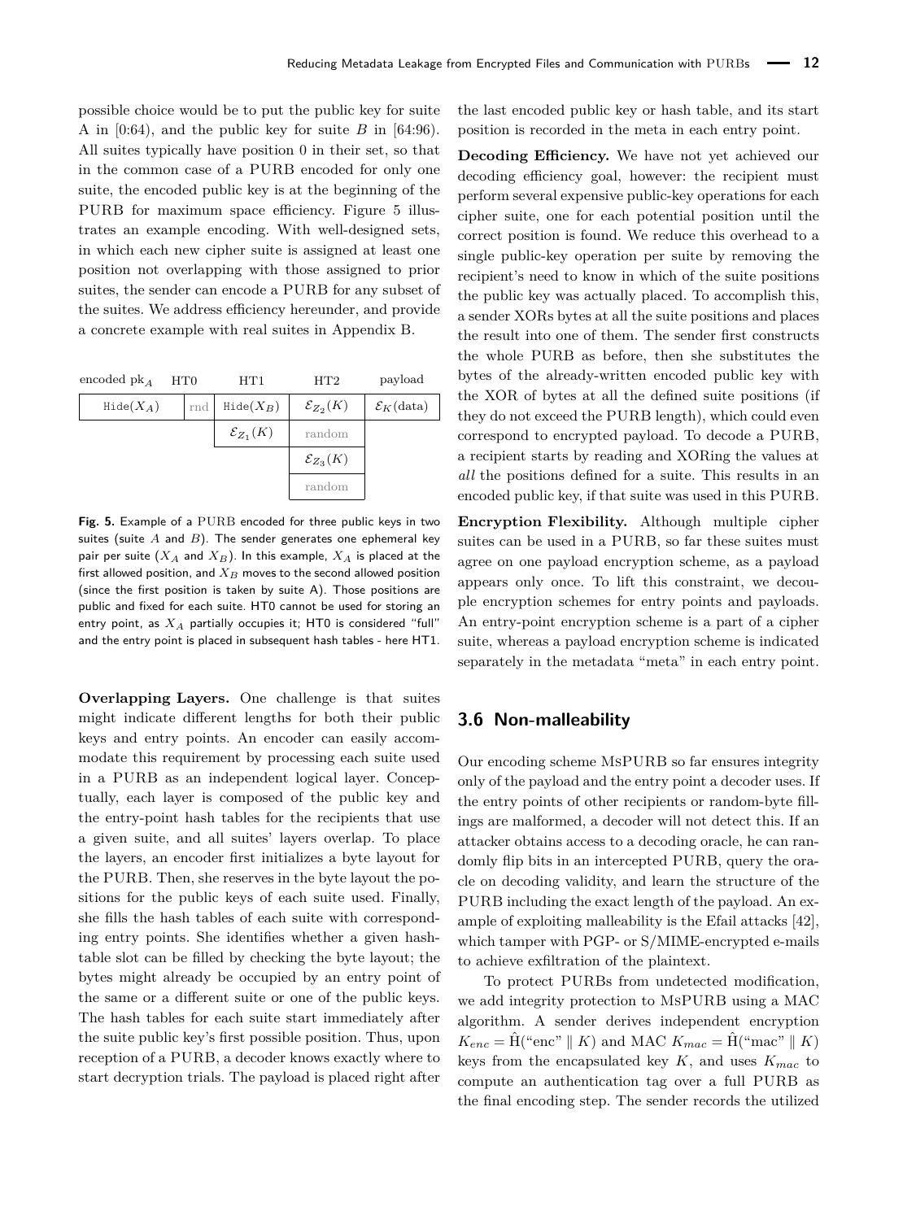possible choice would be to put the public key for suite A in [0:64), and the public key for suite $B$ in [64:96). All suites typically have position 0 in their set, so that in the common case of a PURB encoded for only one suite, the encoded public key is at the beginning of the PURB for maximum space efficiency. Figure 5 illustrates an example encoding. With well-designed sets, in which each new cipher suite is assigned at least one position not overlapping with those assigned to prior suites, the sender can encode a PURB for any subset of the suites. We address efficiency hereunder, and provide a concrete example with real suites in Appendix B.

| encoded $pk_A$ | HT0 | HT1 | HT2 | payload |
|---|---|---|---|---|
| Hide($X_A$) | rnd | Hide($X_B$) | $\mathcal{E}_{Z_2}(K)$ | $\mathcal{E}_K$(data) |
| | | $\mathcal{E}_{Z_1}(K)$ | random | |
| | | | $\mathcal{E}_{Z_3}(K)$ | |
| | | | random | |

**Fig. 5.** Example of a PURB encoded for three public keys in two suites (suite $A$ and $B$). The sender generates one ephemeral key pair per suite ($X_A$ and $X_B$). In this example, $X_A$ is placed at the first allowed position, and $X_B$ moves to the second allowed position (since the first position is taken by suite A). Those positions are public and fixed for each suite. HT0 cannot be used for storing an entry point, as $X_A$ partially occupies it; HT0 is considered "full" and the entry point is placed in subsequent hash tables - here HT1.

**Overlapping Layers.** One challenge is that suites might indicate different lengths for both their public keys and entry points. An encoder can easily accommodate this requirement by processing each suite used in a PURB as an independent logical layer. Conceptually, each layer is composed of the public key and the entry-point hash tables for the recipients that use a given suite, and all suites' layers overlap. To place the layers, an encoder first initializes a byte layout for the PURB. Then, she reserves in the byte layout the positions for the public keys of each suite used. Finally, she fills the hash tables of each suite with corresponding entry points. She identifies whether a given hash-table slot can be filled by checking the byte layout; the bytes might already be occupied by an entry point of the same or a different suite or one of the public keys. The hash tables for each suite start immediately after the suite public key's first possible position. Thus, upon reception of a PURB, a decoder knows exactly where to start decryption trials. The payload is placed right after the last encoded public key or hash table, and its start position is recorded in the meta in each entry point.

**Decoding Efficiency.** We have not yet achieved our decoding efficiency goal, however: the recipient must perform several expensive public-key operations for each cipher suite, one for each potential position until the correct position is found. We reduce this overhead to a single public-key operation per suite by removing the recipient's need to know in which of the suite positions the public key was actually placed. To accomplish this, a sender XORs bytes at all the suite positions and places the result into one of them. The sender first constructs the whole PURB as before, then she substitutes the bytes of the already-written encoded public key with the XOR of bytes at all the defined suite positions (if they do not exceed the PURB length), which could even correspond to encrypted payload. To decode a PURB, a recipient starts by reading and XORing the values at *all* the positions defined for a suite. This results in an encoded public key, if that suite was used in this PURB.

**Encryption Flexibility.** Although multiple cipher suites can be used in a PURB, so far these suites must agree on one payload encryption scheme, as a payload appears only once. To lift this constraint, we decouple encryption schemes for entry points and payloads. An entry-point encryption scheme is a part of a cipher suite, whereas a payload encryption scheme is indicated separately in the metadata "meta" in each entry point.

## 3.6 Non-malleability

Our encoding scheme MsPURB so far ensures integrity only of the payload and the entry point a decoder uses. If the entry points of other recipients or random-byte fillings are malformed, a decoder will not detect this. If an attacker obtains access to a decoding oracle, he can randomly flip bits in an intercepted PURB, query the oracle on decoding validity, and learn the structure of the PURB including the exact length of the payload. An example of exploiting malleability is the Efail attacks [42], which tamper with PGP- or S/MIME-encrypted e-mails to achieve exfiltration of the plaintext.

To protect PURBs from undetected modification, we add integrity protection to MsPURB using a MAC algorithm. A sender derives independent encryption $K_{enc} = \hat{\mathrm{H}}(\text{"enc"} \parallel K)$ and MAC $K_{mac} = \hat{\mathrm{H}}(\text{"mac"} \parallel K)$ keys from the encapsulated key $K$, and uses $K_{mac}$ to compute an authentication tag over a full PURB as the final encoding step. The sender records the utilized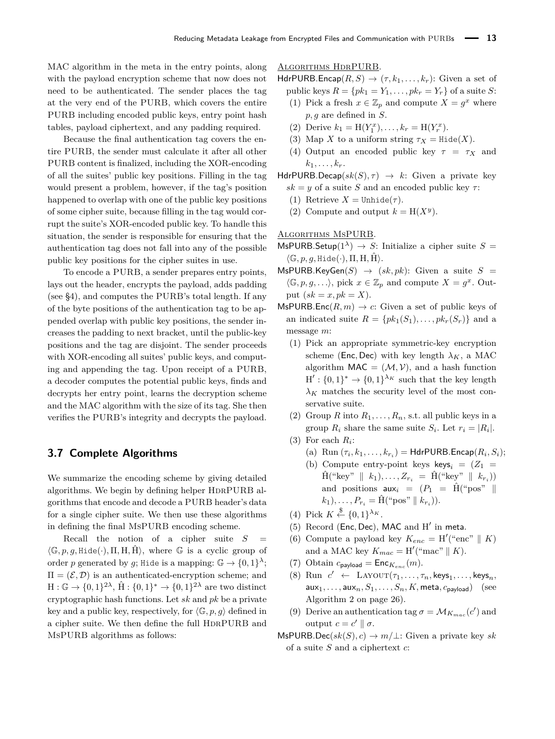MAC algorithm in the meta in the entry points, along with the payload encryption scheme that now does not need to be authenticated. The sender places the tag at the very end of the PURB, which covers the entire PURB including encoded public keys, entry point hash tables, payload ciphertext, and any padding required.

Because the final authentication tag covers the entire PURB, the sender must calculate it after all other PURB content is finalized, including the XOR-encoding of all the suites' public key positions. Filling in the tag would present a problem, however, if the tag's position happened to overlap with one of the public key positions of some cipher suite, because filling in the tag would corrupt the suite's XOR-encoded public key. To handle this situation, the sender is responsible for ensuring that the authentication tag does not fall into any of the possible public key positions for the cipher suites in use.

To encode a PURB, a sender prepares entry points, lays out the header, encrypts the payload, adds padding (see §4), and computes the PURB's total length. If any of the byte positions of the authentication tag to be appended overlap with public key positions, the sender increases the padding to next bracket, until the public-key positions and the tag are disjoint. The sender proceeds with XOR-encoding all suites' public keys, and computing and appending the tag. Upon receipt of a PURB, a decoder computes the potential public keys, finds and decrypts her entry point, learns the decryption scheme and the MAC algorithm with the size of its tag. She then verifies the PURB's integrity and decrypts the payload.

## 3.7 Complete Algorithms

We summarize the encoding scheme by giving detailed algorithms. We begin by defining helper HdrPURB algorithms that encode and decode a PURB header's data for a single cipher suite. We then use these algorithms in defining the final MsPURB encoding scheme.

Recall the notion of a cipher suite $S = \langle \mathbb{G}, p, g, \texttt{Hide}(\cdot), \Pi, \mathrm{H}, \hat{\mathrm{H}} \rangle$, where $\mathbb{G}$ is a cyclic group of order $p$ generated by $g$; Hide is a mapping: $\mathbb{G} \to \{0,1\}^{\lambda}$; $\Pi = (\mathcal{E}, \mathcal{D})$ is an authenticated-encryption scheme; and $\mathrm{H} : \mathbb{G} \to \{0,1\}^{2\lambda}$, $\hat{\mathrm{H}} : \{0,1\}^{*} \to \{0,1\}^{2\lambda}$ are two distinct cryptographic hash functions. Let $sk$ and $pk$ be a private key and a public key, respectively, for $\langle \mathbb{G}, p, g \rangle$ defined in a cipher suite. We then define the full HdrPURB and MsPURB algorithms as follows:

Algorithms HdrPURB.

$\mathsf{HdrPURB.Encap}(R, S) \to (\tau, k_1, \ldots, k_r)$: Given a set of public keys $R = \{pk_1 = Y_1, \ldots, pk_r = Y_r\}$ of a suite $S$:

1. Pick a fresh $x \in \mathbb{Z}_p$ and compute $X = g^x$ where $p, g$ are defined in $S$.
2. Derive $k_1 = \mathrm{H}(Y_1^x), \ldots, k_r = \mathrm{H}(Y_r^x)$.
3. Map $X$ to a uniform string $\tau_X = \texttt{Hide}(X)$.
4. Output an encoded public key $\tau = \tau_X$ and $k_1, \ldots, k_r$.

$\mathsf{HdrPURB.Decap}(sk(S), \tau) \to k$: Given a private key $sk = y$ of a suite $S$ and an encoded public key $\tau$:

1. Retrieve $X = \texttt{Unhide}(\tau)$.
2. Compute and output $k = \mathrm{H}(X^y)$.

Algorithms MsPURB.

$\mathsf{MsPURB.Setup}(1^{\lambda}) \to S$: Initialize a cipher suite $S = \langle \mathbb{G}, p, g, \texttt{Hide}(\cdot), \Pi, \mathrm{H}, \hat{\mathrm{H}} \rangle$.

$\mathsf{MsPURB.KeyGen}(S) \to (sk, pk)$: Given a suite $S = \langle \mathbb{G}, p, g, \ldots \rangle$, pick $x \in \mathbb{Z}_p$ and compute $X = g^x$. Output $(sk = x, pk = X)$.

$\mathsf{MsPURB.Enc}(R, m) \to c$: Given a set of public keys of an indicated suite $R = \{pk_1(S_1), \ldots, pk_r(S_r)\}$ and a message $m$:

1. Pick an appropriate symmetric-key encryption scheme $(\mathsf{Enc}, \mathsf{Dec})$ with key length $\lambda_K$, a MAC algorithm $\mathsf{MAC} = (\mathcal{M}, \mathcal{V})$, and a hash function $\mathrm{H}' : \{0,1\}^{*} \to \{0,1\}^{\lambda_K}$ such that the key length $\lambda_K$ matches the security level of the most conservative suite.
2. Group $R$ into $R_1, \ldots, R_n$, s.t. all public keys in a group $R_i$ share the same suite $S_i$. Let $r_i = |R_i|$.
3. For each $R_i$:
   (a) Run $(\tau_i, k_1, \ldots, k_{r_i}) = \mathsf{HdrPURB.Encap}(R_i, S_i)$;
   (b) Compute entry-point keys $\mathsf{keys}_i = (Z_1 = \hat{\mathrm{H}}(\text{“key”} \parallel k_1), \ldots, Z_{r_i} = \hat{\mathrm{H}}(\text{“key”} \parallel k_{r_i}))$ and positions $\mathsf{aux}_i = (P_1 = \hat{\mathrm{H}}(\text{“pos”} \parallel k_1), \ldots, P_{r_i} = \hat{\mathrm{H}}(\text{“pos”} \parallel k_{r_i}))$.
4. Pick $K \xleftarrow{\$} \{0,1\}^{\lambda_K}$.
5. Record $(\mathsf{Enc}, \mathsf{Dec})$, $\mathsf{MAC}$ and $\mathrm{H}'$ in $\mathsf{meta}$.
6. Compute a payload key $K_{enc} = \mathrm{H}'(\text{“enc”} \parallel K)$ and a MAC key $K_{mac} = \mathrm{H}'(\text{“mac”} \parallel K)$.
7. Obtain $c_{\mathsf{payload}} = \mathsf{Enc}_{K_{enc}}(m)$.
8. Run $c' \leftarrow \textsc{Layout}(\tau_1, \ldots, \tau_n, \mathsf{keys}_1, \ldots, \mathsf{keys}_n, \mathsf{aux}_1, \ldots, \mathsf{aux}_n, S_1, \ldots, S_n, K, \mathsf{meta}, c_{\mathsf{payload}})$ (see Algorithm 2 on page 26).
9. Derive an authentication tag $\sigma = \mathcal{M}_{K_{mac}}(c')$ and output $c = c' \parallel \sigma$.

$\mathsf{MsPURB.Dec}(sk(S), c) \to m/\bot$: Given a private key $sk$ of a suite $S$ and a ciphertext $c$: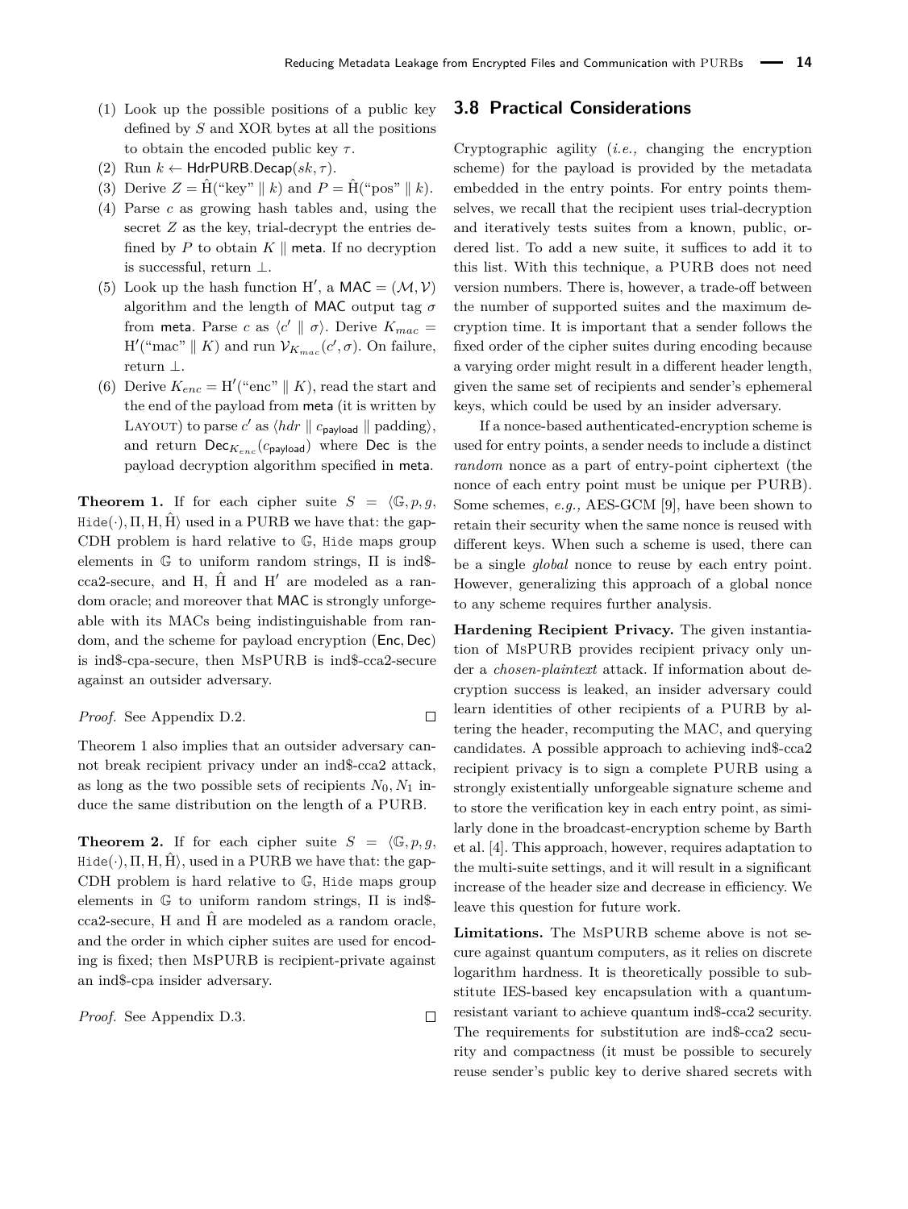(1) Look up the possible positions of a public key defined by $S$ and XOR bytes at all the positions to obtain the encoded public key $\tau$.
(2) Run $k \leftarrow \mathsf{HdrPURB.Decap}(sk, \tau)$.
(3) Derive $Z = \hat{\mathrm{H}}(\text{“key”} \parallel k)$ and $P = \hat{\mathrm{H}}(\text{“pos”} \parallel k)$.
(4) Parse $c$ as growing hash tables and, using the secret $Z$ as the key, trial-decrypt the entries defined by $P$ to obtain $K \parallel \mathsf{meta}$. If no decryption is successful, return $\perp$.
(5) Look up the hash function $\mathrm{H}'$, a $\mathsf{MAC} = (\mathcal{M}, \mathcal{V})$ algorithm and the length of $\mathsf{MAC}$ output tag $\sigma$ from $\mathsf{meta}$. Parse $c$ as $\langle c' \parallel \sigma \rangle$. Derive $K_{mac} = \mathrm{H}'(\text{“mac”} \parallel K)$ and run $\mathcal{V}_{K_{mac}}(c', \sigma)$. On failure, return $\perp$.
(6) Derive $K_{enc} = \mathrm{H}'(\text{“enc”} \parallel K)$, read the start and the end of the payload from $\mathsf{meta}$ (it is written by Layout) to parse $c'$ as $\langle hdr \parallel c_{\mathsf{payload}} \parallel \text{padding} \rangle$, and return $\mathsf{Dec}_{K_{enc}}(c_{\mathsf{payload}})$ where $\mathsf{Dec}$ is the payload decryption algorithm specified in $\mathsf{meta}$.

**Theorem 1.** If for each cipher suite $S = \langle \mathbb{G}, p, g, \mathtt{Hide}(\cdot), \Pi, \mathrm{H}, \hat{\mathrm{H}} \rangle$ used in a PURB we have that: the gap-CDH problem is hard relative to $\mathbb{G}$, $\mathtt{Hide}$ maps group elements in $\mathbb{G}$ to uniform random strings, $\Pi$ is ind\$-cca2-secure, and $\mathrm{H}$, $\hat{\mathrm{H}}$ and $\mathrm{H}'$ are modeled as a random oracle; and moreover that $\mathsf{MAC}$ is strongly unforgeable with its MACs being indistinguishable from random, and the scheme for payload encryption ($\mathsf{Enc}, \mathsf{Dec}$) is ind\$-cpa-secure, then MsPURB is ind\$-cca2-secure against an outsider adversary.

*Proof.* See Appendix D.2. □

Theorem 1 also implies that an outsider adversary cannot break recipient privacy under an ind\$-cca2 attack, as long as the two possible sets of recipients $N_0, N_1$ induce the same distribution on the length of a PURB.

**Theorem 2.** If for each cipher suite $S = \langle \mathbb{G}, p, g, \mathtt{Hide}(\cdot), \Pi, \mathrm{H}, \hat{\mathrm{H}} \rangle$, used in a PURB we have that: the gap-CDH problem is hard relative to $\mathbb{G}$, $\mathtt{Hide}$ maps group elements in $\mathbb{G}$ to uniform random strings, $\Pi$ is ind\$-cca2-secure, $\mathrm{H}$ and $\hat{\mathrm{H}}$ are modeled as a random oracle, and the order in which cipher suites are used for encoding is fixed; then MsPURB is recipient-private against an ind\$-cpa insider adversary.

*Proof.* See Appendix D.3. □

## 3.8 Practical Considerations

Cryptographic agility (*i.e.,* changing the encryption scheme) for the payload is provided by the metadata embedded in the entry points. For entry points themselves, we recall that the recipient uses trial-decryption and iteratively tests suites from a known, public, ordered list. To add a new suite, it suffices to add it to this list. With this technique, a PURB does not need version numbers. There is, however, a trade-off between the number of supported suites and the maximum decryption time. It is important that a sender follows the fixed order of the cipher suites during encoding because a varying order might result in a different header length, given the same set of recipients and sender's ephemeral keys, which could be used by an insider adversary.

If a nonce-based authenticated-encryption scheme is used for entry points, a sender needs to include a distinct *random* nonce as a part of entry-point ciphertext (the nonce of each entry point must be unique per PURB). Some schemes, *e.g.,* AES-GCM [9], have been shown to retain their security when the same nonce is reused with different keys. When such a scheme is used, there can be a single *global* nonce to reuse by each entry point. However, generalizing this approach of a global nonce to any scheme requires further analysis.

**Hardening Recipient Privacy.** The given instantiation of MsPURB provides recipient privacy only under a *chosen-plaintext* attack. If information about decryption success is leaked, an insider adversary could learn identities of other recipients of a PURB by altering the header, recomputing the MAC, and querying candidates. A possible approach to achieving ind\$-cca2 recipient privacy is to sign a complete PURB using a strongly existentially unforgeable signature scheme and to store the verification key in each entry point, as similarly done in the broadcast-encryption scheme by Barth et al. [4]. This approach, however, requires adaptation to the multi-suite settings, and it will result in a significant increase of the header size and decrease in efficiency. We leave this question for future work.

**Limitations.** The MsPURB scheme above is not secure against quantum computers, as it relies on discrete logarithm hardness. It is theoretically possible to substitute IES-based key encapsulation with a quantum-resistant variant to achieve quantum ind\$-cca2 security. The requirements for substitution are ind\$-cca2 security and compactness (it must be possible to securely reuse sender's public key to derive shared secrets with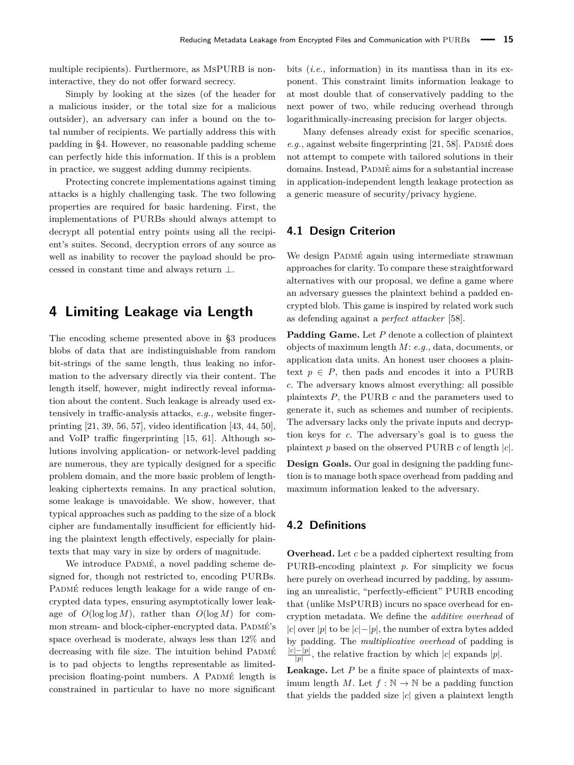multiple recipients). Furthermore, as MsPURB is non-interactive, they do not offer forward secrecy.

Simply by looking at the sizes (of the header for a malicious insider, or the total size for a malicious outsider), an adversary can infer a bound on the total number of recipients. We partially address this with padding in §4. However, no reasonable padding scheme can perfectly hide this information. If this is a problem in practice, we suggest adding dummy recipients.

Protecting concrete implementations against timing attacks is a highly challenging task. The two following properties are required for basic hardening. First, the implementations of PURBs should always attempt to decrypt all potential entry points using all the recipient's suites. Second, decryption errors of any source as well as inability to recover the payload should be processed in constant time and always return $\perp$.

# 4 Limiting Leakage via Length

The encoding scheme presented above in §3 produces blobs of data that are indistinguishable from random bit-strings of the same length, thus leaking no information to the adversary directly via their content. The length itself, however, might indirectly reveal information about the content. Such leakage is already used extensively in traffic-analysis attacks, *e.g.,* website fingerprinting [21, 39, 56, 57], video identification [43, 44, 50], and VoIP traffic fingerprinting [15, 61]. Although solutions involving application- or network-level padding are numerous, they are typically designed for a specific problem domain, and the more basic problem of length-leaking ciphertexts remains. In any practical solution, some leakage is unavoidable. We show, however, that typical approaches such as padding to the size of a block cipher are fundamentally insufficient for efficiently hiding the plaintext length effectively, especially for plaintexts that may vary in size by orders of magnitude.

We introduce Padmé, a novel padding scheme designed for, though not restricted to, encoding PURBs. Padmé reduces length leakage for a wide range of encrypted data types, ensuring asymptotically lower leakage of $O(\log \log M)$, rather than $O(\log M)$ for common stream- and block-cipher-encrypted data. Padmé's space overhead is moderate, always less than 12% and decreasing with file size. The intuition behind Padmé is to pad objects to lengths representable as limited-precision floating-point numbers. A Padmé length is constrained in particular to have no more significant bits (*i.e.,* information) in its mantissa than in its exponent. This constraint limits information leakage to at most double that of conservatively padding to the next power of two, while reducing overhead through logarithmically-increasing precision for larger objects.

Many defenses already exist for specific scenarios, *e.g.,* against website fingerprinting [21, 58]. Padmé does not attempt to compete with tailored solutions in their domains. Instead, Padmé aims for a substantial increase in application-independent length leakage protection as a generic measure of security/privacy hygiene.

## 4.1 Design Criterion

We design Padmé again using intermediate strawman approaches for clarity. To compare these straightforward alternatives with our proposal, we define a game where an adversary guesses the plaintext behind a padded encrypted blob. This game is inspired by related work such as defending against a *perfect attacker* [58].

**Padding Game.** Let $P$ denote a collection of plaintext objects of maximum length $M$: *e.g.,* data, documents, or application data units. An honest user chooses a plaintext $p \in P$, then pads and encodes it into a PURB $c$. The adversary knows almost everything: all possible plaintexts $P$, the PURB $c$ and the parameters used to generate it, such as schemes and number of recipients. The adversary lacks only the private inputs and decryption keys for $c$. The adversary's goal is to guess the plaintext $p$ based on the observed PURB $c$ of length $|c|$.

**Design Goals.** Our goal in designing the padding function is to manage both space overhead from padding and maximum information leaked to the adversary.

## 4.2 Definitions

**Overhead.** Let $c$ be a padded ciphertext resulting from PURB-encoding plaintext $p$. For simplicity we focus here purely on overhead incurred by padding, by assuming an unrealistic, "perfectly-efficient" PURB encoding that (unlike MsPURB) incurs no space overhead for encryption metadata. We define the *additive overhead* of $|c|$ over $|p|$ to be $|c|-|p|$, the number of extra bytes added by padding. The *multiplicative overhead* of padding is $\frac{|c|-|p|}{|p|}$, the relative fraction by which $|c|$ expands $|p|$.

**Leakage.** Let $P$ be a finite space of plaintexts of maximum length $M$. Let $f : \mathbb{N} \to \mathbb{N}$ be a padding function that yields the padded size $|c|$ given a plaintext length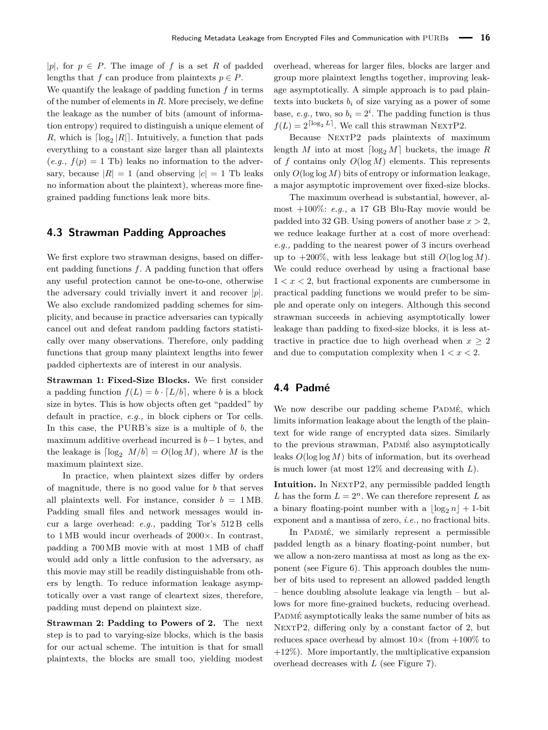$|p|$, for $p \in P$. The image of $f$ is a set $R$ of padded lengths that $f$ can produce from plaintexts $p \in P$.

We quantify the leakage of padding function $f$ in terms of the number of elements in $R$. More precisely, we define the leakage as the number of bits (amount of information entropy) required to distinguish a unique element of $R$, which is $\lceil \log_2 |R| \rceil$. Intuitively, a function that pads everything to a constant size larger than all plaintexts (*e.g.,* $f(p) = 1$ Tb) leaks no information to the adversary, because $|R| = 1$ (and observing $|c| = 1$ Tb leaks no information about the plaintext), whereas more fine-grained padding functions leak more bits.

## 4.3 Strawman Padding Approaches

We first explore two strawman designs, based on different padding functions $f$. A padding function that offers any useful protection cannot be one-to-one, otherwise the adversary could trivially invert it and recover $|p|$. We also exclude randomized padding schemes for simplicity, and because in practice adversaries can typically cancel out and defeat random padding factors statistically over many observations. Therefore, only padding functions that group many plaintext lengths into fewer padded ciphertexts are of interest in our analysis.

**Strawman 1: Fixed-Size Blocks.** We first consider a padding function $f(L) = b \cdot \lceil L/b \rceil$, where $b$ is a block size in bytes. This is how objects often get "padded" by default in practice, *e.g.,* in block ciphers or Tor cells. In this case, the PURB's size is a multiple of $b$, the maximum additive overhead incurred is $b-1$ bytes, and the leakage is $\lceil \log_2 \ M/b \rceil = O(\log M)$, where $M$ is the maximum plaintext size.

In practice, when plaintext sizes differ by orders of magnitude, there is no good value for $b$ that serves all plaintexts well. For instance, consider $b = 1$ MB. Padding small files and network messages would incur a large overhead: *e.g.,* padding Tor's 512 B cells to 1 MB would incur overheads of 2000×. In contrast, padding a 700 MB movie with at most 1 MB of chaff would add only a little confusion to the adversary, as this movie may still be readily distinguishable from others by length. To reduce information leakage asymptotically over a vast range of cleartext sizes, therefore, padding must depend on plaintext size.

**Strawman 2: Padding to Powers of 2.** The next step is to pad to varying-size blocks, which is the basis for our actual scheme. The intuition is that for small plaintexts, the blocks are small too, yielding modest overhead, whereas for larger files, blocks are larger and group more plaintext lengths together, improving leakage asymptotically. A simple approach is to pad plaintexts into buckets $b_i$ of size varying as a power of some base, *e.g.,* two, so $b_i = 2^i$. The padding function is thus $f(L) = 2^{\lceil \log_2 L \rceil}$. We call this strawman NextP2.

Because NextP2 pads plaintexts of maximum length $M$ into at most $\lceil \log_2 M \rceil$ buckets, the image $R$ of $f$ contains only $O(\log M)$ elements. This represents only $O(\log \log M)$ bits of entropy or information leakage, a major asymptotic improvement over fixed-size blocks.

The maximum overhead is substantial, however, almost +100%: *e.g.,* a 17 GB Blu-Ray movie would be padded into 32 GB. Using powers of another base $x > 2$, we reduce leakage further at a cost of more overhead: *e.g.,* padding to the nearest power of 3 incurs overhead up to +200%, with less leakage but still $O(\log \log M)$. We could reduce overhead by using a fractional base $1 < x < 2$, but fractional exponents are cumbersome in practical padding functions we would prefer to be simple and operate only on integers. Although this second strawman succeeds in achieving asymptotically lower leakage than padding to fixed-size blocks, it is less attractive in practice due to high overhead when $x \geq 2$ and due to computation complexity when $1 < x < 2$.

## 4.4 Padmé

We now describe our padding scheme Padmé, which limits information leakage about the length of the plaintext for wide range of encrypted data sizes. Similarly to the previous strawman, Padmé also asymptotically leaks $O(\log \log M)$ bits of information, but its overhead is much lower (at most 12% and decreasing with $L$).

**Intuition.** In NextP2, any permissible padded length $L$ has the form $L = 2^n$. We can therefore represent $L$ as a binary floating-point number with a $\lfloor \log_2 n \rfloor + 1$-bit exponent and a mantissa of zero, *i.e.,* no fractional bits.

In Padmé, we similarly represent a permissible padded length as a binary floating-point number, but we allow a non-zero mantissa at most as long as the exponent (see Figure 6). This approach doubles the number of bits used to represent an allowed padded length – hence doubling absolute leakage via length – but allows for more fine-grained buckets, reducing overhead. Padmé asymptotically leaks the same number of bits as NextP2, differing only by a constant factor of 2, but reduces space overhead by almost 10× (from +100% to +12%). More importantly, the multiplicative expansion overhead decreases with $L$ (see Figure 7).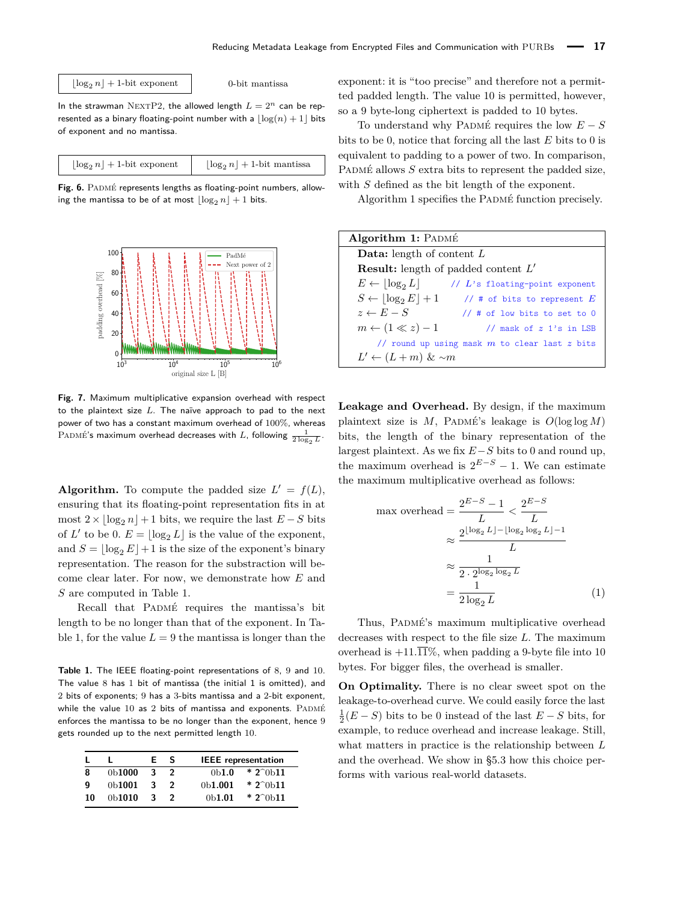| $\lfloor \log_2 n \rfloor + 1$-bit exponent | 0-bit mantissa |
|---|---|

In the strawman NextP2, the allowed length $L = 2^n$ can be represented as a binary floating-point number with a $\lfloor \log(n) + 1 \rfloor$ bits of exponent and no mantissa.

| $\lfloor \log_2 n \rfloor + 1$-bit exponent | $\lfloor \log_2 n \rfloor + 1$-bit mantissa |
|---|---|

**Fig. 6.** Padmé represents lengths as floating-point numbers, allowing the mantissa to be of at most $\lfloor \log_2 n \rfloor + 1$ bits.

**Fig. 7.** Maximum multiplicative expansion overhead with respect to the plaintext size $L$. The naïve approach to pad to the next power of two has a constant maximum overhead of 100%, whereas Padmé's maximum overhead decreases with $L$, following $\frac{1}{2 \log_2 L}$.

**Algorithm.** To compute the padded size $L' = f(L)$, ensuring that its floating-point representation fits in at most $2 \times \lfloor \log_2 n \rfloor + 1$ bits, we require the last $E - S$ bits of $L'$ to be 0. $E = \lfloor \log_2 L \rfloor$ is the value of the exponent, and $S = \lfloor \log_2 E \rfloor + 1$ is the size of the exponent's binary representation. The reason for the substraction will become clear later. For now, we demonstrate how $E$ and $S$ are computed in Table 1.

Recall that Padmé requires the mantissa's bit length to be no longer than that of the exponent. In Table 1, for the value $L = 9$ the mantissa is longer than the exponent: it is "too precise" and therefore not a permitted padded length. The value 10 is permitted, however, so a 9 byte-long ciphertext is padded to 10 bytes.

To understand why Padmé requires the low $E - S$ bits to be 0, notice that forcing all the last $E$ bits to 0 is equivalent to padding to a power of two. In comparison, Padmé allows $S$ extra bits to represent the padded size, with $S$ defined as the bit length of the exponent.

Algorithm 1 specifies the Padmé function precisely.

**Table 1.** The IEEE floating-point representations of 8, 9 and 10. The value 8 has 1 bit of mantissa (the initial 1 is omitted), and 2 bits of exponents; 9 has a 3-bits mantissa and a 2-bit exponent, while the value 10 as 2 bits of mantissa and exponents. Padmé enforces the mantissa to be no longer than the exponent, hence 9 gets rounded up to the next permitted length 10.

| L | L | E | S | IEEE representation |
|---|---|---|---|---|
| 8 | 0b**1000** | 3 | 2 | 0b**1.0** * 2^0b**11** |
| 9 | 0b**1001** | 3 | 2 | 0b**1.001** * 2^0b**11** |
| 10 | 0b**1010** | 3 | 2 | 0b**1.01** * 2^0b**11** |

**Algorithm 1:** Padmé

**Data:** length of content $L$
**Result:** length of padded content $L'$

```
E ← ⌊log2 L⌋            // L's floating-point exponent
S ← ⌊log2 E⌋ + 1        // # of bits to represent E
z ← E − S               // # of low bits to set to 0
m ← (1 ≪ z) − 1         // mask of z 1's in LSB
    // round up using mask m to clear last z bits
L' ← (L + m) & ∼m
```

**Leakage and Overhead.** By design, if the maximum plaintext size is $M$, Padmé's leakage is $O(\log \log M)$ bits, the length of the binary representation of the largest plaintext. As we fix $E - S$ bits to 0 and round up, the maximum overhead is $2^{E-S} - 1$. We can estimate the maximum multiplicative overhead as follows:

$$
\begin{aligned}
\text{max overhead} &= \frac{2^{E-S} - 1}{L} < \frac{2^{E-S}}{L} \\
&\approx \frac{2^{\lfloor \log_2 L \rfloor - \lfloor \log_2 \log_2 L \rfloor - 1}}{L} \\
&\approx \frac{1}{2 \cdot 2^{\log_2 \log_2 L}} \\
&= \frac{1}{2 \log_2 L}
\end{aligned}
\tag{1}
$$

Thus, Padmé's maximum multiplicative overhead decreases with respect to the file size $L$. The maximum overhead is $+11.\overline{11}\%$, when padding a 9-byte file into 10 bytes. For bigger files, the overhead is smaller.

**On Optimality.** There is no clear sweet spot on the leakage-to-overhead curve. We could easily force the last $\frac{1}{2}(E - S)$ bits to be 0 instead of the last $E - S$ bits, for example, to reduce overhead and increase leakage. Still, what matters in practice is the relationship between $L$ and the overhead. We show in §5.3 how this choice performs with various real-world datasets.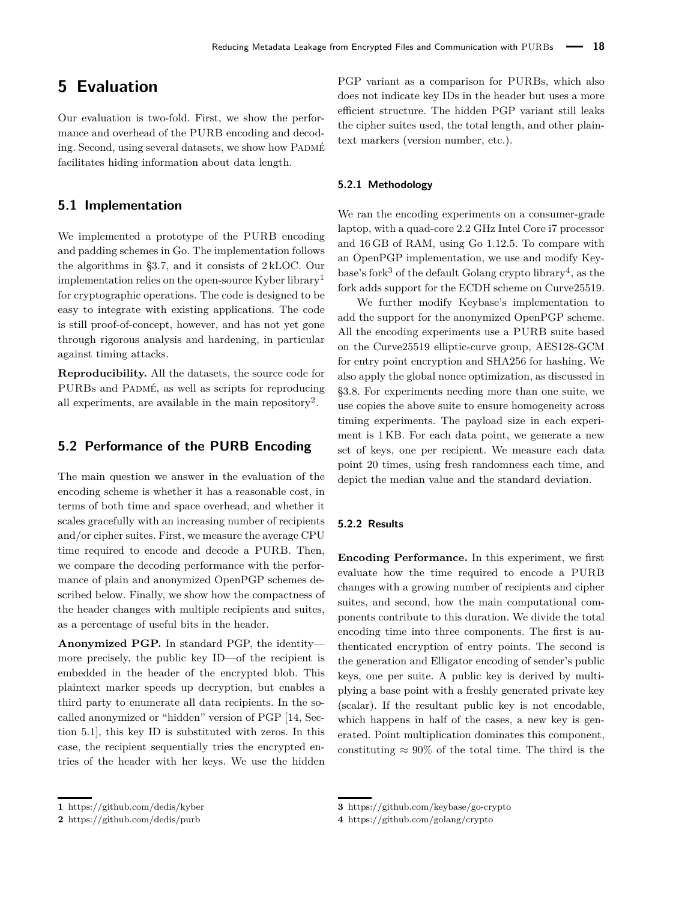# 5 Evaluation

Our evaluation is two-fold. First, we show the performance and overhead of the PURB encoding and decoding. Second, using several datasets, we show how PADMÉ facilitates hiding information about data length.

## 5.1 Implementation

We implemented a prototype of the PURB encoding and padding schemes in Go. The implementation follows the algorithms in §3.7, and it consists of 2 kLOC. Our implementation relies on the open-source Kyber library[1] for cryptographic operations. The code is designed to be easy to integrate with existing applications. The code is still proof-of-concept, however, and has not yet gone through rigorous analysis and hardening, in particular against timing attacks.

**Reproducibility.** All the datasets, the source code for PURBs and PADMÉ, as well as scripts for reproducing all experiments, are available in the main repository[2].

## 5.2 Performance of the PURB Encoding

The main question we answer in the evaluation of the encoding scheme is whether it has a reasonable cost, in terms of both time and space overhead, and whether it scales gracefully with an increasing number of recipients and/or cipher suites. First, we measure the average CPU time required to encode and decode a PURB. Then, we compare the decoding performance with the performance of plain and anonymized OpenPGP schemes described below. Finally, we show how the compactness of the header changes with multiple recipients and suites, as a percentage of useful bits in the header.

**Anonymized PGP.** In standard PGP, the identity—more precisely, the public key ID—of the recipient is embedded in the header of the encrypted blob. This plaintext marker speeds up decryption, but enables a third party to enumerate all data recipients. In the so-called anonymized or "hidden" version of PGP [14, Section 5.1], this key ID is substituted with zeros. In this case, the recipient sequentially tries the encrypted entries of the header with her keys. We use the hidden PGP variant as a comparison for PURBs, which also does not indicate key IDs in the header but uses a more efficient structure. The hidden PGP variant still leaks the cipher suites used, the total length, and other plaintext markers (version number, etc.).

### 5.2.1 Methodology

We ran the encoding experiments on a consumer-grade laptop, with a quad-core 2.2 GHz Intel Core i7 processor and 16 GB of RAM, using Go 1.12.5. To compare with an OpenPGP implementation, we use and modify Keybase's fork[3] of the default Golang crypto library[4], as the fork adds support for the ECDH scheme on Curve25519.

We further modify Keybase's implementation to add the support for the anonymized OpenPGP scheme. All the encoding experiments use a PURB suite based on the Curve25519 elliptic-curve group, AES128-GCM for entry point encryption and SHA256 for hashing. We also apply the global nonce optimization, as discussed in §3.8. For experiments needing more than one suite, we use copies the above suite to ensure homogeneity across timing experiments. The payload size in each experiment is 1 KB. For each data point, we generate a new set of keys, one per recipient. We measure each data point 20 times, using fresh randomness each time, and depict the median value and the standard deviation.

### 5.2.2 Results

**Encoding Performance.** In this experiment, we first evaluate how the time required to encode a PURB changes with a growing number of recipients and cipher suites, and second, how the main computational components contribute to this duration. We divide the total encoding time into three components. The first is authenticated encryption of entry points. The second is the generation and Elligator encoding of sender's public keys, one per suite. A public key is derived by multiplying a base point with a freshly generated private key (scalar). If the resultant public key is not encodable, which happens in half of the cases, a new key is generated. Point multiplication dominates this component, constituting $\approx 90\%$ of the total time. The third is the

[1] https://github.com/dedis/kyber
[2] https://github.com/dedis/purb
[3] https://github.com/keybase/go-crypto
[4] https://github.com/golang/crypto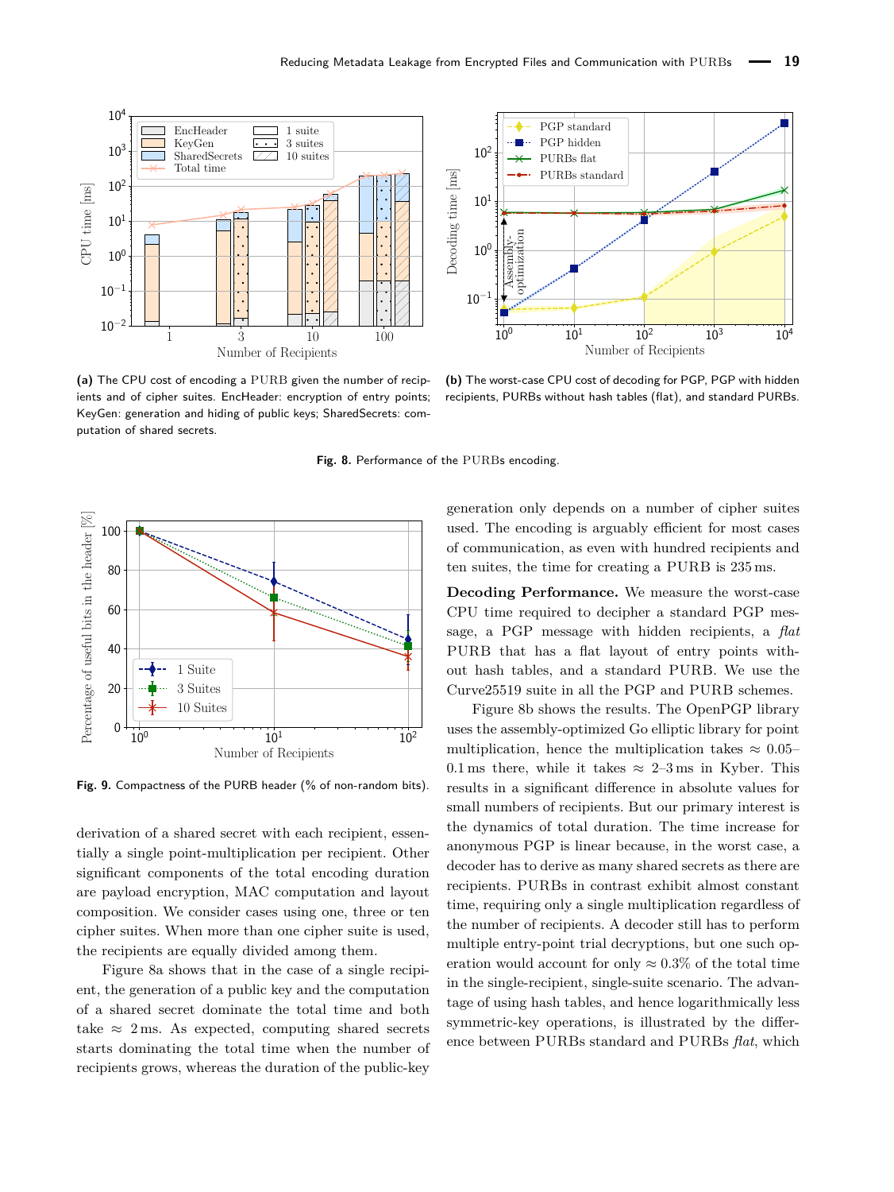**(a)** The CPU cost of encoding a PURB given the number of recipients and of cipher suites. EncHeader: encryption of entry points; KeyGen: generation and hiding of public keys; SharedSecrets: computation of shared secrets.

**(b)** The worst-case CPU cost of decoding for PGP, PGP with hidden recipients, PURBs without hash tables (flat), and standard PURBs.

**Fig. 8.** Performance of the PURBs encoding.

**Fig. 9.** Compactness of the PURB header (% of non-random bits).

derivation of a shared secret with each recipient, essentially a single point-multiplication per recipient. Other significant components of the total encoding duration are payload encryption, MAC computation and layout composition. We consider cases using one, three or ten cipher suites. When more than one cipher suite is used, the recipients are equally divided among them.

Figure 8a shows that in the case of a single recipient, the generation of a public key and the computation of a shared secret dominate the total time and both take ≈ 2 ms. As expected, computing shared secrets starts dominating the total time when the number of recipients grows, whereas the duration of the public-key generation only depends on a number of cipher suites used. The encoding is arguably efficient for most cases of communication, as even with hundred recipients and ten suites, the time for creating a PURB is 235 ms.

**Decoding Performance.** We measure the worst-case CPU time required to decipher a standard PGP message, a PGP message with hidden recipients, a *flat* PURB that has a flat layout of entry points without hash tables, and a standard PURB. We use the Curve25519 suite in all the PGP and PURB schemes.

Figure 8b shows the results. The OpenPGP library uses the assembly-optimized Go elliptic library for point multiplication, hence the multiplication takes ≈ 0.05–0.1 ms there, while it takes ≈ 2–3 ms in Kyber. This results in a significant difference in absolute values for small numbers of recipients. But our primary interest is the dynamics of total duration. The time increase for anonymous PGP is linear because, in the worst case, a decoder has to derive as many shared secrets as there are recipients. PURBs in contrast exhibit almost constant time, requiring only a single multiplication regardless of the number of recipients. A decoder still has to perform multiple entry-point trial decryptions, but one such operation would account for only ≈ 0.3% of the total time in the single-recipient, single-suite scenario. The advantage of using hash tables, and hence logarithmically less symmetric-key operations, is illustrated by the difference between PURBs standard and PURBs *flat*, which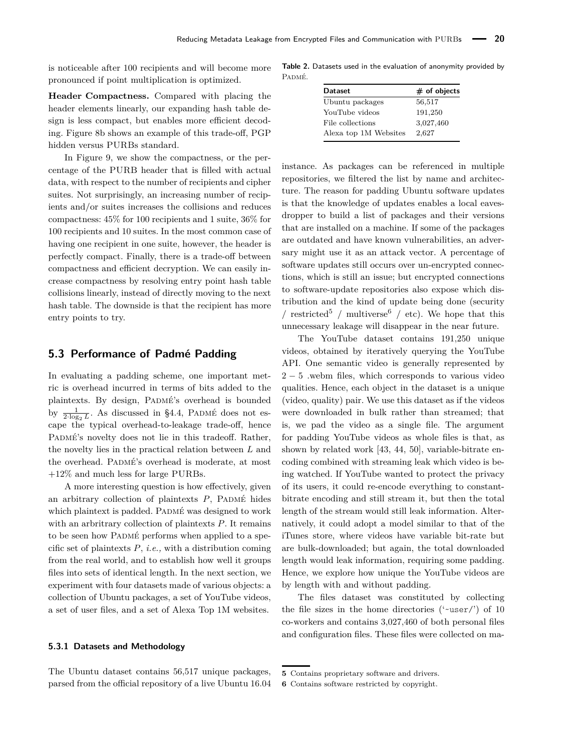is noticeable after 100 recipients and will become more pronounced if point multiplication is optimized.

**Header Compactness.** Compared with placing the header elements linearly, our expanding hash table design is less compact, but enables more efficient decoding. Figure 8b shows an example of this trade-off, PGP hidden versus PURBs standard.

In Figure 9, we show the compactness, or the percentage of the PURB header that is filled with actual data, with respect to the number of recipients and cipher suites. Not surprisingly, an increasing number of recipients and/or suites increases the collisions and reduces compactness: 45% for 100 recipients and 1 suite, 36% for 100 recipients and 10 suites. In the most common case of having one recipient in one suite, however, the header is perfectly compact. Finally, there is a trade-off between compactness and efficient decryption. We can easily increase compactness by resolving entry point hash table collisions linearly, instead of directly moving to the next hash table. The downside is that the recipient has more entry points to try.

## 5.3 Performance of Padmé Padding

In evaluating a padding scheme, one important metric is overhead incurred in terms of bits added to the plaintexts. By design, Padmé's overhead is bounded by $\frac{1}{2 \cdot \log_2 L}$. As discussed in §4.4, Padmé does not escape the typical overhead-to-leakage trade-off, hence Padmé's novelty does not lie in this tradeoff. Rather, the novelty lies in the practical relation between $L$ and the overhead. Padmé's overhead is moderate, at most +12% and much less for large PURBs.

A more interesting question is how effectively, given an arbitrary collection of plaintexts $P$, Padmé hides which plaintext is padded. Padmé was designed to work with an arbritrary collection of plaintexts $P$. It remains to be seen how Padmé performs when applied to a specific set of plaintexts $P$, *i.e.,* with a distribution coming from the real world, and to establish how well it groups files into sets of identical length. In the next section, we experiment with four datasets made of various objects: a collection of Ubuntu packages, a set of YouTube videos, a set of user files, and a set of Alexa Top 1M websites.

### 5.3.1 Datasets and Methodology

The Ubuntu dataset contains 56,517 unique packages, parsed from the official repository of a live Ubuntu 16.04 instance. As packages can be referenced in multiple repositories, we filtered the list by name and architecture. The reason for padding Ubuntu software updates is that the knowledge of updates enables a local eavesdropper to build a list of packages and their versions that are installed on a machine. If some of the packages are outdated and have known vulnerabilities, an adversary might use it as an attack vector. A percentage of software updates still occurs over un-encrypted connections, which is still an issue; but encrypted connections to software-update repositories also expose which distribution and the kind of update being done (security / restricted[5] / multiverse[6] / etc). We hope that this unnecessary leakage will disappear in the near future.

**Table 2.** Datasets used in the evaluation of anonymity provided by Padmé.

| Dataset | # of objects |
|---|---|
| Ubuntu packages | 56,517 |
| YouTube videos | 191,250 |
| File collections | 3,027,460 |
| Alexa top 1M Websites | 2,627 |

The YouTube dataset contains 191,250 unique videos, obtained by iteratively querying the YouTube API. One semantic video is generally represented by $2-5$ .webm files, which corresponds to various video qualities. Hence, each object in the dataset is a unique (video, quality) pair. We use this dataset as if the videos were downloaded in bulk rather than streamed; that is, we pad the video as a single file. The argument for padding YouTube videos as whole files is that, as shown by related work [43, 44, 50], variable-bitrate encoding combined with streaming leak which video is being watched. If YouTube wanted to protect the privacy of its users, it could re-encode everything to constant-bitrate encoding and still stream it, but then the total length of the stream would still leak information. Alternatively, it could adopt a model similar to that of the iTunes store, where videos have variable bit-rate but are bulk-downloaded; but again, the total downloaded length would leak information, requiring some padding. Hence, we explore how unique the YouTube videos are by length with and without padding.

The files dataset was constituted by collecting the file sizes in the home directories ('~user/') of 10 co-workers and contains 3,027,460 of both personal files and configuration files. These files were collected on ma-

5 Contains proprietary software and drivers.

6 Contains software restricted by copyright.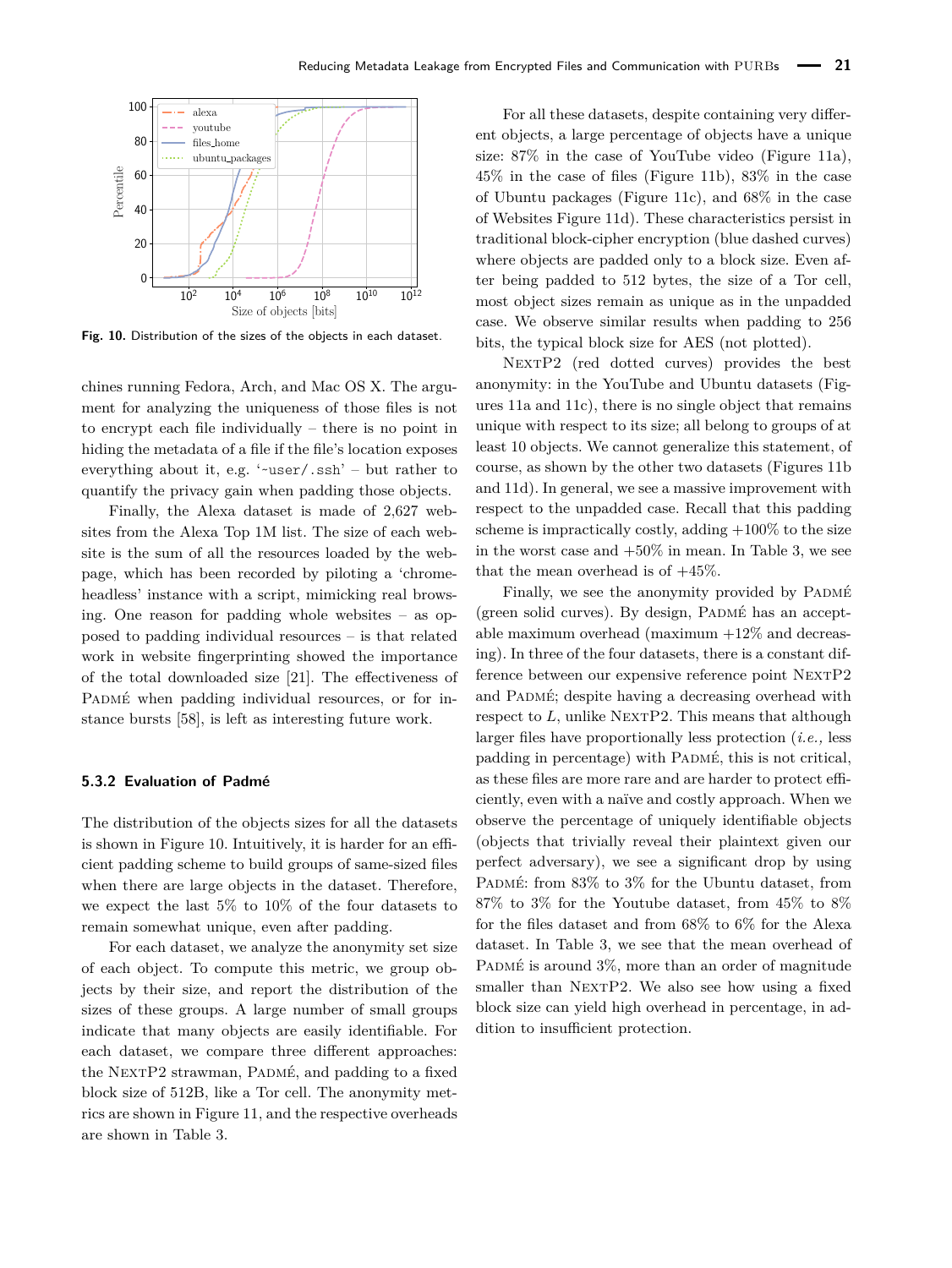Fig. 10. Distribution of the sizes of the objects in each dataset.

chines running Fedora, Arch, and Mac OS X. The argument for analyzing the uniqueness of those files is not to encrypt each file individually – there is no point in hiding the metadata of a file if the file's location exposes everything about it, e.g. '~user/.ssh' – but rather to quantify the privacy gain when padding those objects.

Finally, the Alexa dataset is made of 2,627 websites from the Alexa Top 1M list. The size of each website is the sum of all the resources loaded by the webpage, which has been recorded by piloting a 'chrome-headless' instance with a script, mimicking real browsing. One reason for padding whole websites – as opposed to padding individual resources – is that related work in website fingerprinting showed the importance of the total downloaded size [21]. The effectiveness of Padmé when padding individual resources, or for instance bursts [58], is left as interesting future work.

#### 5.3.2 Evaluation of Padmé

The distribution of the objects sizes for all the datasets is shown in Figure 10. Intuitively, it is harder for an efficient padding scheme to build groups of same-sized files when there are large objects in the dataset. Therefore, we expect the last 5% to 10% of the four datasets to remain somewhat unique, even after padding.

For each dataset, we analyze the anonymity set size of each object. To compute this metric, we group objects by their size, and report the distribution of the sizes of these groups. A large number of small groups indicate that many objects are easily identifiable. For each dataset, we compare three different approaches: the NextP2 strawman, Padmé, and padding to a fixed block size of 512B, like a Tor cell. The anonymity metrics are shown in Figure 11, and the respective overheads are shown in Table 3.

For all these datasets, despite containing very different objects, a large percentage of objects have a unique size: 87% in the case of YouTube video (Figure 11a), 45% in the case of files (Figure 11b), 83% in the case of Ubuntu packages (Figure 11c), and 68% in the case of Websites Figure 11d). These characteristics persist in traditional block-cipher encryption (blue dashed curves) where objects are padded only to a block size. Even after being padded to 512 bytes, the size of a Tor cell, most object sizes remain as unique as in the unpadded case. We observe similar results when padding to 256 bits, the typical block size for AES (not plotted).

NextP2 (red dotted curves) provides the best anonymity: in the YouTube and Ubuntu datasets (Figures 11a and 11c), there is no single object that remains unique with respect to its size; all belong to groups of at least 10 objects. We cannot generalize this statement, of course, as shown by the other two datasets (Figures 11b and 11d). In general, we see a massive improvement with respect to the unpadded case. Recall that this padding scheme is impractically costly, adding +100% to the size in the worst case and +50% in mean. In Table 3, we see that the mean overhead is of +45%.

Finally, we see the anonymity provided by Padmé (green solid curves). By design, Padmé has an acceptable maximum overhead (maximum +12% and decreasing). In three of the four datasets, there is a constant difference between our expensive reference point NextP2 and Padmé; despite having a decreasing overhead with respect to $L$, unlike NextP2. This means that although larger files have proportionally less protection (*i.e.,* less padding in percentage) with Padmé, this is not critical, as these files are more rare and are harder to protect efficiently, even with a naïve and costly approach. When we observe the percentage of uniquely identifiable objects (objects that trivially reveal their plaintext given our perfect adversary), we see a significant drop by using Padmé: from 83% to 3% for the Ubuntu dataset, from 87% to 3% for the Youtube dataset, from 45% to 8% for the files dataset and from 68% to 6% for the Alexa dataset. In Table 3, we see that the mean overhead of Padmé is around 3%, more than an order of magnitude smaller than NextP2. We also see how using a fixed block size can yield high overhead in percentage, in addition to insufficient protection.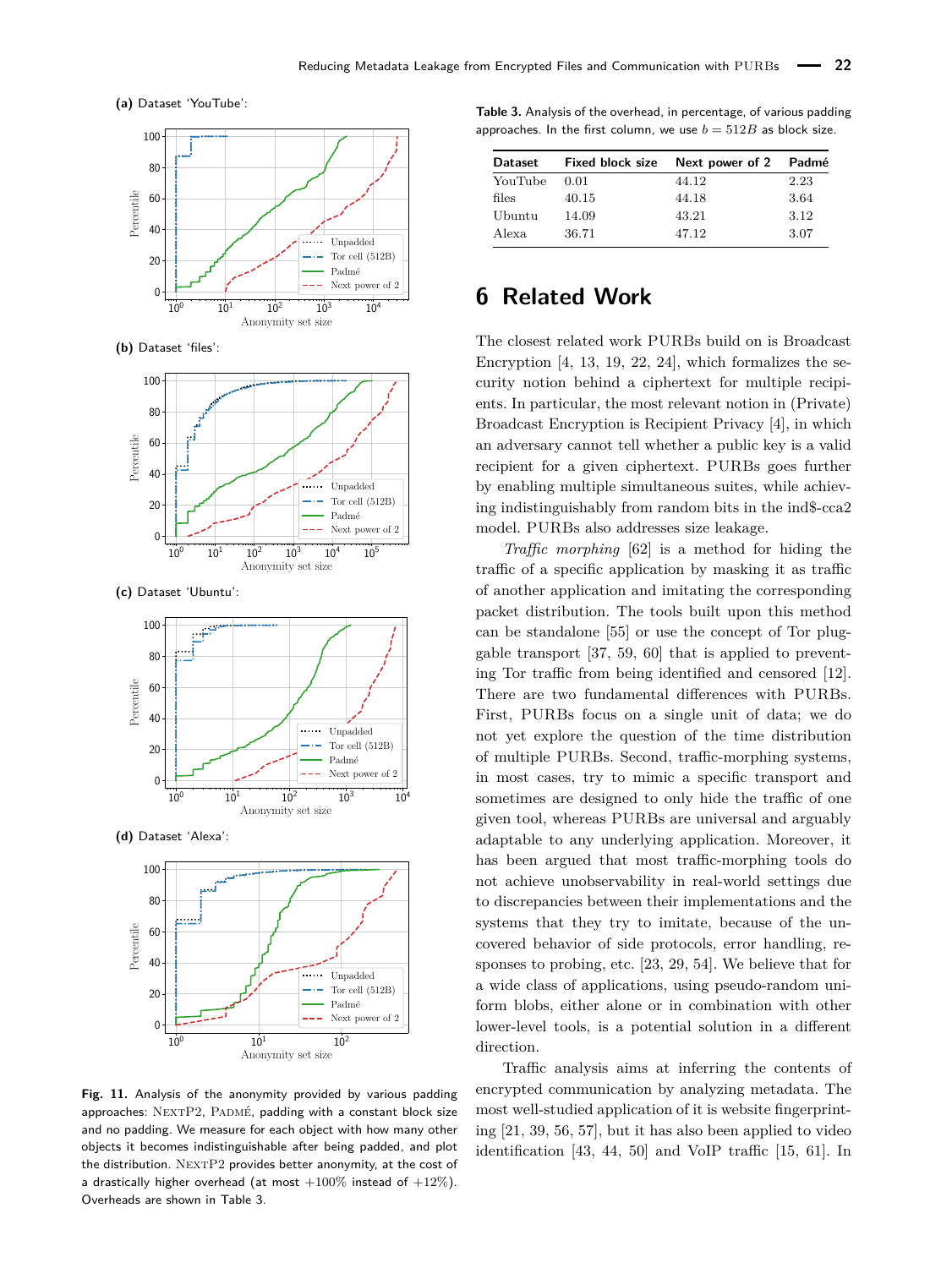**(a)** Dataset 'YouTube':

**(b)** Dataset 'files':

**(c)** Dataset 'Ubuntu':

**(d)** Dataset 'Alexa':

**Fig. 11.** Analysis of the anonymity provided by various padding approaches: NextP2, Padmé, padding with a constant block size and no padding. We measure for each object with how many other objects it becomes indistinguishable after being padded, and plot the distribution. NextP2 provides better anonymity, at the cost of a drastically higher overhead (at most $+100\%$ instead of $+12\%$). Overheads are shown in Table 3.

**Table 3.** Analysis of the overhead, in percentage, of various padding approaches. In the first column, we use $b = 512B$ as block size.

| Dataset | Fixed block size | Next power of 2 | Padmé |
|---|---|---|---|
| YouTube | 0.01 | 44.12 | 2.23 |
| files | 40.15 | 44.18 | 3.64 |
| Ubuntu | 14.09 | 43.21 | 3.12 |
| Alexa | 36.71 | 47.12 | 3.07 |

# 6 Related Work

The closest related work PURBs build on is Broadcast Encryption [4, 13, 19, 22, 24], which formalizes the security notion behind a ciphertext for multiple recipients. In particular, the most relevant notion in (Private) Broadcast Encryption is Recipient Privacy [4], in which an adversary cannot tell whether a public key is a valid recipient for a given ciphertext. PURBs goes further by enabling multiple simultaneous suites, while achieving indistinguishably from random bits in the ind\$-cca2 model. PURBs also addresses size leakage.

*Traffic morphing* [62] is a method for hiding the traffic of a specific application by masking it as traffic of another application and imitating the corresponding packet distribution. The tools built upon this method can be standalone [55] or use the concept of Tor pluggable transport [37, 59, 60] that is applied to preventing Tor traffic from being identified and censored [12]. There are two fundamental differences with PURBs. First, PURBs focus on a single unit of data; we do not yet explore the question of the time distribution of multiple PURBs. Second, traffic-morphing systems, in most cases, try to mimic a specific transport and sometimes are designed to only hide the traffic of one given tool, whereas PURBs are universal and arguably adaptable to any underlying application. Moreover, it has been argued that most traffic-morphing tools do not achieve unobservability in real-world settings due to discrepancies between their implementations and the systems that they try to imitate, because of the uncovered behavior of side protocols, error handling, responses to probing, etc. [23, 29, 54]. We believe that for a wide class of applications, using pseudo-random uniform blobs, either alone or in combination with other lower-level tools, is a potential solution in a different direction.

Traffic analysis aims at inferring the contents of encrypted communication by analyzing metadata. The most well-studied application of it is website fingerprinting [21, 39, 56, 57], but it has also been applied to video identification [43, 44, 50] and VoIP traffic [15, 61]. In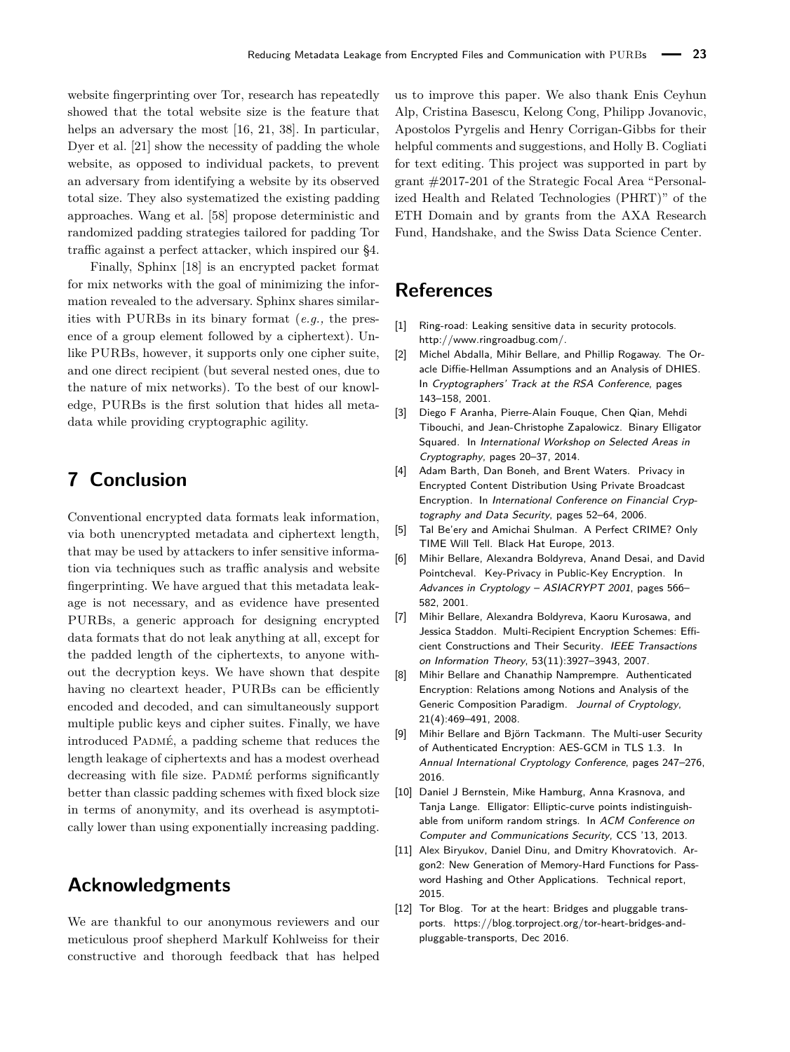website fingerprinting over Tor, research has repeatedly showed that the total website size is the feature that helps an adversary the most [16, 21, 38]. In particular, Dyer et al. [21] show the necessity of padding the whole website, as opposed to individual packets, to prevent an adversary from identifying a website by its observed total size. They also systematized the existing padding approaches. Wang et al. [58] propose deterministic and randomized padding strategies tailored for padding Tor traffic against a perfect attacker, which inspired our §4.

Finally, Sphinx [18] is an encrypted packet format for mix networks with the goal of minimizing the information revealed to the adversary. Sphinx shares similarities with PURBs in its binary format (*e.g.,* the presence of a group element followed by a ciphertext). Unlike PURBs, however, it supports only one cipher suite, and one direct recipient (but several nested ones, due to the nature of mix networks). To the best of our knowledge, PURBs is the first solution that hides all metadata while providing cryptographic agility.

## 7 Conclusion

Conventional encrypted data formats leak information, via both unencrypted metadata and ciphertext length, that may be used by attackers to infer sensitive information via techniques such as traffic analysis and website fingerprinting. We have argued that this metadata leakage is not necessary, and as evidence have presented PURBs, a generic approach for designing encrypted data formats that do not leak anything at all, except for the padded length of the ciphertexts, to anyone without the decryption keys. We have shown that despite having no cleartext header, PURBs can be efficiently encoded and decoded, and can simultaneously support multiple public keys and cipher suites. Finally, we have introduced Padmé, a padding scheme that reduces the length leakage of ciphertexts and has a modest overhead decreasing with file size. Padmé performs significantly better than classic padding schemes with fixed block size in terms of anonymity, and its overhead is asymptotically lower than using exponentially increasing padding.

## Acknowledgments

We are thankful to our anonymous reviewers and our meticulous proof shepherd Markulf Kohlweiss for their constructive and thorough feedback that has helped us to improve this paper. We also thank Enis Ceyhun Alp, Cristina Basescu, Kelong Cong, Philipp Jovanovic, Apostolos Pyrgelis and Henry Corrigan-Gibbs for their helpful comments and suggestions, and Holly B. Cogliati for text editing. This project was supported in part by grant #2017-201 of the Strategic Focal Area "Personalized Health and Related Technologies (PHRT)" of the ETH Domain and by grants from the AXA Research Fund, Handshake, and the Swiss Data Science Center.

## References

[1] Ring-road: Leaking sensitive data in security protocols. http://www.ringroadbug.com/.

[2] Michel Abdalla, Mihir Bellare, and Phillip Rogaway. The Oracle Diffie-Hellman Assumptions and an Analysis of DHIES. In *Cryptographers' Track at the RSA Conference*, pages 143–158, 2001.

[3] Diego F Aranha, Pierre-Alain Fouque, Chen Qian, Mehdi Tibouchi, and Jean-Christophe Zapalowicz. Binary Elligator Squared. In *International Workshop on Selected Areas in Cryptography*, pages 20–37, 2014.

[4] Adam Barth, Dan Boneh, and Brent Waters. Privacy in Encrypted Content Distribution Using Private Broadcast Encryption. In *International Conference on Financial Cryptography and Data Security*, pages 52–64, 2006.

[5] Tal Be'ery and Amichai Shulman. A Perfect CRIME? Only TIME Will Tell. Black Hat Europe, 2013.

[6] Mihir Bellare, Alexandra Boldyreva, Anand Desai, and David Pointcheval. Key-Privacy in Public-Key Encryption. In *Advances in Cryptology – ASIACRYPT 2001*, pages 566–582, 2001.

[7] Mihir Bellare, Alexandra Boldyreva, Kaoru Kurosawa, and Jessica Staddon. Multi-Recipient Encryption Schemes: Efficient Constructions and Their Security. *IEEE Transactions on Information Theory*, 53(11):3927–3943, 2007.

[8] Mihir Bellare and Chanathip Namprempre. Authenticated Encryption: Relations among Notions and Analysis of the Generic Composition Paradigm. *Journal of Cryptology*, 21(4):469–491, 2008.

[9] Mihir Bellare and Björn Tackmann. The Multi-user Security of Authenticated Encryption: AES-GCM in TLS 1.3. In *Annual International Cryptology Conference*, pages 247–276, 2016.

[10] Daniel J Bernstein, Mike Hamburg, Anna Krasnova, and Tanja Lange. Elligator: Elliptic-curve points indistinguishable from uniform random strings. In *ACM Conference on Computer and Communications Security*, CCS '13, 2013.

[11] Alex Biryukov, Daniel Dinu, and Dmitry Khovratovich. Argon2: New Generation of Memory-Hard Functions for Password Hashing and Other Applications. Technical report, 2015.

[12] Tor Blog. Tor at the heart: Bridges and pluggable transports. https://blog.torproject.org/tor-heart-bridges-and-pluggable-transports, Dec 2016.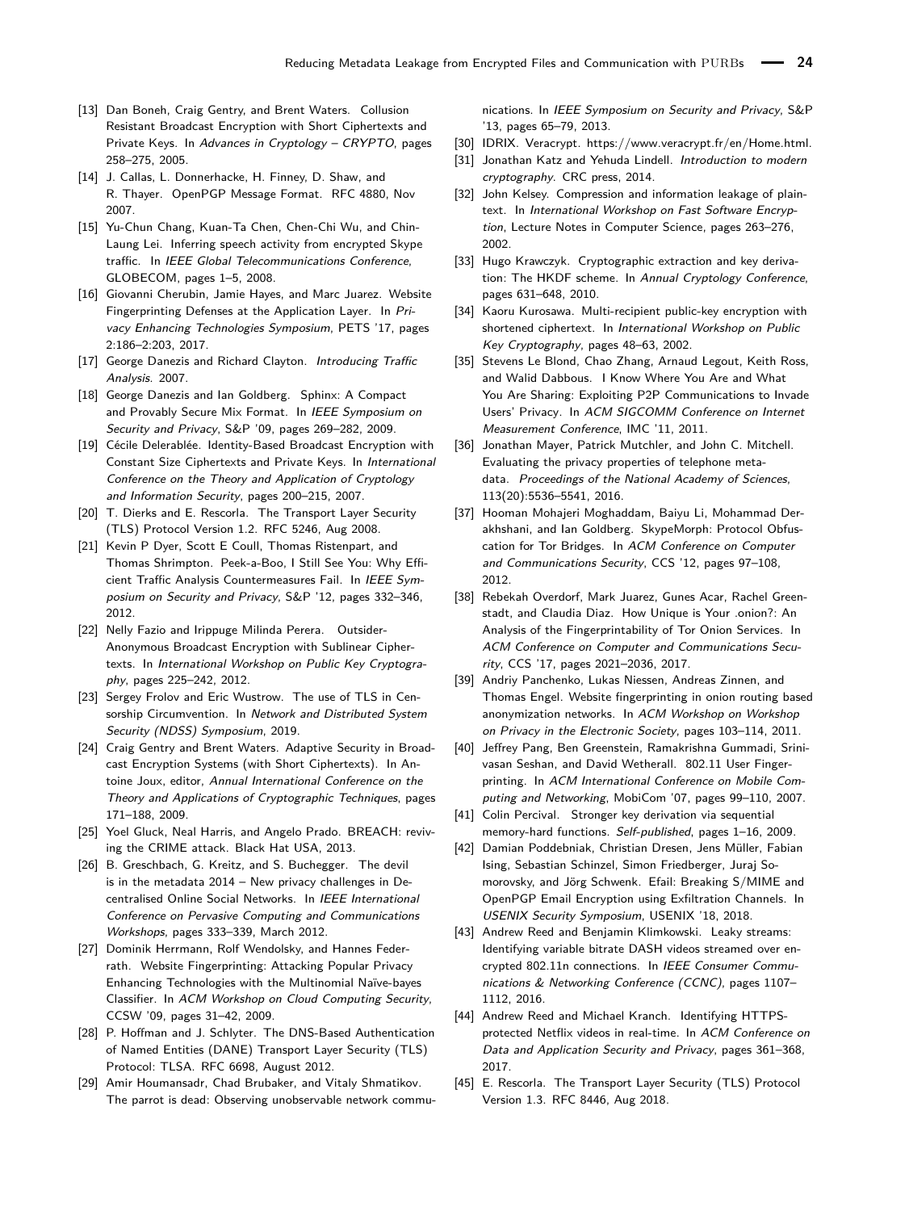[13] Dan Boneh, Craig Gentry, and Brent Waters. Collusion Resistant Broadcast Encryption with Short Ciphertexts and Private Keys. In *Advances in Cryptology – CRYPTO*, pages 258–275, 2005.

[14] J. Callas, L. Donnerhacke, H. Finney, D. Shaw, and R. Thayer. OpenPGP Message Format. RFC 4880, Nov 2007.

[15] Yu-Chun Chang, Kuan-Ta Chen, Chen-Chi Wu, and Chin-Laung Lei. Inferring speech activity from encrypted Skype traffic. In *IEEE Global Telecommunications Conference*, GLOBECOM, pages 1–5, 2008.

[16] Giovanni Cherubin, Jamie Hayes, and Marc Juarez. Website Fingerprinting Defenses at the Application Layer. In *Privacy Enhancing Technologies Symposium*, PETS '17, pages 2:186–2:203, 2017.

[17] George Danezis and Richard Clayton. *Introducing Traffic Analysis*. 2007.

[18] George Danezis and Ian Goldberg. Sphinx: A Compact and Provably Secure Mix Format. In *IEEE Symposium on Security and Privacy*, S&P '09, pages 269–282, 2009.

[19] Cécile Delerablée. Identity-Based Broadcast Encryption with Constant Size Ciphertexts and Private Keys. In *International Conference on the Theory and Application of Cryptology and Information Security*, pages 200–215, 2007.

[20] T. Dierks and E. Rescorla. The Transport Layer Security (TLS) Protocol Version 1.2. RFC 5246, Aug 2008.

[21] Kevin P Dyer, Scott E Coull, Thomas Ristenpart, and Thomas Shrimpton. Peek-a-Boo, I Still See You: Why Efficient Traffic Analysis Countermeasures Fail. In *IEEE Symposium on Security and Privacy*, S&P '12, pages 332–346, 2012.

[22] Nelly Fazio and Irippuge Milinda Perera. Outsider-Anonymous Broadcast Encryption with Sublinear Ciphertexts. In *International Workshop on Public Key Cryptography*, pages 225–242, 2012.

[23] Sergey Frolov and Eric Wustrow. The use of TLS in Censorship Circumvention. In *Network and Distributed System Security (NDSS) Symposium*, 2019.

[24] Craig Gentry and Brent Waters. Adaptive Security in Broadcast Encryption Systems (with Short Ciphertexts). In Antoine Joux, editor, *Annual International Conference on the Theory and Applications of Cryptographic Techniques*, pages 171–188, 2009.

[25] Yoel Gluck, Neal Harris, and Angelo Prado. BREACH: reviving the CRIME attack. Black Hat USA, 2013.

[26] B. Greschbach, G. Kreitz, and S. Buchegger. The devil is in the metadata 2014 – New privacy challenges in Decentralised Online Social Networks. In *IEEE International Conference on Pervasive Computing and Communications Workshops*, pages 333–339, March 2012.

[27] Dominik Herrmann, Rolf Wendolsky, and Hannes Federrath. Website Fingerprinting: Attacking Popular Privacy Enhancing Technologies with the Multinomial Naïve-bayes Classifier. In *ACM Workshop on Cloud Computing Security*, CCSW '09, pages 31–42, 2009.

[28] P. Hoffman and J. Schlyter. The DNS-Based Authentication of Named Entities (DANE) Transport Layer Security (TLS) Protocol: TLSA. RFC 6698, August 2012.

[29] Amir Houmansadr, Chad Brubaker, and Vitaly Shmatikov. The parrot is dead: Observing unobservable network communications. In *IEEE Symposium on Security and Privacy*, S&P '13, pages 65–79, 2013.

[30] IDRIX. Veracrypt. https://www.veracrypt.fr/en/Home.html.

[31] Jonathan Katz and Yehuda Lindell. *Introduction to modern cryptography*. CRC press, 2014.

[32] John Kelsey. Compression and information leakage of plaintext. In *International Workshop on Fast Software Encryption*, Lecture Notes in Computer Science, pages 263–276, 2002.

[33] Hugo Krawczyk. Cryptographic extraction and key derivation: The HKDF scheme. In *Annual Cryptology Conference*, pages 631–648, 2010.

[34] Kaoru Kurosawa. Multi-recipient public-key encryption with shortened ciphertext. In *International Workshop on Public Key Cryptography*, pages 48–63, 2002.

[35] Stevens Le Blond, Chao Zhang, Arnaud Legout, Keith Ross, and Walid Dabbous. I Know Where You Are and What You Are Sharing: Exploiting P2P Communications to Invade Users' Privacy. In *ACM SIGCOMM Conference on Internet Measurement Conference*, IMC '11, 2011.

[36] Jonathan Mayer, Patrick Mutchler, and John C. Mitchell. Evaluating the privacy properties of telephone metadata. *Proceedings of the National Academy of Sciences*, 113(20):5536–5541, 2016.

[37] Hooman Mohajeri Moghaddam, Baiyu Li, Mohammad Derakhshani, and Ian Goldberg. SkypeMorph: Protocol Obfuscation for Tor Bridges. In *ACM Conference on Computer and Communications Security*, CCS '12, pages 97–108, 2012.

[38] Rebekah Overdorf, Mark Juarez, Gunes Acar, Rachel Greenstadt, and Claudia Diaz. How Unique is Your .onion?: An Analysis of the Fingerprintability of Tor Onion Services. In *ACM Conference on Computer and Communications Security*, CCS '17, pages 2021–2036, 2017.

[39] Andriy Panchenko, Lukas Niessen, Andreas Zinnen, and Thomas Engel. Website fingerprinting in onion routing based anonymization networks. In *ACM Workshop on Workshop on Privacy in the Electronic Society*, pages 103–114, 2011.

[40] Jeffrey Pang, Ben Greenstein, Ramakrishna Gummadi, Srinivasan Seshan, and David Wetherall. 802.11 User Fingerprinting. In *ACM International Conference on Mobile Computing and Networking*, MobiCom '07, pages 99–110, 2007.

[41] Colin Percival. Stronger key derivation via sequential memory-hard functions. *Self-published*, pages 1–16, 2009.

[42] Damian Poddebniak, Christian Dresen, Jens Müller, Fabian Ising, Sebastian Schinzel, Simon Friedberger, Juraj Somorovsky, and Jörg Schwenk. Efail: Breaking S/MIME and OpenPGP Email Encryption using Exfiltration Channels. In *USENIX Security Symposium*, USENIX '18, 2018.

[43] Andrew Reed and Benjamin Klimkowski. Leaky streams: Identifying variable bitrate DASH videos streamed over encrypted 802.11n connections. In *IEEE Consumer Communications & Networking Conference (CCNC)*, pages 1107–1112, 2016.

[44] Andrew Reed and Michael Kranch. Identifying HTTPS-protected Netflix videos in real-time. In *ACM Conference on Data and Application Security and Privacy*, pages 361–368, 2017.

[45] E. Rescorla. The Transport Layer Security (TLS) Protocol Version 1.3. RFC 8446, Aug 2018.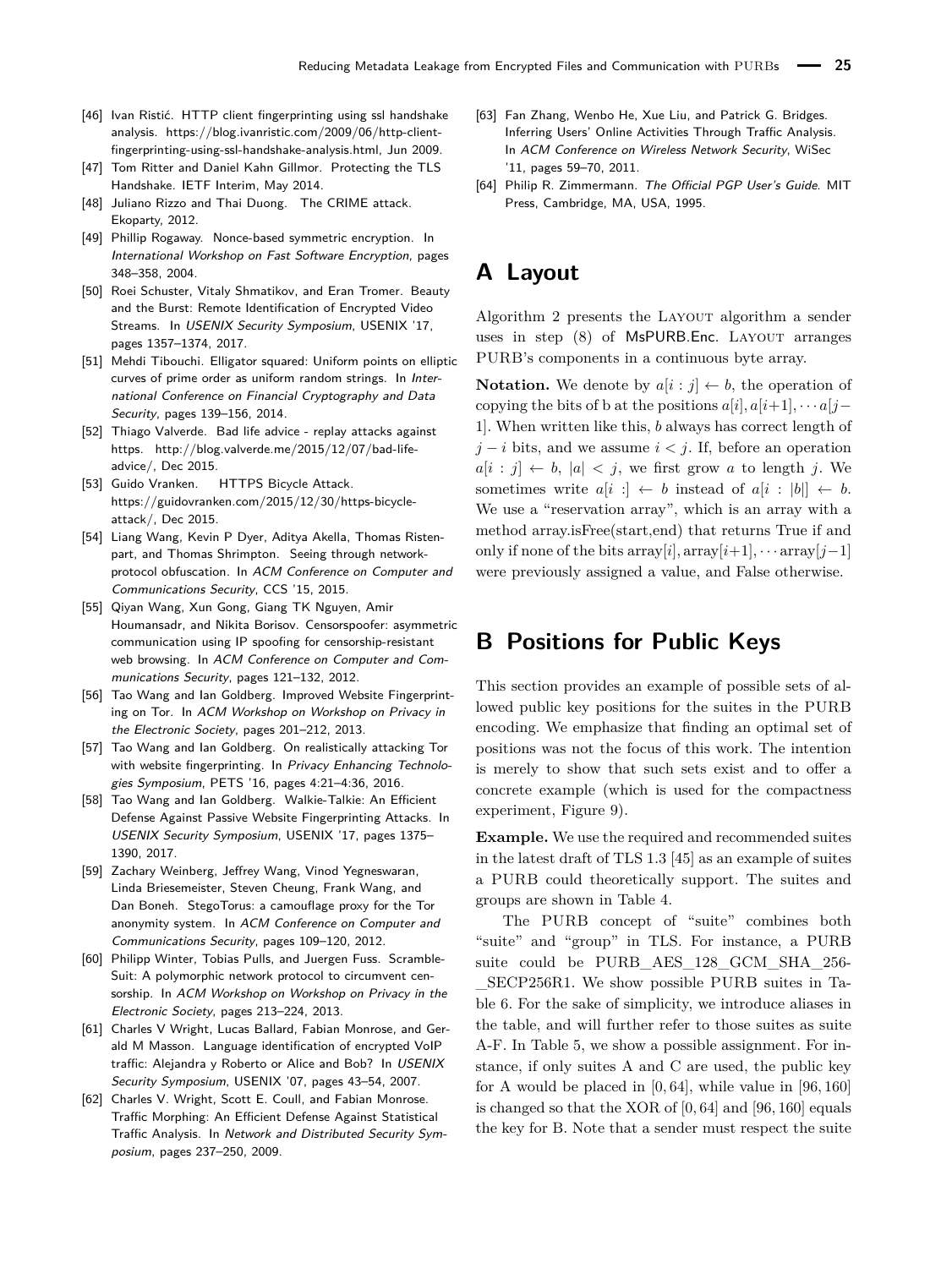[46] Ivan Ristić. HTTP client fingerprinting using ssl handshake analysis. https://blog.ivanristic.com/2009/06/http-client-fingerprinting-using-ssl-handshake-analysis.html, Jun 2009.

[47] Tom Ritter and Daniel Kahn Gillmor. Protecting the TLS Handshake. IETF Interim, May 2014.

[48] Juliano Rizzo and Thai Duong. The CRIME attack. Ekoparty, 2012.

[49] Phillip Rogaway. Nonce-based symmetric encryption. In *International Workshop on Fast Software Encryption*, pages 348–358, 2004.

[50] Roei Schuster, Vitaly Shmatikov, and Eran Tromer. Beauty and the Burst: Remote Identification of Encrypted Video Streams. In *USENIX Security Symposium*, USENIX '17, pages 1357–1374, 2017.

[51] Mehdi Tibouchi. Elligator squared: Uniform points on elliptic curves of prime order as uniform random strings. In *International Conference on Financial Cryptography and Data Security*, pages 139–156, 2014.

[52] Thiago Valverde. Bad life advice - replay attacks against https. http://blog.valverde.me/2015/12/07/bad-life-advice/, Dec 2015.

[53] Guido Vranken. HTTPS Bicycle Attack. https://guidovranken.com/2015/12/30/https-bicycle-attack/, Dec 2015.

[54] Liang Wang, Kevin P Dyer, Aditya Akella, Thomas Ristenpart, and Thomas Shrimpton. Seeing through network-protocol obfuscation. In *ACM Conference on Computer and Communications Security*, CCS '15, 2015.

[55] Qiyan Wang, Xun Gong, Giang TK Nguyen, Amir Houmansadr, and Nikita Borisov. Censorspoofer: asymmetric communication using IP spoofing for censorship-resistant web browsing. In *ACM Conference on Computer and Communications Security*, pages 121–132, 2012.

[56] Tao Wang and Ian Goldberg. Improved Website Fingerprinting on Tor. In *ACM Workshop on Workshop on Privacy in the Electronic Society*, pages 201–212, 2013.

[57] Tao Wang and Ian Goldberg. On realistically attacking Tor with website fingerprinting. In *Privacy Enhancing Technologies Symposium*, PETS '16, pages 4:21–4:36, 2016.

[58] Tao Wang and Ian Goldberg. Walkie-Talkie: An Efficient Defense Against Passive Website Fingerprinting Attacks. In *USENIX Security Symposium*, USENIX '17, pages 1375–1390, 2017.

[59] Zachary Weinberg, Jeffrey Wang, Vinod Yegneswaran, Linda Briesemeister, Steven Cheung, Frank Wang, and Dan Boneh. StegoTorus: a camouflage proxy for the Tor anonymity system. In *ACM Conference on Computer and Communications Security*, pages 109–120, 2012.

[60] Philipp Winter, Tobias Pulls, and Juergen Fuss. ScrambleSuit: A polymorphic network protocol to circumvent censorship. In *ACM Workshop on Workshop on Privacy in the Electronic Society*, pages 213–224, 2013.

[61] Charles V Wright, Lucas Ballard, Fabian Monrose, and Gerald M Masson. Language identification of encrypted VoIP traffic: Alejandra y Roberto or Alice and Bob? In *USENIX Security Symposium*, USENIX '07, pages 43–54, 2007.

[62] Charles V. Wright, Scott E. Coull, and Fabian Monrose. Traffic Morphing: An Efficient Defense Against Statistical Traffic Analysis. In *Network and Distributed Security Symposium*, pages 237–250, 2009.

[63] Fan Zhang, Wenbo He, Xue Liu, and Patrick G. Bridges. Inferring Users' Online Activities Through Traffic Analysis. In *ACM Conference on Wireless Network Security*, WiSec '11, pages 59–70, 2011.

[64] Philip R. Zimmermann. *The Official PGP User's Guide*. MIT Press, Cambridge, MA, USA, 1995.

# A Layout

Algorithm 2 presents the Layout algorithm a sender uses in step (8) of MsPURB.Enc. Layout arranges PURB's components in a continuous byte array.

**Notation.** We denote by $a[i:j] \leftarrow b$, the operation of copying the bits of b at the positions $a[i], a[i+1], \cdots a[j-1]$. When written like this, $b$ always has correct length of $j-i$ bits, and we assume $i < j$. If, before an operation $a[i:j] \leftarrow b$, $|a| < j$, we first grow $a$ to length $j$. We sometimes write $a[i:] \leftarrow b$ instead of $a[i:|b|] \leftarrow b$. We use a "reservation array", which is an array with a method array.isFree(start,end) that returns True if and only if none of the bits $\text{array}[i], \text{array}[i+1], \cdots \text{array}[j-1]$ were previously assigned a value, and False otherwise.

# B Positions for Public Keys

This section provides an example of possible sets of allowed public key positions for the suites in the PURB encoding. We emphasize that finding an optimal set of positions was not the focus of this work. The intention is merely to show that such sets exist and to offer a concrete example (which is used for the compactness experiment, Figure 9).

**Example.** We use the required and recommended suites in the latest draft of TLS 1.3 [45] as an example of suites a PURB could theoretically support. The suites and groups are shown in Table 4.

The PURB concept of "suite" combines both "suite" and "group" in TLS. For instance, a PURB suite could be PURB_AES_128_GCM_SHA_256-_SECP256R1. We show possible PURB suites in Table 6. For the sake of simplicity, we introduce aliases in the table, and will further refer to those suites as suite A-F. In Table 5, we show a possible assignment. For instance, if only suites A and C are used, the public key for A would be placed in $[0, 64]$, while value in $[96, 160]$ is changed so that the XOR of $[0, 64]$ and $[96, 160]$ equals the key for B. Note that a sender must respect the suite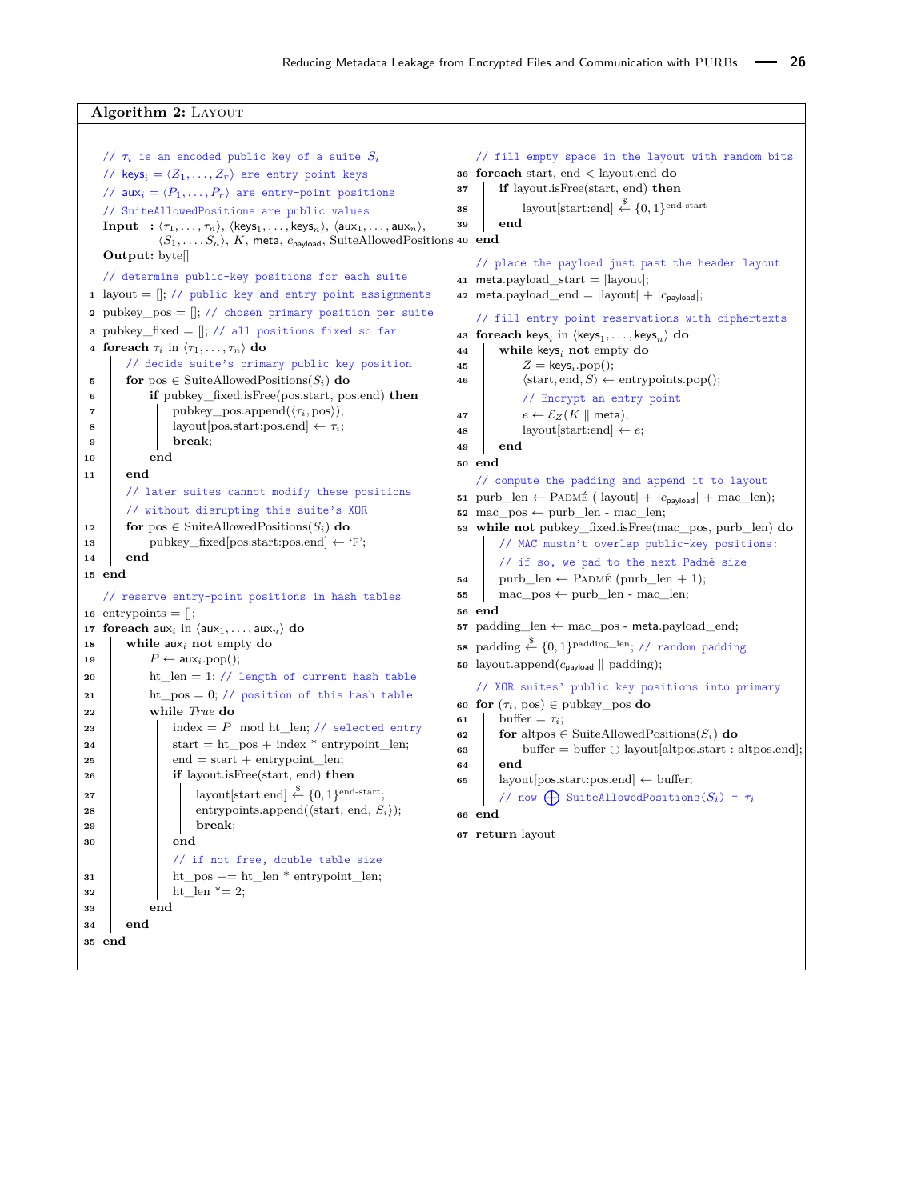**Algorithm 2:** LAYOUT

```
// τ_i is an encoded public key of a suite S_i
// keys_i = ⟨Z_1, ..., Z_r⟩ are entry-point keys
// aux_i = ⟨P_1, ..., P_r⟩ are entry-point positions
// SuiteAllowedPositions are public values
Input  : ⟨τ_1, ..., τ_n⟩, ⟨keys_1, ..., keys_n⟩, ⟨aux_1, ..., aux_n⟩,
         ⟨S_1, ..., S_n⟩, K, meta, c_payload, SuiteAllowedPositions
Output: byte[]

   // determine public-key positions for each suite
1  layout = []; // public-key and entry-point assignments
2  pubkey_pos = []; // chosen primary position per suite
3  pubkey_fixed = []; // all positions fixed so far
4  foreach τ_i in ⟨τ_1, ..., τ_n⟩ do
       // decide suite's primary public key position
5      for pos ∈ SuiteAllowedPositions(S_i) do
6          if pubkey_fixed.isFree(pos.start, pos.end) then
7              pubkey_pos.append(⟨τ_i, pos⟩);
8              layout[pos.start:pos.end] ← τ_i;
9              break;
10         end
11     end
       // later suites cannot modify these positions
       // without disrupting this suite's XOR
12     for pos ∈ SuiteAllowedPositions(S_i) do
13         pubkey_fixed[pos.start:pos.end] ← 'F';
14     end
15 end

   // reserve entry-point positions in hash tables
16 entrypoints = [];
17 foreach aux_i in ⟨aux_1, ..., aux_n⟩ do
18     while aux_i not empty do
19         P ← aux_i.pop();
20         ht_len = 1; // length of current hash table
21         ht_pos = 0; // position of this hash table
22         while True do
23             index = P mod ht_len; // selected entry
24             start = ht_pos + index * entrypoint_len;
25             end = start + entrypoint_len;
26             if layout.isFree(start, end) then
27                 layout[start:end] ←$ {0,1}^(end-start);
28                 entrypoints.append(⟨start, end, S_i⟩);
29                 break;
30             end
               // if not free, double table size
31             ht_pos += ht_len * entrypoint_len;
32             ht_len *= 2;
33         end
34     end
35 end

   // fill empty space in the layout with random bits
36 foreach start, end < layout.end do
37     if layout.isFree(start, end) then
38         layout[start:end] ←$ {0,1}^(end-start)
39     end
40 end

   // place the payload just past the header layout
41 meta.payload_start = |layout|;
42 meta.payload_end = |layout| + |c_payload|;

   // fill entry-point reservations with ciphertexts
43 foreach keys_i in ⟨keys_1, ..., keys_n⟩ do
44     while keys_i not empty do
45         Z = keys_i.pop();
46         ⟨start, end, S⟩ ← entrypoints.pop();
           // Encrypt an entry point
47         e ← E_Z(K ∥ meta);
48         layout[start:end] ← e;
49     end
50 end

   // compute the padding and append it to layout
51 purb_len ← PADMÉ (|layout| + |c_payload| + mac_len);
52 mac_pos ← purb_len - mac_len;
53 while not pubkey_fixed.isFree(mac_pos, purb_len) do
       // MAC mustn't overlap public-key positions:
       // if so, we pad to the next Padmé size
54     purb_len ← PADMÉ (purb_len + 1);
55     mac_pos ← purb_len - mac_len;
56 end
57 padding_len ← mac_pos - meta.payload_end;
58 padding ←$ {0,1}^padding_len; // random padding
59 layout.append(c_payload ∥ padding);

   // XOR suites' public key positions into primary
60 for (τ_i, pos) ∈ pubkey_pos do
61     buffer = τ_i;
62     for altpos ∈ SuiteAllowedPositions(S_i) do
63         buffer = buffer ⊕ layout[altpos.start : altpos.end];
64     end
65     layout[pos.start:pos.end] ← buffer;
       // now ⊕ SuiteAllowedPositions(S_i) = τ_i
66 end
67 return layout
```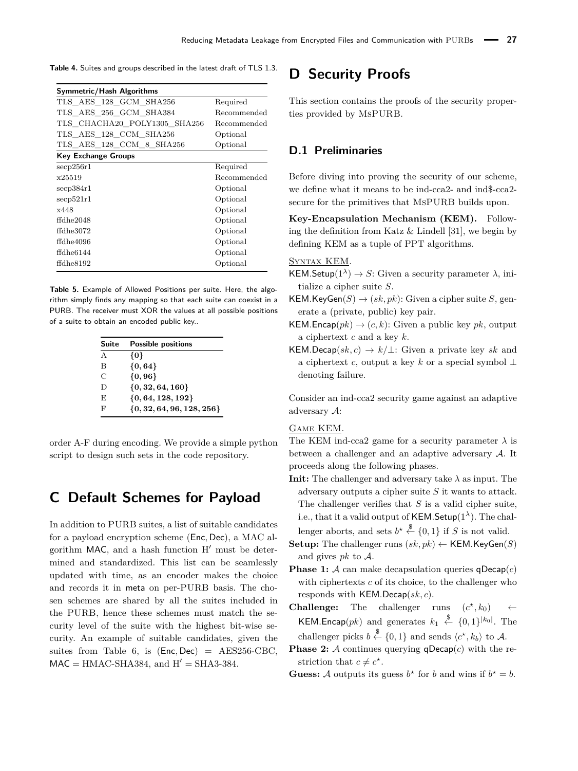**Table 4.** Suites and groups described in the latest draft of TLS 1.3.

| **Symmetric/Hash Algorithms** | |
|---|---|
| TLS_AES_128_GCM_SHA256 | Required |
| TLS_AES_256_GCM_SHA384 | Recommended |
| TLS_CHACHA20_POLY1305_SHA256 | Recommended |
| TLS_AES_128_CCM_SHA256 | Optional |
| TLS_AES_128_CCM_8_SHA256 | Optional |
| **Key Exchange Groups** | |
| secp256r1 | Required |
| x25519 | Recommended |
| secp384r1 | Optional |
| secp521r1 | Optional |
| x448 | Optional |
| ffdhe2048 | Optional |
| ffdhe3072 | Optional |
| ffdhe4096 | Optional |
| ffdhe6144 | Optional |
| ffdhe8192 | Optional |

**Table 5.** Example of Allowed Positions per suite. Here, the algorithm simply finds any mapping so that each suite can coexist in a PURB. The receiver must XOR the values at all possible positions of a suite to obtain an encoded public key..

| Suite | Possible positions |
|---|---|
| A | $\{0\}$ |
| B | $\{0, 64\}$ |
| C | $\{0, 96\}$ |
| D | $\{0, 32, 64, 160\}$ |
| E | $\{0, 64, 128, 192\}$ |
| F | $\{0, 32, 64, 96, 128, 256\}$ |

order A-F during encoding. We provide a simple python script to design such sets in the code repository.

# C Default Schemes for Payload

In addition to PURB suites, a list of suitable candidates for a payload encryption scheme (Enc, Dec), a MAC algorithm MAC, and a hash function H′ must be determined and standardized. This list can be seamlessly updated with time, as an encoder makes the choice and records it in meta on per-PURB basis. The chosen schemes are shared by all the suites included in the PURB, hence these schemes must match the security level of the suite with the highest bit-wise security. An example of suitable candidates, given the suites from Table 6, is (Enc, Dec) = AES256-CBC, MAC = HMAC-SHA384, and H′ = SHA3-384.

# D Security Proofs

This section contains the proofs of the security properties provided by MsPURB.

## D.1 Preliminaries

Before diving into proving the security of our scheme, we define what it means to be ind-cca2- and ind$-cca2-secure for the primitives that MsPURB builds upon.

**Key-Encapsulation Mechanism (KEM).** Following the definition from Katz & Lindell [31], we begin by defining KEM as a tuple of PPT algorithms.

<u>Syntax KEM</u>.

- $\mathsf{KEM.Setup}(1^\lambda) \to S$: Given a security parameter $\lambda$, initialize a cipher suite $S$.
- $\mathsf{KEM.KeyGen}(S) \to (sk, pk)$: Given a cipher suite $S$, generate a (private, public) key pair.
- $\mathsf{KEM.Encap}(pk) \to (c, k)$: Given a public key $pk$, output a ciphertext $c$ and a key $k$.
- $\mathsf{KEM.Decap}(sk, c) \to k/\bot$: Given a private key $sk$ and a ciphertext $c$, output a key $k$ or a special symbol $\bot$ denoting failure.

Consider an ind-cca2 security game against an adaptive adversary $\mathcal{A}$:

<u>Game KEM</u>.

The KEM ind-cca2 game for a security parameter $\lambda$ is between a challenger and an adaptive adversary $\mathcal{A}$. It proceeds along the following phases.

- **Init:** The challenger and adversary take $\lambda$ as input. The adversary outputs a cipher suite $S$ it wants to attack. The challenger verifies that $S$ is a valid cipher suite, i.e., that it a valid output of $\mathsf{KEM.Setup}(1^\lambda)$. The challenger aborts, and sets $b^\star \xleftarrow{\$} \{0,1\}$ if $S$ is not valid.
- **Setup:** The challenger runs $(sk, pk) \leftarrow \mathsf{KEM.KeyGen}(S)$ and gives $pk$ to $\mathcal{A}$.
- **Phase 1:** $\mathcal{A}$ can make decapsulation queries $\mathsf{qDecap}(c)$ with ciphertexts $c$ of its choice, to the challenger who responds with $\mathsf{KEM.Decap}(sk, c)$.
- **Challenge:** The challenger runs $(c^\star, k_0) \leftarrow \mathsf{KEM.Encap}(pk)$ and generates $k_1 \xleftarrow{\$} \{0,1\}^{|k_0|}$. The challenger picks $b \xleftarrow{\$} \{0,1\}$ and sends $\langle c^\star, k_b \rangle$ to $\mathcal{A}$.
- **Phase 2:** $\mathcal{A}$ continues querying $\mathsf{qDecap}(c)$ with the restriction that $c \neq c^\star$.
- **Guess:** $\mathcal{A}$ outputs its guess $b^\star$ for $b$ and wins if $b^\star = b$.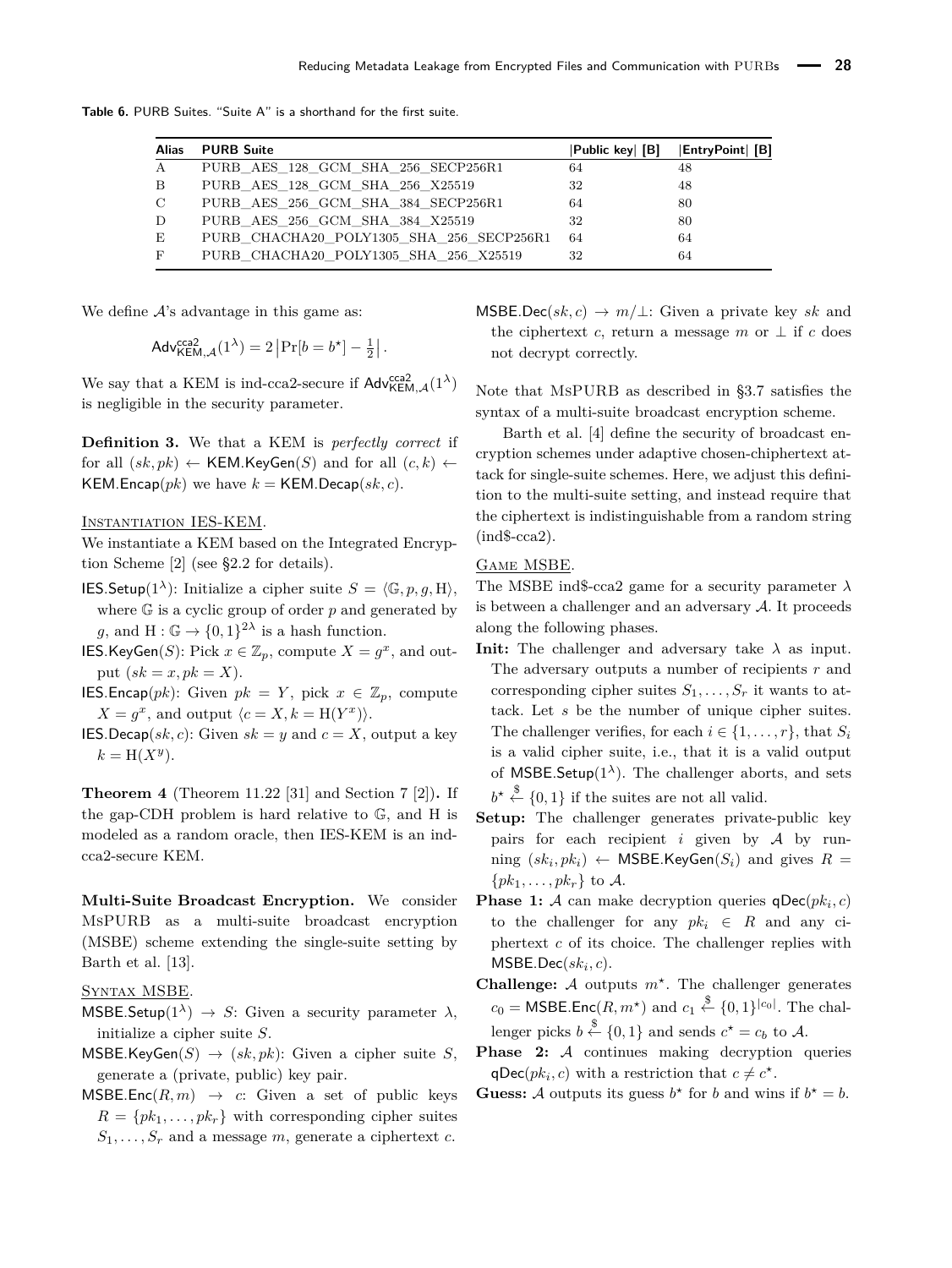**Table 6.** PURB Suites. "Suite A" is a shorthand for the first suite.

| Alias | PURB Suite | \|Public key\| [B] | \|EntryPoint\| [B] |
|---|---|---|---|
| A | PURB_AES_128_GCM_SHA_256_SECP256R1 | 64 | 48 |
| B | PURB_AES_128_GCM_SHA_256_X25519 | 32 | 48 |
| C | PURB_AES_256_GCM_SHA_384_SECP256R1 | 64 | 80 |
| D | PURB_AES_256_GCM_SHA_384_X25519 | 32 | 80 |
| E | PURB_CHACHA20_POLY1305_SHA_256_SECP256R1 | 64 | 64 |
| F | PURB_CHACHA20_POLY1305_SHA_256_X25519 | 32 | 64 |

We define $\mathcal{A}$'s advantage in this game as:

$$\mathsf{Adv}^{\mathsf{cca2}}_{\mathsf{KEM},\mathcal{A}}(1^\lambda) = 2\left|\Pr[b = b^\star] - \tfrac{1}{2}\right|.$$

We say that a KEM is ind-cca2-secure if $\mathsf{Adv}^{\mathsf{cca2}}_{\mathsf{KEM},\mathcal{A}}(1^\lambda)$ is negligible in the security parameter.

**Definition 3.** We that a KEM is *perfectly correct* if for all $(sk, pk) \leftarrow \mathsf{KEM.KeyGen}(S)$ and for all $(c, k) \leftarrow \mathsf{KEM.Encap}(pk)$ we have $k = \mathsf{KEM.Decap}(sk, c)$.

Instantiation IES-KEM.
We instantiate a KEM based on the Integrated Encryption Scheme [2] (see §2.2 for details).

- $\mathsf{IES.Setup}(1^\lambda)$: Initialize a cipher suite $S = \langle \mathbb{G}, p, g, \mathrm{H}\rangle$, where $\mathbb{G}$ is a cyclic group of order $p$ and generated by $g$, and $\mathrm{H} : \mathbb{G} \to \{0,1\}^{2\lambda}$ is a hash function.
- $\mathsf{IES.KeyGen}(S)$: Pick $x \in \mathbb{Z}_p$, compute $X = g^x$, and output $(sk = x, pk = X)$.
- $\mathsf{IES.Encap}(pk)$: Given $pk = Y$, pick $x \in \mathbb{Z}_p$, compute $X = g^x$, and output $\langle c = X, k = \mathrm{H}(Y^x)\rangle$.
- $\mathsf{IES.Decap}(sk, c)$: Given $sk = y$ and $c = X$, output a key $k = \mathrm{H}(X^y)$.

**Theorem 4** (Theorem 11.22 [31] and Section 7 [2])**.** If the gap-CDH problem is hard relative to $\mathbb{G}$, and H is modeled as a random oracle, then IES-KEM is an ind-cca2-secure KEM.

**Multi-Suite Broadcast Encryption.** We consider MsPURB as a multi-suite broadcast encryption (MSBE) scheme extending the single-suite setting by Barth et al. [13].

Syntax MSBE.

- $\mathsf{MSBE.Setup}(1^\lambda) \to S$: Given a security parameter $\lambda$, initialize a cipher suite $S$.
- $\mathsf{MSBE.KeyGen}(S) \to (sk, pk)$: Given a cipher suite $S$, generate a (private, public) key pair.
- $\mathsf{MSBE.Enc}(R, m) \to c$: Given a set of public keys $R = \{pk_1, \ldots, pk_r\}$ with corresponding cipher suites $S_1, \ldots, S_r$ and a message $m$, generate a ciphertext $c$.
- $\mathsf{MSBE.Dec}(sk, c) \to m/\perp$: Given a private key $sk$ and the ciphertext $c$, return a message $m$ or $\perp$ if $c$ does not decrypt correctly.

Note that MsPURB as described in §3.7 satisfies the syntax of a multi-suite broadcast encryption scheme.

Barth et al. [4] define the security of broadcast encryption schemes under adaptive chosen-chiphertext attack for single-suite schemes. Here, we adjust this definition to the multi-suite setting, and instead require that the ciphertext is indistinguishable from a random string (ind\$-cca2).

Game MSBE.
The MSBE ind\$-cca2 game for a security parameter $\lambda$ is between a challenger and an adversary $\mathcal{A}$. It proceeds along the following phases.

- **Init:** The challenger and adversary take $\lambda$ as input. The adversary outputs a number of recipients $r$ and corresponding cipher suites $S_1, \ldots, S_r$ it wants to attack. Let $s$ be the number of unique cipher suites. The challenger verifies, for each $i \in \{1, \ldots, r\}$, that $S_i$ is a valid cipher suite, i.e., that it is a valid output of $\mathsf{MSBE.Setup}(1^\lambda)$. The challenger aborts, and sets $b^\star \xleftarrow{\$} \{0,1\}$ if the suites are not all valid.
- **Setup:** The challenger generates private-public key pairs for each recipient $i$ given by $\mathcal{A}$ by running $(sk_i, pk_i) \leftarrow \mathsf{MSBE.KeyGen}(S_i)$ and gives $R = \{pk_1, \ldots, pk_r\}$ to $\mathcal{A}$.
- **Phase 1:** $\mathcal{A}$ can make decryption queries $\mathsf{qDec}(pk_i, c)$ to the challenger for any $pk_i \in R$ and any ciphertext $c$ of its choice. The challenger replies with $\mathsf{MSBE.Dec}(sk_i, c)$.
- **Challenge:** $\mathcal{A}$ outputs $m^\star$. The challenger generates $c_0 = \mathsf{MSBE.Enc}(R, m^\star)$ and $c_1 \xleftarrow{\$} \{0,1\}^{|c_0|}$. The challenger picks $b \xleftarrow{\$} \{0,1\}$ and sends $c^\star = c_b$ to $\mathcal{A}$.
- **Phase 2:** $\mathcal{A}$ continues making decryption queries $\mathsf{qDec}(pk_i, c)$ with a restriction that $c \neq c^\star$.
- **Guess:** $\mathcal{A}$ outputs its guess $b^\star$ for $b$ and wins if $b^\star = b$.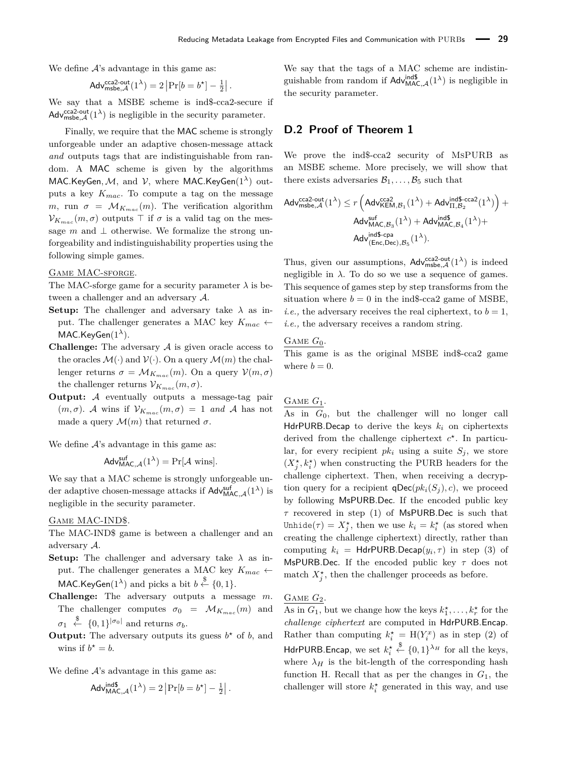We define $\mathcal{A}$'s advantage in this game as:

$$\mathsf{Adv}^{\mathsf{cca2\text{-}out}}_{\mathsf{msbe},\mathcal{A}}(1^\lambda) = 2\left|\Pr[b = b^\star] - \tfrac{1}{2}\right|.$$

We say that a MSBE scheme is ind\$-cca2-secure if $\mathsf{Adv}^{\mathsf{cca2\text{-}out}}_{\mathsf{msbe},\mathcal{A}}(1^\lambda)$ is negligible in the security parameter.

Finally, we require that the MAC scheme is strongly unforgeable under an adaptive chosen-message attack *and* outputs tags that are indistinguishable from random. A MAC scheme is given by the algorithms MAC.KeyGen, $\mathcal{M}$, and $\mathcal{V}$, where MAC.KeyGen$(1^\lambda)$ outputs a key $K_{mac}$. To compute a tag on the message $m$, run $\sigma = \mathcal{M}_{K_{mac}}(m)$. The verification algorithm $\mathcal{V}_{K_{mac}}(m, \sigma)$ outputs $\top$ if $\sigma$ is a valid tag on the message $m$ and $\perp$ otherwise. We formalize the strong unforgeability and indistinguishability properties using the following simple games.

<u>Game MAC-sforge</u>.

The MAC-sforge game for a security parameter $\lambda$ is between a challenger and an adversary $\mathcal{A}$.

- **Setup:** The challenger and adversary take $\lambda$ as input. The challenger generates a MAC key $K_{mac} \leftarrow$ MAC.KeyGen$(1^\lambda)$.
- **Challenge:** The adversary $\mathcal{A}$ is given oracle access to the oracles $\mathcal{M}(\cdot)$ and $\mathcal{V}(\cdot)$. On a query $\mathcal{M}(m)$ the challenger returns $\sigma = \mathcal{M}_{K_{mac}}(m)$. On a query $\mathcal{V}(m, \sigma)$ the challenger returns $\mathcal{V}_{K_{mac}}(m, \sigma)$.
- **Output:** $\mathcal{A}$ eventually outputs a message-tag pair $(m, \sigma)$. $\mathcal{A}$ wins if $\mathcal{V}_{K_{mac}}(m, \sigma) = 1$ *and* $\mathcal{A}$ has not made a query $\mathcal{M}(m)$ that returned $\sigma$.

We define $\mathcal{A}$'s advantage in this game as:

$$\mathsf{Adv}^{\mathsf{suf}}_{\mathsf{MAC},\mathcal{A}}(1^\lambda) = \Pr[\mathcal{A} \text{ wins}].$$

We say that a MAC scheme is strongly unforgeable under adaptive chosen-message attacks if $\mathsf{Adv}^{\mathsf{suf}}_{\mathsf{MAC},\mathcal{A}}(1^\lambda)$ is negligible in the security parameter.

<u>Game MAC-IND\$</u>.

The MAC-IND\$ game is between a challenger and an adversary $\mathcal{A}$.

- **Setup:** The challenger and adversary take $\lambda$ as input. The challenger generates a MAC key $K_{mac} \leftarrow$ MAC.KeyGen$(1^\lambda)$ and picks a bit $b \xleftarrow{\$} \{0, 1\}$.
- **Challenge:** The adversary outputs a message $m$. The challenger computes $\sigma_0 = \mathcal{M}_{K_{mac}}(m)$ and $\sigma_1 \xleftarrow{\$} \{0, 1\}^{|\sigma_0|}$ and returns $\sigma_b$.
- **Output:** The adversary outputs its guess $b^\star$ of $b$, and wins if $b^\star = b$.

We define $\mathcal{A}$'s advantage in this game as:

$$\mathsf{Adv}^{\mathsf{ind\$}}_{\mathsf{MAC},\mathcal{A}}(1^\lambda) = 2\left|\Pr[b = b^\star] - \tfrac{1}{2}\right|.$$

We say that the tags of a MAC scheme are indistinguishable from random if $\mathsf{Adv}^{\mathsf{ind\$}}_{\mathsf{MAC},\mathcal{A}}(1^\lambda)$ is negligible in the security parameter.

## D.2 Proof of Theorem 1

We prove the ind\$-cca2 security of MsPURB as an MSBE scheme. More precisely, we will show that there exists adversaries $\mathcal{B}_1, \ldots, \mathcal{B}_5$ such that

$$\begin{aligned}\mathsf{Adv}^{\mathsf{cca2\text{-}out}}_{\mathsf{msbe},\mathcal{A}}(1^\lambda) \leq r\left(\mathsf{Adv}^{\mathsf{cca2}}_{\mathsf{KEM},\mathcal{B}_1}(1^\lambda) + \mathsf{Adv}^{\mathsf{ind\$\text{-}cca2}}_{\Pi,\mathcal{B}_2}(1^\lambda)\right) + \\ \mathsf{Adv}^{\mathsf{suf}}_{\mathsf{MAC},\mathcal{B}_3}(1^\lambda) + \mathsf{Adv}^{\mathsf{ind\$}}_{\mathsf{MAC},\mathcal{B}_4}(1^\lambda) + \\ \mathsf{Adv}^{\mathsf{ind\$\text{-}cpa}}_{(\mathsf{Enc},\mathsf{Dec}),\mathcal{B}_5}(1^\lambda).\end{aligned}$$

Thus, given our assumptions, $\mathsf{Adv}^{\mathsf{cca2\text{-}out}}_{\mathsf{msbe},\mathcal{A}}(1^\lambda)$ is indeed negligible in $\lambda$. To do so we use a sequence of games. This sequence of games step by step transforms from the situation where $b = 0$ in the ind\$-cca2 game of MSBE, *i.e.,* the adversary receives the real ciphertext, to $b = 1$, *i.e.,* the adversary receives a random string.

<u>Game $G_0$</u>.

This game is as the original MSBE ind\$-cca2 game where $b = 0$.

<u>Game $G_1$</u>.

As in $G_0$, but the challenger will no longer call HdrPURB.Decap to derive the keys $k_i$ on ciphertexts derived from the challenge ciphertext $c^\star$. In particular, for every recipient $pk_i$ using a suite $S_j$, we store $(X^\star_j, k^\star_i)$ when constructing the PURB headers for the challenge ciphertext. Then, when receiving a decryption query for a recipient $\mathsf{qDec}(pk_i(S_j), c)$, we proceed by following MsPURB.Dec. If the encoded public key $\tau$ recovered in step (1) of MsPURB.Dec is such that $\texttt{Unhide}(\tau) = X^\star_j$, then we use $k_i = k^\star_i$ (as stored when creating the challenge ciphertext) directly, rather than computing $k_i = $ HdrPURB.Decap$(y_i, \tau)$ in step (3) of MsPURB.Dec. If the encoded public key $\tau$ does not match $X^\star_j$, then the challenger proceeds as before.

<u>Game $G_2$</u>.

As in $G_1$, but we change how the keys $k^\star_1, \ldots, k^\star_r$ for the *challenge ciphertext* are computed in HdrPURB.Encap. Rather than computing $k^\star_i = \mathrm{H}(Y^x_i)$ as in step (2) of HdrPURB.Encap, we set $k^\star_i \xleftarrow{\$} \{0, 1\}^{\lambda_H}$ for all the keys, where $\lambda_H$ is the bit-length of the corresponding hash function H. Recall that as per the changes in $G_1$, the challenger will store $k^\star_i$ generated in this way, and use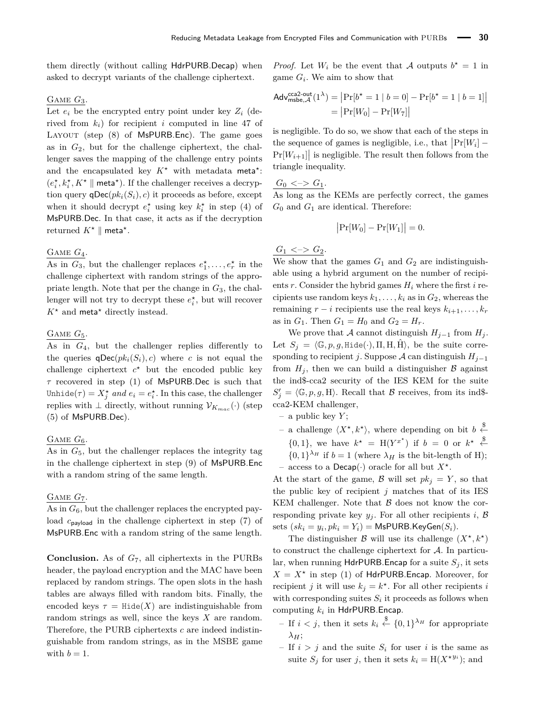them directly (without calling HdrPURB.Decap) when asked to decrypt variants of the challenge ciphertext.

Game $G_3$.

Let $e_i$ be the encrypted entry point under key $Z_i$ (derived from $k_i$) for recipient $i$ computed in line 47 of Layout (step (8) of MsPURB.Enc). The game goes as in $G_2$, but for the challenge ciphertext, the challenger saves the mapping of the challenge entry points and the encapsulated key $K^\star$ with metadata $\mathsf{meta}^\star$: $(e_i^\star, k_i^\star, K^\star \parallel \mathsf{meta}^\star)$. If the challenger receives a decryption query $\mathsf{qDec}(pk_i(S_i), c)$ it proceeds as before, except when it should decrypt $e_i^\star$ using key $k_i^\star$ in step (4) of MsPURB.Dec. In that case, it acts as if the decryption returned $K^\star \parallel \mathsf{meta}^\star$.

Game $G_4$.

As in $G_3$, but the challenger replaces $e_1^\star, \ldots, e_r^\star$ in the challenge ciphertext with random strings of the appropriate length. Note that per the change in $G_3$, the challenger will not try to decrypt these $e_i^\star$, but will recover $K^\star$ and $\mathsf{meta}^\star$ directly instead.

Game $G_5$.

As in $G_4$, but the challenger replies differently to the queries $\mathsf{qDec}(pk_i(S_i), c)$ where $c$ is not equal the challenge ciphertext $c^\star$ but the encoded public key $\tau$ recovered in step (1) of MsPURB.Dec is such that $\texttt{Unhide}(\tau) = X_j^\star$ *and* $e_i = e_i^\star$. In this case, the challenger replies with $\perp$ directly, without running $\mathcal{V}_{K_{mac}}(\cdot)$ (step (5) of MsPURB.Dec).

Game $G_6$.

As in $G_5$, but the challenger replaces the integrity tag in the challenge ciphertext in step (9) of MsPURB.Enc with a random string of the same length.

Game $G_7$.

As in $G_6$, but the challenger replaces the encrypted payload $c_{\mathsf{payload}}$ in the challenge ciphertext in step (7) of MsPURB.Enc with a random string of the same length.

**Conclusion.** As of $G_7$, all ciphertexts in the PURBs header, the payload encryption and the MAC have been replaced by random strings. The open slots in the hash tables are always filled with random bits. Finally, the encoded keys $\tau = \texttt{Hide}(X)$ are indistinguishable from random strings as well, since the keys $X$ are random. Therefore, the PURB ciphertexts $c$ are indeed indistinguishable from random strings, as in the MSBE game with $b = 1$.

*Proof.* Let $W_i$ be the event that $\mathcal{A}$ outputs $b^\star = 1$ in game $G_i$. We aim to show that

$$\begin{aligned}\mathsf{Adv}^{\mathsf{cca2\text{-}out}}_{\mathsf{msbe},\mathcal{A}}(1^\lambda) &= \left|\Pr[b^\star = 1 \mid b = 0] - \Pr[b^\star = 1 \mid b = 1]\right| \\ &= \left|\Pr[W_0] - \Pr[W_7]\right|\end{aligned}$$

is negligible. To do so, we show that each of the steps in the sequence of games is negligible, i.e., that $\left|\Pr[W_i] - \Pr[W_{i+1}]\right|$ is negligible. The result then follows from the triangle inequality.

$G_0$ <-> $G_1$.

As long as the KEMs are perfectly correct, the games $G_0$ and $G_1$ are identical. Therefore:

$$\left|\Pr[W_0] - \Pr[W_1]\right| = 0.$$

$G_1$ <-> $G_2$.

We show that the games $G_1$ and $G_2$ are indistinguishable using a hybrid argument on the number of recipients $r$. Consider the hybrid games $H_i$ where the first $i$ recipients use random keys $k_1, \ldots, k_i$ as in $G_2$, whereas the remaining $r - i$ recipients use the real keys $k_{i+1}, \ldots, k_r$ as in $G_1$. Then $G_1 = H_0$ and $G_2 = H_r$.

We prove that $\mathcal{A}$ cannot distinguish $H_{j-1}$ from $H_j$. Let $S_j = \langle \mathbb{G}, p, g, \texttt{Hide}(\cdot), \Pi, \mathrm{H}, \hat{\mathrm{H}} \rangle$, be the suite corresponding to recipient $j$. Suppose $\mathcal{A}$ can distinguish $H_{j-1}$ from $H_j$, then we can build a distinguisher $\mathcal{B}$ against the ind\$-cca2 security of the IES KEM for the suite $S_j' = \langle \mathbb{G}, p, g, \mathrm{H} \rangle$. Recall that $\mathcal{B}$ receives, from its ind\$-cca2-KEM challenger,

- a public key $Y$;
- a challenge $\langle X^\star, k^\star \rangle$, where depending on bit $b \xleftarrow{\$} \{0,1\}$, we have $k^\star = \mathrm{H}(Y^{x^\star})$ if $b = 0$ or $k^\star \xleftarrow{\$} \{0,1\}^{\lambda_H}$ if $b = 1$ (where $\lambda_H$ is the bit-length of H);
- access to a $\mathsf{Decap}(\cdot)$ oracle for all but $X^\star$.

At the start of the game, $\mathcal{B}$ will set $pk_j = Y$, so that the public key of recipient $j$ matches that of its IES KEM challenger. Note that $\mathcal{B}$ does not know the corresponding private key $y_j$. For all other recipients $i$, $\mathcal{B}$ sets $(sk_i = y_i, pk_i = Y_i) = \mathsf{MsPURB.KeyGen}(S_i)$.

The distinguisher $\mathcal{B}$ will use its challenge $(X^\star, k^\star)$ to construct the challenge ciphertext for $\mathcal{A}$. In particular, when running HdrPURB.Encap for a suite $S_j$, it sets $X = X^\star$ in step (1) of HdrPURB.Encap. Moreover, for recipient $j$ it will use $k_j = k^\star$. For all other recipients $i$ with corresponding suites $S_i$ it proceeds as follows when computing $k_i$ in HdrPURB.Encap.

- If $i < j$, then it sets $k_i \xleftarrow{\$} \{0,1\}^{\lambda_H}$ for appropriate $\lambda_H$;
- If $i > j$ and the suite $S_i$ for user $i$ is the same as suite $S_j$ for user $j$, then it sets $k_i = \mathrm{H}(X^{\star y_i})$; and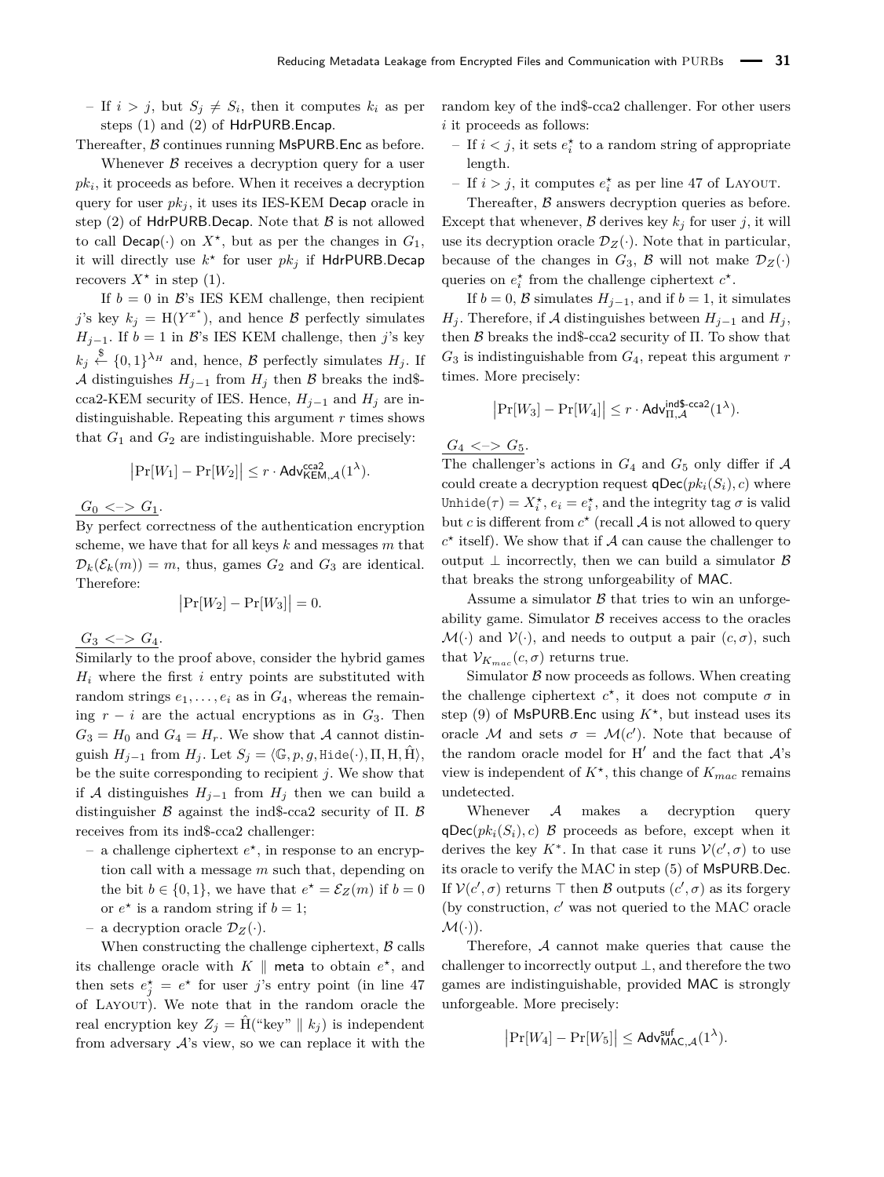– If $i > j$, but $S_j \neq S_i$, then it computes $k_i$ as per steps (1) and (2) of HdrPURB.Encap.

Thereafter, $\mathcal{B}$ continues running MsPURB.Enc as before.

Whenever $\mathcal{B}$ receives a decryption query for a user $pk_i$, it proceeds as before. When it receives a decryption query for user $pk_j$, it uses its IES-KEM Decap oracle in step (2) of HdrPURB.Decap. Note that $\mathcal{B}$ is not allowed to call $\mathsf{Decap}(\cdot)$ on $X^\star$, but as per the changes in $G_1$, it will directly use $k^\star$ for user $pk_j$ if HdrPURB.Decap recovers $X^\star$ in step (1).

If $b = 0$ in $\mathcal{B}$'s IES KEM challenge, then recipient $j$'s key $k_j = \mathrm{H}(Y^{x^\star})$, and hence $\mathcal{B}$ perfectly simulates $H_{j-1}$. If $b = 1$ in $\mathcal{B}$'s IES KEM challenge, then $j$'s key $k_j \xleftarrow{\$} \{0,1\}^{\lambda_H}$ and, hence, $\mathcal{B}$ perfectly simulates $H_j$. If $\mathcal{A}$ distinguishes $H_{j-1}$ from $H_j$ then $\mathcal{B}$ breaks the ind\$-cca2-KEM security of IES. Hence, $H_{j-1}$ and $H_j$ are indistinguishable. Repeating this argument $r$ times shows that $G_1$ and $G_2$ are indistinguishable. More precisely:

$$\left|\Pr[W_1] - \Pr[W_2]\right| \leq r \cdot \mathsf{Adv}^{\mathsf{cca2}}_{\mathsf{KEM},\mathcal{A}}(1^\lambda).$$

$G_0 <-> G_1$.

By perfect correctness of the authentication encryption scheme, we have that for all keys $k$ and messages $m$ that $\mathcal{D}_k(\mathcal{E}_k(m)) = m$, thus, games $G_2$ and $G_3$ are identical. Therefore:

$$\left|\Pr[W_2] - \Pr[W_3]\right| = 0.$$

$G_3 <-> G_4$.

Similarly to the proof above, consider the hybrid games $H_i$ where the first $i$ entry points are substituted with random strings $e_1, \ldots, e_i$ as in $G_4$, whereas the remaining $r - i$ are the actual encryptions as in $G_3$. Then $G_3 = H_0$ and $G_4 = H_r$. We show that $\mathcal{A}$ cannot distinguish $H_{j-1}$ from $H_j$. Let $S_j = \langle \mathbb{G}, p, g, \mathtt{Hide}(\cdot), \Pi, \mathrm{H}, \hat{\mathrm{H}} \rangle$, be the suite corresponding to recipient $j$. We show that if $\mathcal{A}$ distinguishes $H_{j-1}$ from $H_j$ then we can build a distinguisher $\mathcal{B}$ against the ind\$-cca2 security of $\Pi$. $\mathcal{B}$ receives from its ind\$-cca2 challenger:

– a challenge ciphertext $e^\star$, in response to an encryption call with a message $m$ such that, depending on the bit $b \in \{0,1\}$, we have that $e^\star = \mathcal{E}_Z(m)$ if $b = 0$ or $e^\star$ is a random string if $b = 1$;
– a decryption oracle $\mathcal{D}_Z(\cdot)$.

When constructing the challenge ciphertext, $\mathcal{B}$ calls its challenge oracle with $K \parallel \mathsf{meta}$ to obtain $e^\star$, and then sets $e_j^\star = e^\star$ for user $j$'s entry point (in line 47 of Layout). We note that in the random oracle the real encryption key $Z_j = \hat{\mathrm{H}}(\text{"key"} \parallel k_j)$ is independent from adversary $\mathcal{A}$'s view, so we can replace it with the random key of the ind\$-cca2 challenger. For other users $i$ it proceeds as follows:

– If $i < j$, it sets $e_i^\star$ to a random string of appropriate length.
– If $i > j$, it computes $e_i^\star$ as per line 47 of Layout.

Thereafter, $\mathcal{B}$ answers decryption queries as before. Except that whenever, $\mathcal{B}$ derives key $k_j$ for user $j$, it will use its decryption oracle $\mathcal{D}_Z(\cdot)$. Note that in particular, because of the changes in $G_3$, $\mathcal{B}$ will not make $\mathcal{D}_Z(\cdot)$ queries on $e_i^\star$ from the challenge ciphertext $c^\star$.

If $b = 0$, $\mathcal{B}$ simulates $H_{j-1}$, and if $b = 1$, it simulates $H_j$. Therefore, if $\mathcal{A}$ distinguishes between $H_{j-1}$ and $H_j$, then $\mathcal{B}$ breaks the ind\$-cca2 security of $\Pi$. To show that $G_3$ is indistinguishable from $G_4$, repeat this argument $r$ times. More precisely:

$$\left|\Pr[W_3] - \Pr[W_4]\right| \leq r \cdot \mathsf{Adv}^{\mathsf{ind\$\text{-}cca2}}_{\Pi,\mathcal{A}}(1^\lambda).$$

$G_4 <-> G_5$.

The challenger's actions in $G_4$ and $G_5$ only differ if $\mathcal{A}$ could create a decryption request $\mathsf{qDec}(pk_i(S_i), c)$ where $\mathtt{Unhide}(\tau) = X_i^\star$, $e_i = e_i^\star$, and the integrity tag $\sigma$ is valid but $c$ is different from $c^\star$ (recall $\mathcal{A}$ is not allowed to query $c^\star$ itself). We show that if $\mathcal{A}$ can cause the challenger to output $\perp$ incorrectly, then we can build a simulator $\mathcal{B}$ that breaks the strong unforgeability of MAC.

Assume a simulator $\mathcal{B}$ that tries to win an unforgeability game. Simulator $\mathcal{B}$ receives access to the oracles $\mathcal{M}(\cdot)$ and $\mathcal{V}(\cdot)$, and needs to output a pair $(c, \sigma)$, such that $\mathcal{V}_{K_{mac}}(c, \sigma)$ returns true.

Simulator $\mathcal{B}$ now proceeds as follows. When creating the challenge ciphertext $c^\star$, it does not compute $\sigma$ in step (9) of MsPURB.Enc using $K^\star$, but instead uses its oracle $\mathcal{M}$ and sets $\sigma = \mathcal{M}(c')$. Note that because of the random oracle model for $\mathrm{H}'$ and the fact that $\mathcal{A}$'s view is independent of $K^\star$, this change of $K_{mac}$ remains undetected.

Whenever $\mathcal{A}$ makes a decryption query $\mathsf{qDec}(pk_i(S_i), c)$ $\mathcal{B}$ proceeds as before, except when it derives the key $K^*$. In that case it runs $\mathcal{V}(c', \sigma)$ to use its oracle to verify the MAC in step (5) of MsPURB.Dec. If $\mathcal{V}(c', \sigma)$ returns $\top$ then $\mathcal{B}$ outputs $(c', \sigma)$ as its forgery (by construction, $c'$ was not queried to the MAC oracle $\mathcal{M}(\cdot)$).

Therefore, $\mathcal{A}$ cannot make queries that cause the challenger to incorrectly output $\perp$, and therefore the two games are indistinguishable, provided MAC is strongly unforgeable. More precisely:

$$\left|\Pr[W_4] - \Pr[W_5]\right| \leq \mathsf{Adv}^{\mathsf{suf}}_{\mathsf{MAC},\mathcal{A}}(1^\lambda).$$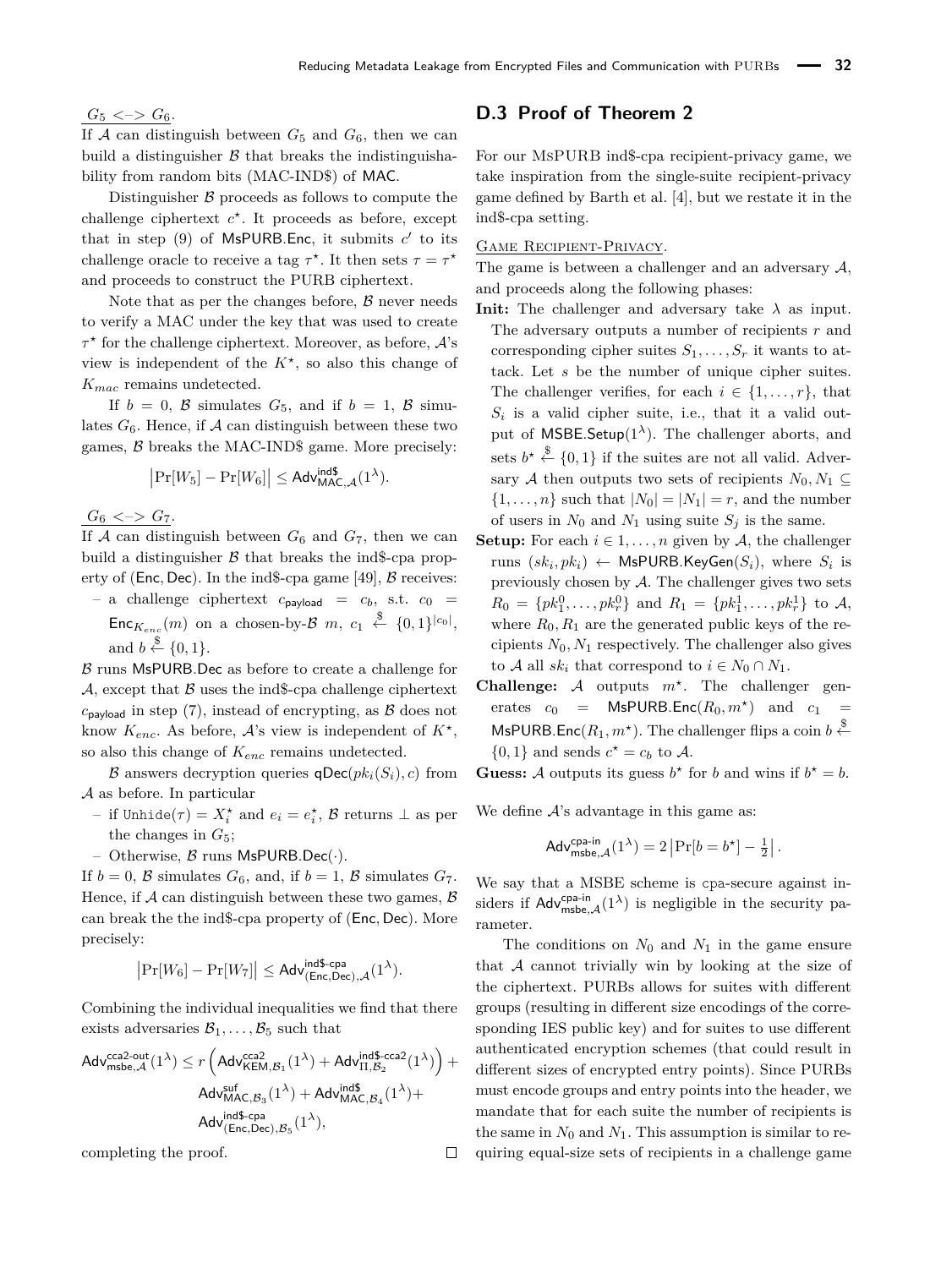$G_5$ <–> $G_6$.

If $\mathcal{A}$ can distinguish between $G_5$ and $G_6$, then we can build a distinguisher $\mathcal{B}$ that breaks the indistinguishability from random bits (MAC-IND\$) of MAC.

Distinguisher $\mathcal{B}$ proceeds as follows to compute the challenge ciphertext $c^\star$. It proceeds as before, except that in step (9) of MsPURB.Enc, it submits $c'$ to its challenge oracle to receive a tag $\tau^\star$. It then sets $\tau = \tau^\star$ and proceeds to construct the PURB ciphertext.

Note that as per the changes before, $\mathcal{B}$ never needs to verify a MAC under the key that was used to create $\tau^\star$ for the challenge ciphertext. Moreover, as before, $\mathcal{A}$'s view is independent of the $K^\star$, so also this change of $K_{mac}$ remains undetected.

If $b = 0$, $\mathcal{B}$ simulates $G_5$, and if $b = 1$, $\mathcal{B}$ simulates $G_6$. Hence, if $\mathcal{A}$ can distinguish between these two games, $\mathcal{B}$ breaks the MAC-IND\$ game. More precisely:

$$\left|\Pr[W_5] - \Pr[W_6]\right| \leq \mathsf{Adv}^{\mathsf{ind\$}}_{\mathsf{MAC},\mathcal{A}}(1^\lambda).$$

$G_6$ <–> $G_7$.

If $\mathcal{A}$ can distinguish between $G_6$ and $G_7$, then we can build a distinguisher $\mathcal{B}$ that breaks the ind\$-cpa property of (Enc, Dec). In the ind\$-cpa game [49], $\mathcal{B}$ receives:

- a challenge ciphertext $c_{\mathsf{payload}} = c_b$, s.t. $c_0 = \mathsf{Enc}_{K_{enc}}(m)$ on a chosen-by-$\mathcal{B}$ $m$, $c_1 \xleftarrow{\$} \{0,1\}^{|c_0|}$, and $b \xleftarrow{\$} \{0,1\}$.

$\mathcal{B}$ runs MsPURB.Dec as before to create a challenge for $\mathcal{A}$, except that $\mathcal{B}$ uses the ind\$-cpa challenge ciphertext $c_{\mathsf{payload}}$ in step (7), instead of encrypting, as $\mathcal{B}$ does not know $K_{enc}$. As before, $\mathcal{A}$'s view is independent of $K^\star$, so also this change of $K_{enc}$ remains undetected.

$\mathcal{B}$ answers decryption queries $\mathsf{qDec}(pk_i(S_i), c)$ from $\mathcal{A}$ as before. In particular

- if Unhide$(\tau) = X_i^\star$ and $e_i = e_i^\star$, $\mathcal{B}$ returns $\perp$ as per the changes in $G_5$;
- Otherwise, $\mathcal{B}$ runs MsPURB.Dec$(\cdot)$.

If $b = 0$, $\mathcal{B}$ simulates $G_6$, and, if $b = 1$, $\mathcal{B}$ simulates $G_7$. Hence, if $\mathcal{A}$ can distinguish between these two games, $\mathcal{B}$ can break the the ind\$-cpa property of (Enc, Dec). More precisely:

$$\left|\Pr[W_6] - \Pr[W_7]\right| \leq \mathsf{Adv}^{\mathsf{ind\$\text{-}cpa}}_{(\mathsf{Enc},\mathsf{Dec}),\mathcal{A}}(1^\lambda).$$

Combining the individual inequalities we find that there exists adversaries $\mathcal{B}_1, \ldots, \mathcal{B}_5$ such that

$$\mathsf{Adv}^{\mathsf{cca2\text{-}out}}_{\mathsf{msbe},\mathcal{A}}(1^\lambda) \leq r\left(\mathsf{Adv}^{\mathsf{cca2}}_{\mathsf{KEM},\mathcal{B}_1}(1^\lambda) + \mathsf{Adv}^{\mathsf{ind\$\text{-}cca2}}_{\Pi,\mathcal{B}_2}(1^\lambda)\right) + \mathsf{Adv}^{\mathsf{suf}}_{\mathsf{MAC},\mathcal{B}_3}(1^\lambda) + \mathsf{Adv}^{\mathsf{ind\$}}_{\mathsf{MAC},\mathcal{B}_4}(1^\lambda) + \mathsf{Adv}^{\mathsf{ind\$\text{-}cpa}}_{(\mathsf{Enc},\mathsf{Dec}),\mathcal{B}_5}(1^\lambda),$$

completing the proof. □

## D.3 Proof of Theorem 2

For our MsPURB ind\$-cpa recipient-privacy game, we take inspiration from the single-suite recipient-privacy game defined by Barth et al. [4], but we restate it in the ind\$-cpa setting.

Game Recipient-Privacy.

The game is between a challenger and an adversary $\mathcal{A}$, and proceeds along the following phases:

**Init:** The challenger and adversary take $\lambda$ as input. The adversary outputs a number of recipients $r$ and corresponding cipher suites $S_1, \ldots, S_r$ it wants to attack. Let $s$ be the number of unique cipher suites. The challenger verifies, for each $i \in \{1, \ldots, r\}$, that $S_i$ is a valid cipher suite, i.e., that it a valid output of MSBE.Setup$(1^\lambda)$. The challenger aborts, and sets $b^\star \xleftarrow{\$} \{0,1\}$ if the suites are not all valid. Adversary $\mathcal{A}$ then outputs two sets of recipients $N_0, N_1 \subseteq \{1, \ldots, n\}$ such that $|N_0| = |N_1| = r$, and the number of users in $N_0$ and $N_1$ using suite $S_j$ is the same.

**Setup:** For each $i \in 1, \ldots, n$ given by $\mathcal{A}$, the challenger runs $(sk_i, pk_i) \leftarrow$ MsPURB.KeyGen$(S_i)$, where $S_i$ is previously chosen by $\mathcal{A}$. The challenger gives two sets $R_0 = \{pk_1^0, \ldots, pk_r^0\}$ and $R_1 = \{pk_1^1, \ldots, pk_r^1\}$ to $\mathcal{A}$, where $R_0, R_1$ are the generated public keys of the recipients $N_0, N_1$ respectively. The challenger also gives to $\mathcal{A}$ all $sk_i$ that correspond to $i \in N_0 \cap N_1$.

**Challenge:** $\mathcal{A}$ outputs $m^\star$. The challenger generates $c_0 =$ MsPURB.Enc$(R_0, m^\star)$ and $c_1 =$ MsPURB.Enc$(R_1, m^\star)$. The challenger flips a coin $b \xleftarrow{\$} \{0,1\}$ and sends $c^\star = c_b$ to $\mathcal{A}$.

**Guess:** $\mathcal{A}$ outputs its guess $b^\star$ for $b$ and wins if $b^\star = b$.

We define $\mathcal{A}$'s advantage in this game as:

$$\mathsf{Adv}^{\mathsf{cpa\text{-}in}}_{\mathsf{msbe},\mathcal{A}}(1^\lambda) = 2\left|\Pr[b = b^\star] - \tfrac{1}{2}\right|.$$

We say that a MSBE scheme is cpa-secure against insiders if $\mathsf{Adv}^{\mathsf{cpa\text{-}in}}_{\mathsf{msbe},\mathcal{A}}(1^\lambda)$ is negligible in the security parameter.

The conditions on $N_0$ and $N_1$ in the game ensure that $\mathcal{A}$ cannot trivially win by looking at the size of the ciphertext. PURBs allows for suites with different groups (resulting in different size encodings of the corresponding IES public key) and for suites to use different authenticated encryption schemes (that could result in different sizes of encrypted entry points). Since PURBs must encode groups and entry points into the header, we mandate that for each suite the number of recipients is the same in $N_0$ and $N_1$. This assumption is similar to requiring equal-size sets of recipients in a challenge game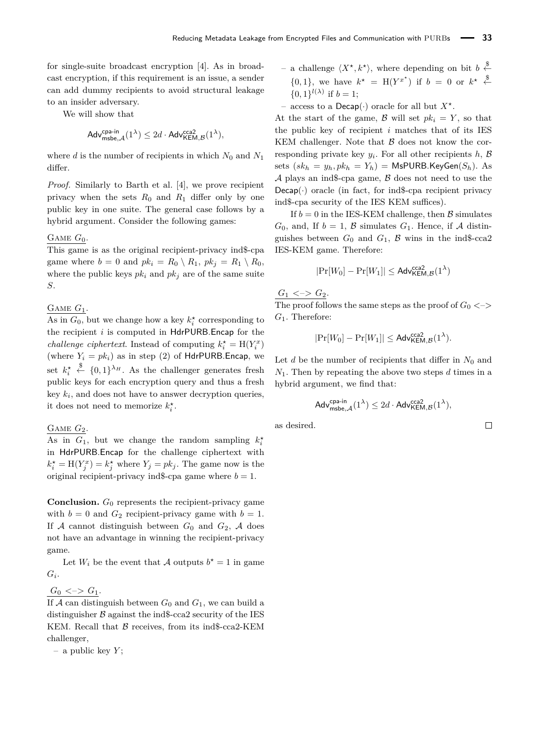for single-suite broadcast encryption [4]. As in broadcast encryption, if this requirement is an issue, a sender can add dummy recipients to avoid structural leakage to an insider adversary.

We will show that

$$\mathsf{Adv}^{\mathsf{cpa\text{-}in}}_{\mathsf{msbe},\mathcal{A}}(1^\lambda) \leq 2d \cdot \mathsf{Adv}^{\mathsf{cca2}}_{\mathsf{KEM},\mathcal{B}}(1^\lambda),$$

where $d$ is the number of recipients in which $N_0$ and $N_1$ differ.

*Proof.* Similarly to Barth et al. [4], we prove recipient privacy when the sets $R_0$ and $R_1$ differ only by one public key in one suite. The general case follows by a hybrid argument. Consider the following games:

<u>GAME $G_0$</u>.
This game is as the original recipient-privacy ind\$-cpa game where $b = 0$ and $pk_i = R_0 \setminus R_1$, $pk_j = R_1 \setminus R_0$, where the public keys $pk_i$ and $pk_j$ are of the same suite $S$.

<u>GAME $G_1$</u>.
As in $G_0$, but we change how a key $k^\star_i$ corresponding to the recipient $i$ is computed in HdrPURB.Encap for the *challenge ciphertext*. Instead of computing $k^\star_i = \mathrm{H}(Y^x_i)$ (where $Y_i = pk_i$) as in step (2) of HdrPURB.Encap, we set $k^\star_i \xleftarrow{\$} \{0,1\}^{\lambda_H}$. As the challenger generates fresh public keys for each encryption query and thus a fresh key $k_i$, and does not have to answer decryption queries, it does not need to memorize $k^\star_i$.

<u>GAME $G_2$</u>.
As in $G_1$, but we change the random sampling $k^\star_i$ in HdrPURB.Encap for the challenge ciphertext with $k^\star_i = \mathrm{H}(Y^x_j) = k^\star_j$ where $Y_j = pk_j$. The game now is the original recipient-privacy ind\$-cpa game where $b = 1$.

**Conclusion.** $G_0$ represents the recipient-privacy game with $b = 0$ and $G_2$ recipient-privacy game with $b = 1$. If $\mathcal{A}$ cannot distinguish between $G_0$ and $G_2$, $\mathcal{A}$ does not have an advantage in winning the recipient-privacy game.

Let $W_i$ be the event that $\mathcal{A}$ outputs $b^\star = 1$ in game $G_i$.

<u>$G_0$ <–> $G_1$</u>.
If $\mathcal{A}$ can distinguish between $G_0$ and $G_1$, we can build a distinguisher $\mathcal{B}$ against the ind\$-cca2 security of the IES KEM. Recall that $\mathcal{B}$ receives, from its ind\$-cca2-KEM challenger,

- a public key $Y$;
- a challenge $\langle X^\star, k^\star \rangle$, where depending on bit $b \xleftarrow{\$} \{0,1\}$, we have $k^\star = \mathrm{H}(Y^{x^\star})$ if $b = 0$ or $k^\star \xleftarrow{\$} \{0,1\}^{l(\lambda)}$ if $b = 1$;
- access to a $\mathsf{Decap}(\cdot)$ oracle for all but $X^\star$.

At the start of the game, $\mathcal{B}$ will set $pk_i = Y$, so that the public key of recipient $i$ matches that of its IES KEM challenger. Note that $\mathcal{B}$ does not know the corresponding private key $y_i$. For all other recipients $h$, $\mathcal{B}$ sets $(sk_h = y_h, pk_h = Y_h) = \mathsf{MsPURB.KeyGen}(S_h)$. As $\mathcal{A}$ plays an ind\$-cpa game, $\mathcal{B}$ does not need to use the $\mathsf{Decap}(\cdot)$ oracle (in fact, for ind\$-cpa recipient privacy ind\$-cpa security of the IES KEM suffices).

If $b = 0$ in the IES-KEM challenge, then $\mathcal{B}$ simulates $G_0$, and, If $b = 1$, $\mathcal{B}$ simulates $G_1$. Hence, if $\mathcal{A}$ distinguishes between $G_0$ and $G_1$, $\mathcal{B}$ wins in the ind\$-cca2 IES-KEM game. Therefore:

$$|\Pr[W_0] - \Pr[W_1]| \leq \mathsf{Adv}^{\mathsf{cca2}}_{\mathsf{KEM},\mathcal{B}}(1^\lambda)$$

<u>$G_1$ <–> $G_2$</u>.
The proof follows the same steps as the proof of $G_0$ <–> $G_1$. Therefore:

$$|\Pr[W_0] - \Pr[W_1]| \leq \mathsf{Adv}^{\mathsf{cca2}}_{\mathsf{KEM},\mathcal{B}}(1^\lambda).$$

Let $d$ be the number of recipients that differ in $N_0$ and $N_1$. Then by repeating the above two steps $d$ times in a hybrid argument, we find that:

$$\mathsf{Adv}^{\mathsf{cpa\text{-}in}}_{\mathsf{msbe},\mathcal{A}}(1^\lambda) \leq 2d \cdot \mathsf{Adv}^{\mathsf{cca2}}_{\mathsf{KEM},\mathcal{B}}(1^\lambda),$$

as desired. ◻